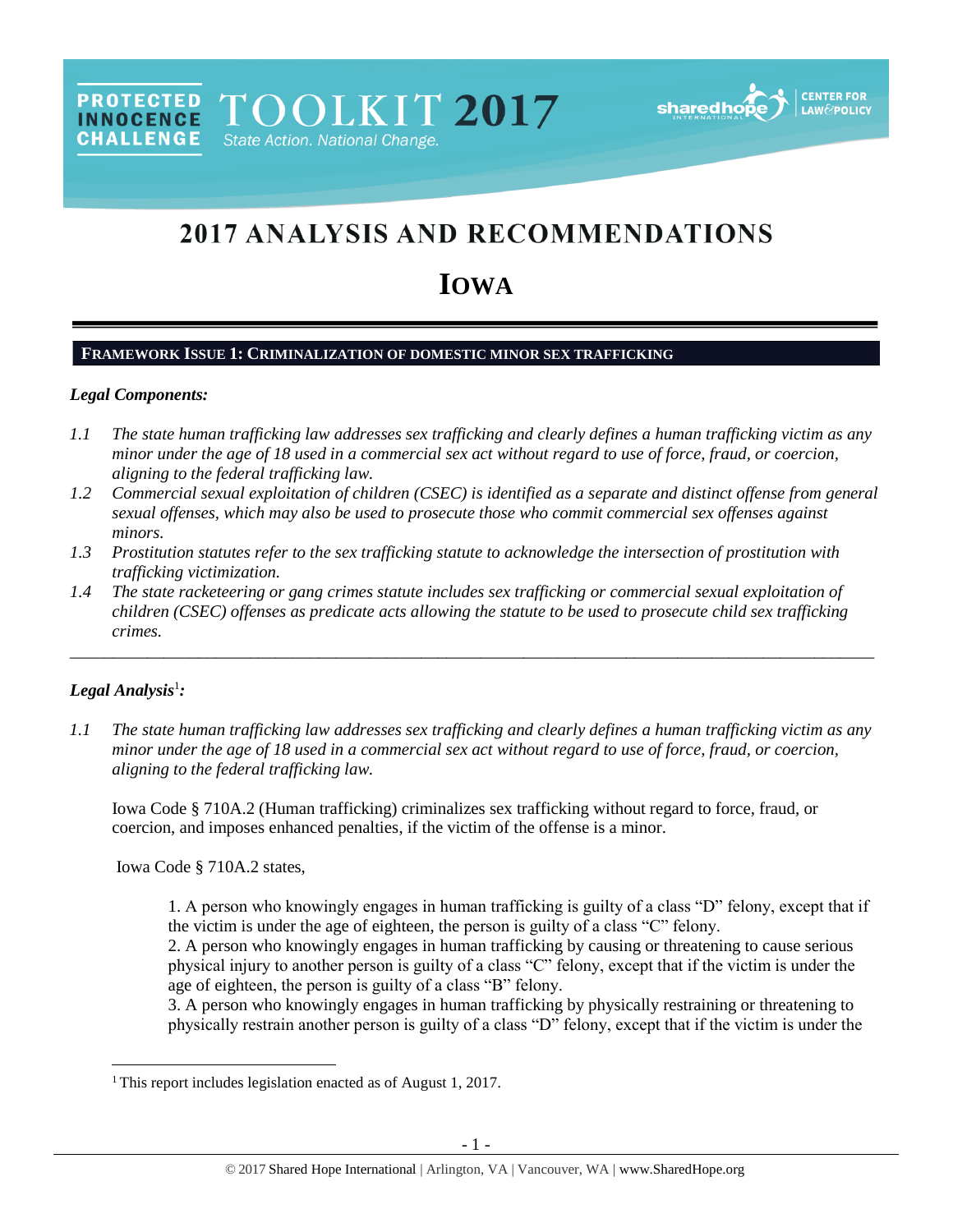# 2017 ANALYSIS AND RECOMMENDATIONS

# IOWA

## FRAMEWORK ISSUE 1: CRIMINALIZATION OF DOMESTIC MINOR SEX TRAFFICKING

### *Legal Components:*

*1.1 The state human trafficking law addresses sex trafficking and clearly defines a human trafficking victim as any minor under the age of 18 used in a commercial sex act without regard to use of force, fraud, or coercion, aligning to the federal trafficking law.*

*1.2 Commercial sexual exploitation of children (CSEC) is identified as a separate and distinct offense from general sexual offenses, which may also be used to prosecute those who commit commercial sex offenses against minors.*

*1.3 Prostitution statutes refer to the sex trafficking statute to acknowledge the intersection of prostitution with trafficking victimization.*

*1.4 The state racketeering or gang crimes statute includes sex trafficking or commercial sexual exploitation of children (CSEC) offenses as predicate acts allowing the statute to be used to prosecute child sex trafficking crimes.*

---

### *Legal Analysis*[1]*:*

*1.1 The state human trafficking law addresses sex trafficking and clearly defines a human trafficking victim as any minor under the age of 18 used in a commercial sex act without regard to use of force, fraud, or coercion, aligning to the federal trafficking law.*

Iowa Code § 710A.2 (Human trafficking) criminalizes sex trafficking without regard to force, fraud, or coercion, and imposes enhanced penalties, if the victim of the offense is a minor.

Iowa Code § 710A.2 states,

> 1. A person who knowingly engages in human trafficking is guilty of a class "D" felony, except that if the victim is under the age of eighteen, the person is guilty of a class "C" felony.
> 2. A person who knowingly engages in human trafficking by causing or threatening to cause serious physical injury to another person is guilty of a class "C" felony, except that if the victim is under the age of eighteen, the person is guilty of a class "B" felony.
> 3. A person who knowingly engages in human trafficking by physically restraining or threatening to physically restrain another person is guilty of a class "D" felony, except that if the victim is under the

[1] This report includes legislation enacted as of August 1, 2017.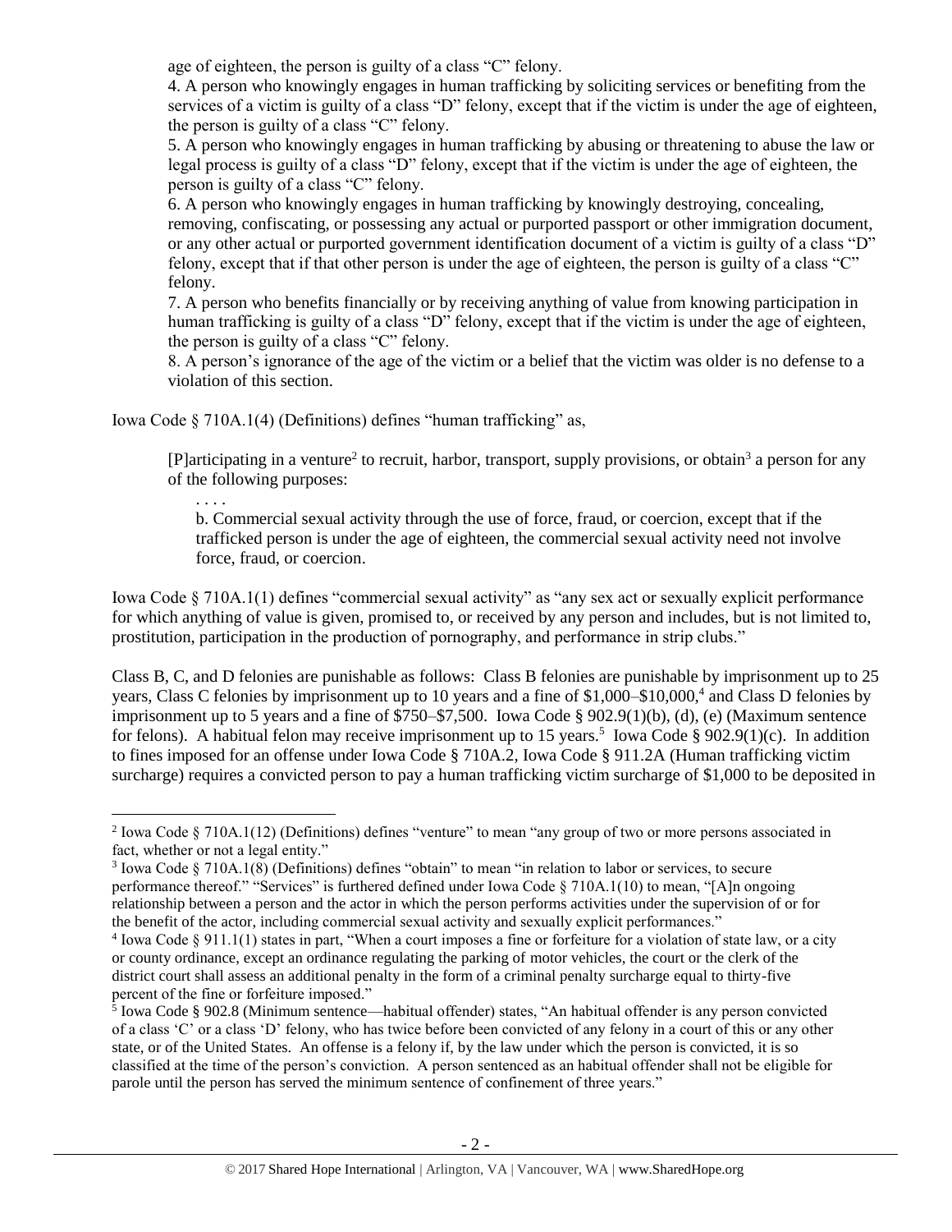age of eighteen, the person is guilty of a class "C" felony.

4. A person who knowingly engages in human trafficking by soliciting services or benefiting from the services of a victim is guilty of a class "D" felony, except that if the victim is under the age of eighteen, the person is guilty of a class "C" felony.

5. A person who knowingly engages in human trafficking by abusing or threatening to abuse the law or legal process is guilty of a class "D" felony, except that if the victim is under the age of eighteen, the person is guilty of a class "C" felony.

6. A person who knowingly engages in human trafficking by knowingly destroying, concealing, removing, confiscating, or possessing any actual or purported passport or other immigration document, or any other actual or purported government identification document of a victim is guilty of a class "D" felony, except that if that other person is under the age of eighteen, the person is guilty of a class "C" felony.

7. A person who benefits financially or by receiving anything of value from knowing participation in human trafficking is guilty of a class "D" felony, except that if the victim is under the age of eighteen, the person is guilty of a class "C" felony.

8. A person's ignorance of the age of the victim or a belief that the victim was older is no defense to a violation of this section.

Iowa Code § 710A.1(4) (Definitions) defines "human trafficking" as,

> [P]articipating in a venture[2] to recruit, harbor, transport, supply provisions, or obtain[3] a person for any of the following purposes:
>
> . . . .
>
> b. Commercial sexual activity through the use of force, fraud, or coercion, except that if the trafficked person is under the age of eighteen, the commercial sexual activity need not involve force, fraud, or coercion.

Iowa Code § 710A.1(1) defines "commercial sexual activity" as "any sex act or sexually explicit performance for which anything of value is given, promised to, or received by any person and includes, but is not limited to, prostitution, participation in the production of pornography, and performance in strip clubs."

Class B, C, and D felonies are punishable as follows: Class B felonies are punishable by imprisonment up to 25 years, Class C felonies by imprisonment up to 10 years and a fine of $1,000–$10,000,[4] and Class D felonies by imprisonment up to 5 years and a fine of $750–$7,500. Iowa Code § 902.9(1)(b), (d), (e) (Maximum sentence for felons). A habitual felon may receive imprisonment up to 15 years.[5] Iowa Code § 902.9(1)(c). In addition to fines imposed for an offense under Iowa Code § 710A.2, Iowa Code § 911.2A (Human trafficking victim surcharge) requires a convicted person to pay a human trafficking victim surcharge of $1,000 to be deposited in

---

[2] Iowa Code § 710A.1(12) (Definitions) defines "venture" to mean "any group of two or more persons associated in fact, whether or not a legal entity."

[3] Iowa Code § 710A.1(8) (Definitions) defines "obtain" to mean "in relation to labor or services, to secure performance thereof." "Services" is furthered defined under Iowa Code § 710A.1(10) to mean, "[A]n ongoing relationship between a person and the actor in which the person performs activities under the supervision of or for the benefit of the actor, including commercial sexual activity and sexually explicit performances."

[4] Iowa Code § 911.1(1) states in part, "When a court imposes a fine or forfeiture for a violation of state law, or a city or county ordinance, except an ordinance regulating the parking of motor vehicles, the court or the clerk of the district court shall assess an additional penalty in the form of a criminal penalty surcharge equal to thirty-five percent of the fine or forfeiture imposed."

[5] Iowa Code § 902.8 (Minimum sentence—habitual offender) states, "An habitual offender is any person convicted of a class 'C' or a class 'D' felony, who has twice before been convicted of any felony in a court of this or any other state, or of the United States. An offense is a felony if, by the law under which the person is convicted, it is so classified at the time of the person's conviction. A person sentenced as an habitual offender shall not be eligible for parole until the person has served the minimum sentence of confinement of three years."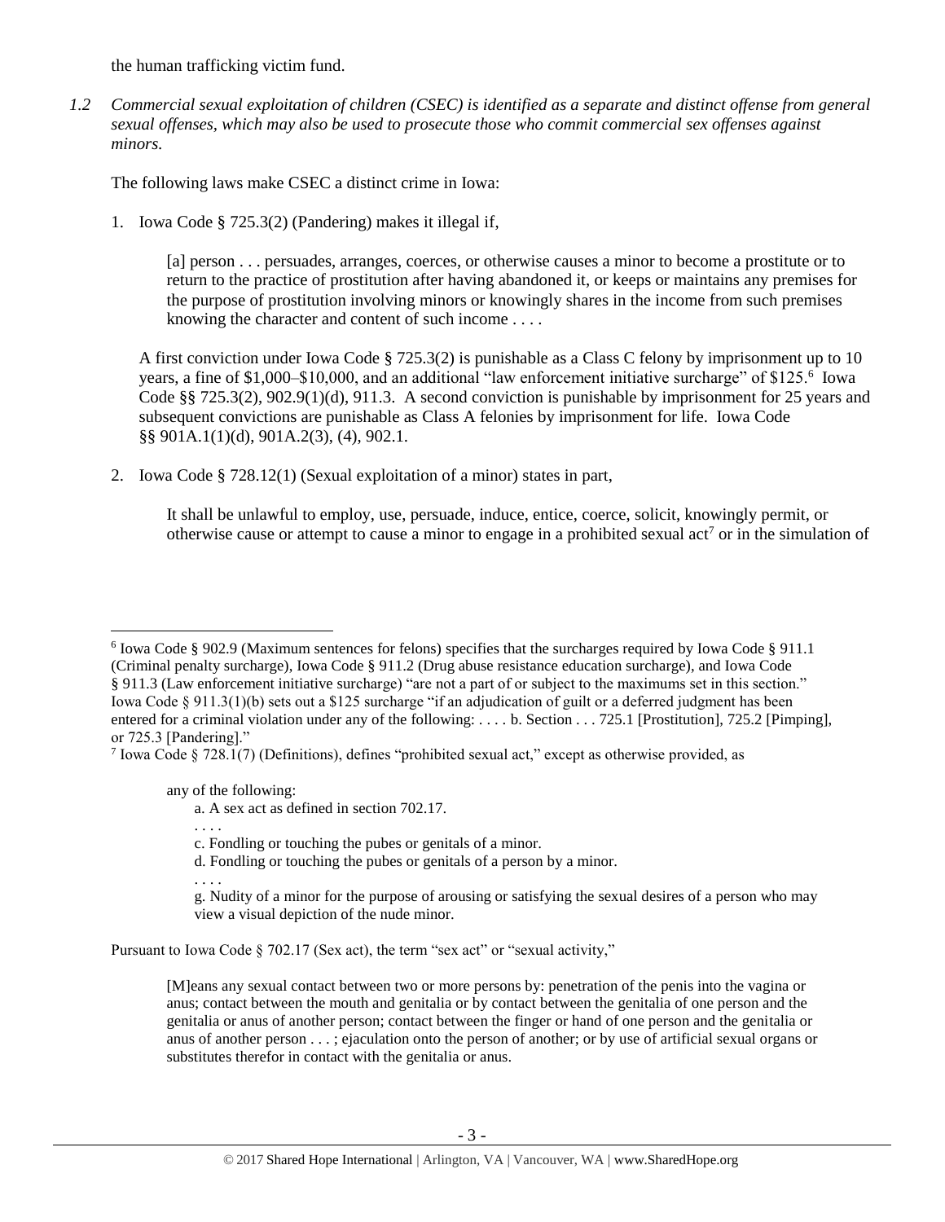the human trafficking victim fund.

*1.2 Commercial sexual exploitation of children (CSEC) is identified as a separate and distinct offense from general sexual offenses, which may also be used to prosecute those who commit commercial sex offenses against minors.*

The following laws make CSEC a distinct crime in Iowa:

1. Iowa Code § 725.3(2) (Pandering) makes it illegal if,

   > [a] person . . . persuades, arranges, coerces, or otherwise causes a minor to become a prostitute or to return to the practice of prostitution after having abandoned it, or keeps or maintains any premises for the purpose of prostitution involving minors or knowingly shares in the income from such premises knowing the character and content of such income . . . .

   A first conviction under Iowa Code § 725.3(2) is punishable as a Class C felony by imprisonment up to 10 years, a fine of $1,000–$10,000, and an additional "law enforcement initiative surcharge" of $125.[6] Iowa Code §§ 725.3(2), 902.9(1)(d), 911.3. A second conviction is punishable by imprisonment for 25 years and subsequent convictions are punishable as Class A felonies by imprisonment for life. Iowa Code §§ 901A.1(1)(d), 901A.2(3), (4), 902.1.

2. Iowa Code § 728.12(1) (Sexual exploitation of a minor) states in part,

   > It shall be unlawful to employ, use, persuade, induce, entice, coerce, solicit, knowingly permit, or otherwise cause or attempt to cause a minor to engage in a prohibited sexual act[7] or in the simulation of

---

[6] Iowa Code § 902.9 (Maximum sentences for felons) specifies that the surcharges required by Iowa Code § 911.1 (Criminal penalty surcharge), Iowa Code § 911.2 (Drug abuse resistance education surcharge), and Iowa Code § 911.3 (Law enforcement initiative surcharge) "are not a part of or subject to the maximums set in this section." Iowa Code § 911.3(1)(b) sets out a $125 surcharge "if an adjudication of guilt or a deferred judgment has been entered for a criminal violation under any of the following: . . . . b. Section . . . 725.1 [Prostitution], 725.2 [Pimping], or 725.3 [Pandering]."

[7] Iowa Code § 728.1(7) (Definitions), defines "prohibited sexual act," except as otherwise provided, as

> any of the following:
>
> a. A sex act as defined in section 702.17.
>
> . . . .
>
> c. Fondling or touching the pubes or genitals of a minor.
>
> d. Fondling or touching the pubes or genitals of a person by a minor.
>
> . . . .
>
> g. Nudity of a minor for the purpose of arousing or satisfying the sexual desires of a person who may view a visual depiction of the nude minor.

Pursuant to Iowa Code § 702.17 (Sex act), the term "sex act" or "sexual activity,"

> [M]eans any sexual contact between two or more persons by: penetration of the penis into the vagina or anus; contact between the mouth and genitalia or by contact between the genitalia of one person and the genitalia or anus of another person; contact between the finger or hand of one person and the genitalia or anus of another person . . . ; ejaculation onto the person of another; or by use of artificial sexual organs or substitutes therefor in contact with the genitalia or anus.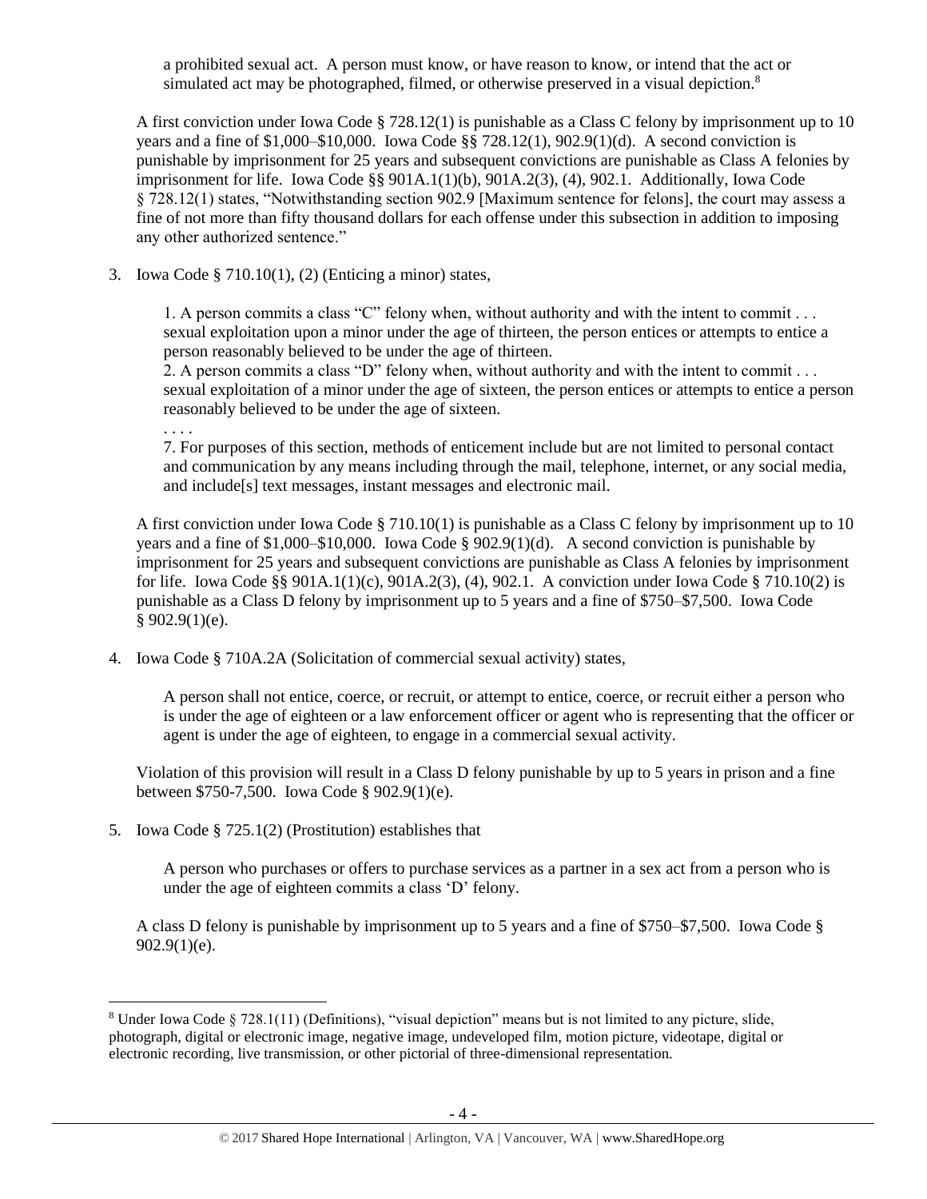> a prohibited sexual act. A person must know, or have reason to know, or intend that the act or simulated act may be photographed, filmed, or otherwise preserved in a visual depiction.[8]

A first conviction under Iowa Code § 728.12(1) is punishable as a Class C felony by imprisonment up to 10 years and a fine of $1,000–$10,000. Iowa Code §§ 728.12(1), 902.9(1)(d). A second conviction is punishable by imprisonment for 25 years and subsequent convictions are punishable as Class A felonies by imprisonment for life. Iowa Code §§ 901A.1(1)(b), 901A.2(3), (4), 902.1. Additionally, Iowa Code § 728.12(1) states, "Notwithstanding section 902.9 [Maximum sentence for felons], the court may assess a fine of not more than fifty thousand dollars for each offense under this subsection in addition to imposing any other authorized sentence."

3. Iowa Code § 710.10(1), (2) (Enticing a minor) states,

> 1. A person commits a class "C" felony when, without authority and with the intent to commit . . . sexual exploitation upon a minor under the age of thirteen, the person entices or attempts to entice a person reasonably believed to be under the age of thirteen.
>
> 2. A person commits a class "D" felony when, without authority and with the intent to commit . . . sexual exploitation of a minor under the age of sixteen, the person entices or attempts to entice a person reasonably believed to be under the age of sixteen.
>
> . . . .
>
> 7. For purposes of this section, methods of enticement include but are not limited to personal contact and communication by any means including through the mail, telephone, internet, or any social media, and include[s] text messages, instant messages and electronic mail.

A first conviction under Iowa Code § 710.10(1) is punishable as a Class C felony by imprisonment up to 10 years and a fine of $1,000–$10,000. Iowa Code § 902.9(1)(d). A second conviction is punishable by imprisonment for 25 years and subsequent convictions are punishable as Class A felonies by imprisonment for life. Iowa Code §§ 901A.1(1)(c), 901A.2(3), (4), 902.1. A conviction under Iowa Code § 710.10(2) is punishable as a Class D felony by imprisonment up to 5 years and a fine of $750–$7,500. Iowa Code § 902.9(1)(e).

4. Iowa Code § 710A.2A (Solicitation of commercial sexual activity) states,

> A person shall not entice, coerce, or recruit, or attempt to entice, coerce, or recruit either a person who is under the age of eighteen or a law enforcement officer or agent who is representing that the officer or agent is under the age of eighteen, to engage in a commercial sexual activity.

Violation of this provision will result in a Class D felony punishable by up to 5 years in prison and a fine between $750-7,500. Iowa Code § 902.9(1)(e).

5. Iowa Code § 725.1(2) (Prostitution) establishes that

> A person who purchases or offers to purchase services as a partner in a sex act from a person who is under the age of eighteen commits a class 'D' felony.

A class D felony is punishable by imprisonment up to 5 years and a fine of $750–$7,500. Iowa Code § 902.9(1)(e).

---

[8] Under Iowa Code § 728.1(11) (Definitions), "visual depiction" means but is not limited to any picture, slide, photograph, digital or electronic image, negative image, undeveloped film, motion picture, videotape, digital or electronic recording, live transmission, or other pictorial of three-dimensional representation.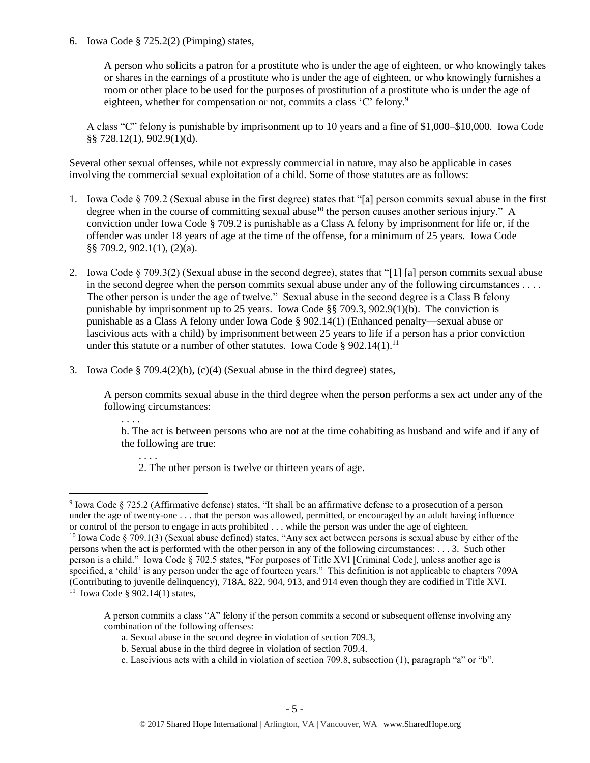6. Iowa Code § 725.2(2) (Pimping) states,

   A person who solicits a patron for a prostitute who is under the age of eighteen, or who knowingly takes or shares in the earnings of a prostitute who is under the age of eighteen, or who knowingly furnishes a room or other place to be used for the purposes of prostitution of a prostitute who is under the age of eighteen, whether for compensation or not, commits a class 'C' felony.[9]

   A class "C" felony is punishable by imprisonment up to 10 years and a fine of $1,000–$10,000. Iowa Code §§ 728.12(1), 902.9(1)(d).

Several other sexual offenses, while not expressly commercial in nature, may also be applicable in cases involving the commercial sexual exploitation of a child. Some of those statutes are as follows:

1. Iowa Code § 709.2 (Sexual abuse in the first degree) states that "[a] person commits sexual abuse in the first degree when in the course of committing sexual abuse[10] the person causes another serious injury." A conviction under Iowa Code § 709.2 is punishable as a Class A felony by imprisonment for life or, if the offender was under 18 years of age at the time of the offense, for a minimum of 25 years. Iowa Code §§ 709.2, 902.1(1), (2)(a).

2. Iowa Code § 709.3(2) (Sexual abuse in the second degree), states that "[1] [a] person commits sexual abuse in the second degree when the person commits sexual abuse under any of the following circumstances . . . . The other person is under the age of twelve." Sexual abuse in the second degree is a Class B felony punishable by imprisonment up to 25 years. Iowa Code §§ 709.3, 902.9(1)(b). The conviction is punishable as a Class A felony under Iowa Code § 902.14(1) (Enhanced penalty—sexual abuse or lascivious acts with a child) by imprisonment between 25 years to life if a person has a prior conviction under this statute or a number of other statutes. Iowa Code § 902.14(1).[11]

3. Iowa Code § 709.4(2)(b), (c)(4) (Sexual abuse in the third degree) states,

   A person commits sexual abuse in the third degree when the person performs a sex act under any of the following circumstances:

   . . . .

   b. The act is between persons who are not at the time cohabiting as husband and wife and if any of the following are true:

   . . . .

   2. The other person is twelve or thirteen years of age.

---

[9] Iowa Code § 725.2 (Affirmative defense) states, "It shall be an affirmative defense to a prosecution of a person under the age of twenty-one . . . that the person was allowed, permitted, or encouraged by an adult having influence or control of the person to engage in acts prohibited . . . while the person was under the age of eighteen.

[10] Iowa Code § 709.1(3) (Sexual abuse defined) states, "Any sex act between persons is sexual abuse by either of the persons when the act is performed with the other person in any of the following circumstances: . . . 3. Such other person is a child." Iowa Code § 702.5 states, "For purposes of Title XVI [Criminal Code], unless another age is specified, a 'child' is any person under the age of fourteen years." This definition is not applicable to chapters 709A (Contributing to juvenile delinquency), 718A, 822, 904, 913, and 914 even though they are codified in Title XVI.

[11] Iowa Code § 902.14(1) states,

A person commits a class "A" felony if the person commits a second or subsequent offense involving any combination of the following offenses:

a. Sexual abuse in the second degree in violation of section 709.3,

b. Sexual abuse in the third degree in violation of section 709.4.

c. Lascivious acts with a child in violation of section 709.8, subsection (1), paragraph "a" or "b".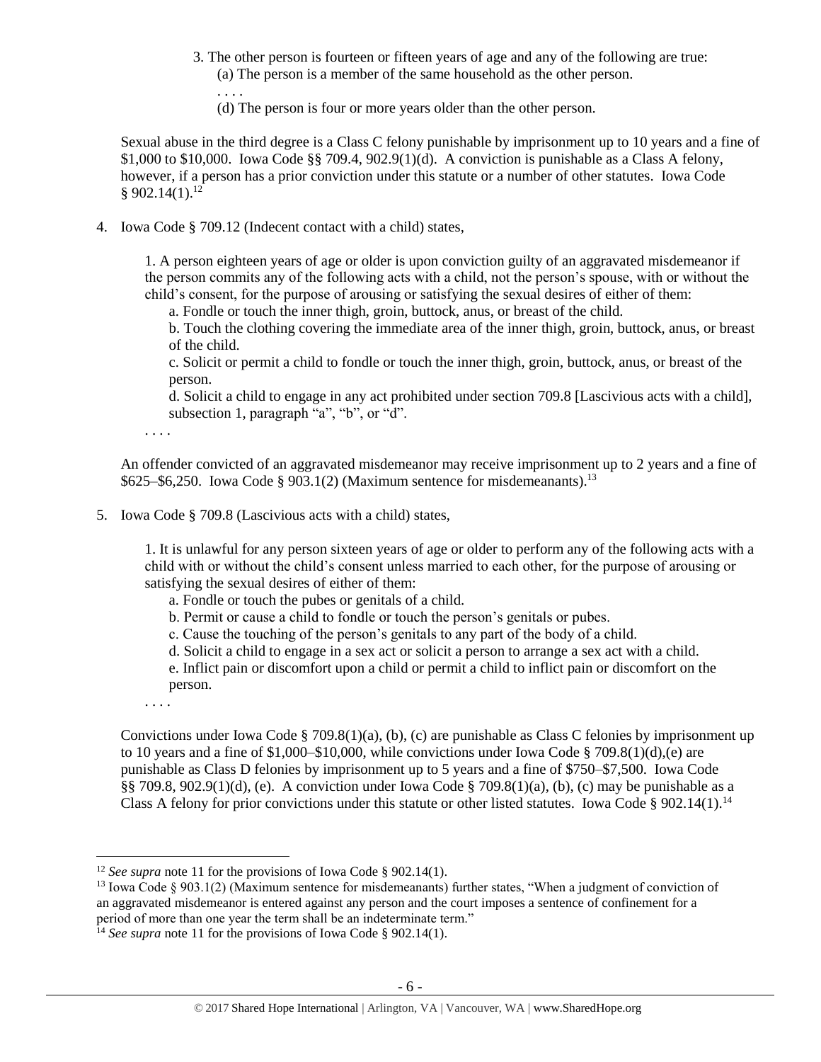3. The other person is fourteen or fifteen years of age and any of the following are true:
   (a) The person is a member of the same household as the other person.
   . . . .
   (d) The person is four or more years older than the other person.

Sexual abuse in the third degree is a Class C felony punishable by imprisonment up to 10 years and a fine of $1,000 to $10,000. Iowa Code §§ 709.4, 902.9(1)(d). A conviction is punishable as a Class A felony, however, if a person has a prior conviction under this statute or a number of other statutes. Iowa Code § 902.14(1).[12]

4. Iowa Code § 709.12 (Indecent contact with a child) states,

   1. A person eighteen years of age or older is upon conviction guilty of an aggravated misdemeanor if the person commits any of the following acts with a child, not the person's spouse, with or without the child's consent, for the purpose of arousing or satisfying the sexual desires of either of them:
      a. Fondle or touch the inner thigh, groin, buttock, anus, or breast of the child.
      b. Touch the clothing covering the immediate area of the inner thigh, groin, buttock, anus, or breast of the child.
      c. Solicit or permit a child to fondle or touch the inner thigh, groin, buttock, anus, or breast of the person.
      d. Solicit a child to engage in any act prohibited under section 709.8 [Lascivious acts with a child], subsection 1, paragraph "a", "b", or "d".

   . . . .

   An offender convicted of an aggravated misdemeanor may receive imprisonment up to 2 years and a fine of $625–$6,250. Iowa Code § 903.1(2) (Maximum sentence for misdemeanants).[13]

5. Iowa Code § 709.8 (Lascivious acts with a child) states,

   1. It is unlawful for any person sixteen years of age or older to perform any of the following acts with a child with or without the child's consent unless married to each other, for the purpose of arousing or satisfying the sexual desires of either of them:
      a. Fondle or touch the pubes or genitals of a child.
      b. Permit or cause a child to fondle or touch the person's genitals or pubes.
      c. Cause the touching of the person's genitals to any part of the body of a child.
      d. Solicit a child to engage in a sex act or solicit a person to arrange a sex act with a child.
      e. Inflict pain or discomfort upon a child or permit a child to inflict pain or discomfort on the person.

   . . . .

   Convictions under Iowa Code § 709.8(1)(a), (b), (c) are punishable as Class C felonies by imprisonment up to 10 years and a fine of $1,000–$10,000, while convictions under Iowa Code § 709.8(1)(d),(e) are punishable as Class D felonies by imprisonment up to 5 years and a fine of $750–$7,500. Iowa Code §§ 709.8, 902.9(1)(d), (e). A conviction under Iowa Code § 709.8(1)(a), (b), (c) may be punishable as a Class A felony for prior convictions under this statute or other listed statutes. Iowa Code § 902.14(1).[14]

---

[12] *See supra* note 11 for the provisions of Iowa Code § 902.14(1).

[13] Iowa Code § 903.1(2) (Maximum sentence for misdemeanants) further states, "When a judgment of conviction of an aggravated misdemeanor is entered against any person and the court imposes a sentence of confinement for a period of more than one year the term shall be an indeterminate term."

[14] *See supra* note 11 for the provisions of Iowa Code § 902.14(1).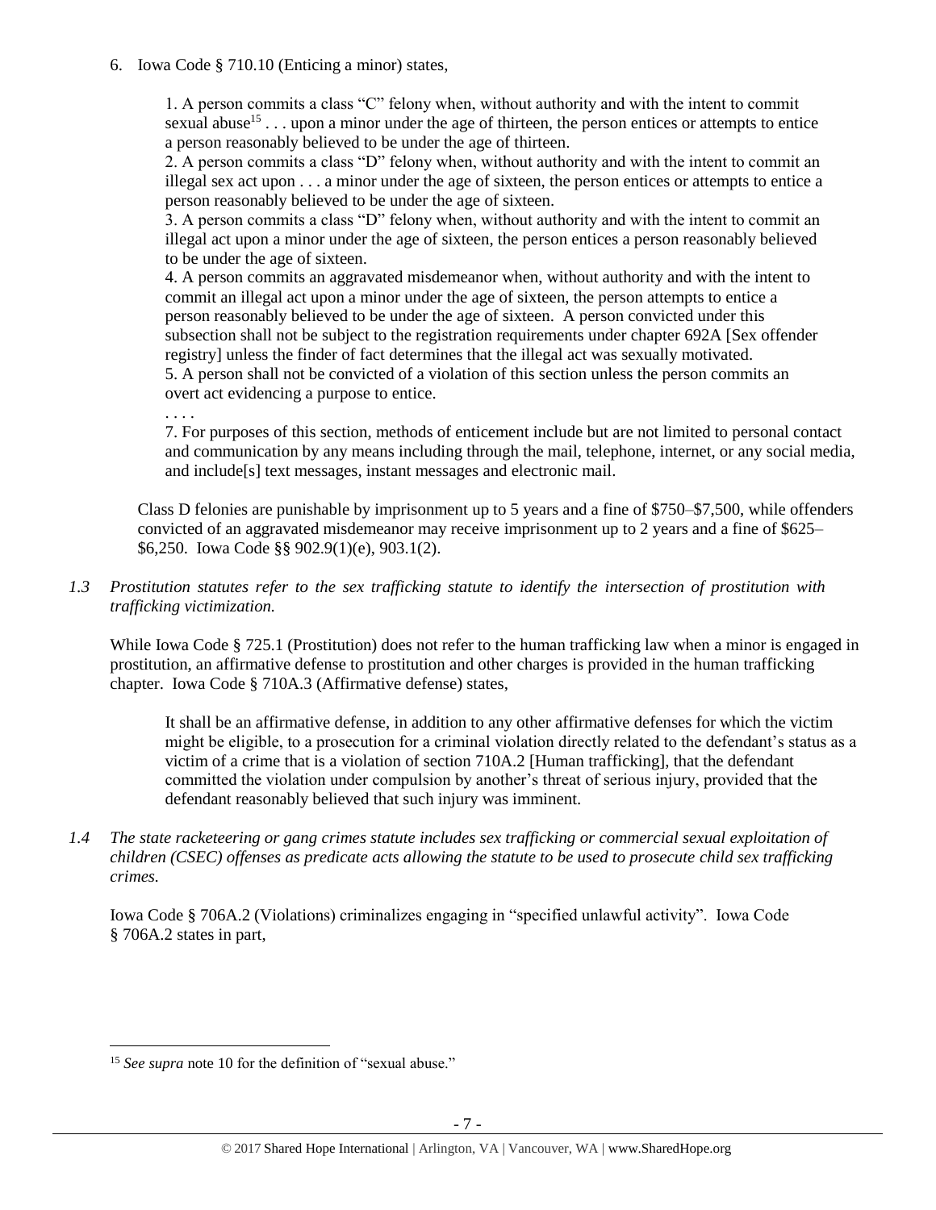6. Iowa Code § 710.10 (Enticing a minor) states,

> 1. A person commits a class "C" felony when, without authority and with the intent to commit sexual abuse[15] . . . upon a minor under the age of thirteen, the person entices or attempts to entice a person reasonably believed to be under the age of thirteen.
> 2. A person commits a class "D" felony when, without authority and with the intent to commit an illegal sex act upon . . . a minor under the age of sixteen, the person entices or attempts to entice a person reasonably believed to be under the age of sixteen.
> 3. A person commits a class "D" felony when, without authority and with the intent to commit an illegal act upon a minor under the age of sixteen, the person entices a person reasonably believed to be under the age of sixteen.
> 4. A person commits an aggravated misdemeanor when, without authority and with the intent to commit an illegal act upon a minor under the age of sixteen, the person attempts to entice a person reasonably believed to be under the age of sixteen. A person convicted under this subsection shall not be subject to the registration requirements under chapter 692A [Sex offender registry] unless the finder of fact determines that the illegal act was sexually motivated.
> 5. A person shall not be convicted of a violation of this section unless the person commits an overt act evidencing a purpose to entice.
>
> . . . .
>
> 7. For purposes of this section, methods of enticement include but are not limited to personal contact and communication by any means including through the mail, telephone, internet, or any social media, and include[s] text messages, instant messages and electronic mail.

Class D felonies are punishable by imprisonment up to 5 years and a fine of $750–$7,500, while offenders convicted of an aggravated misdemeanor may receive imprisonment up to 2 years and a fine of $625–$6,250. Iowa Code §§ 902.9(1)(e), 903.1(2).

*1.3 Prostitution statutes refer to the sex trafficking statute to identify the intersection of prostitution with trafficking victimization.*

While Iowa Code § 725.1 (Prostitution) does not refer to the human trafficking law when a minor is engaged in prostitution, an affirmative defense to prostitution and other charges is provided in the human trafficking chapter. Iowa Code § 710A.3 (Affirmative defense) states,

> It shall be an affirmative defense, in addition to any other affirmative defenses for which the victim might be eligible, to a prosecution for a criminal violation directly related to the defendant's status as a victim of a crime that is a violation of section 710A.2 [Human trafficking], that the defendant committed the violation under compulsion by another's threat of serious injury, provided that the defendant reasonably believed that such injury was imminent.

*1.4 The state racketeering or gang crimes statute includes sex trafficking or commercial sexual exploitation of children (CSEC) offenses as predicate acts allowing the statute to be used to prosecute child sex trafficking crimes.*

Iowa Code § 706A.2 (Violations) criminalizes engaging in "specified unlawful activity". Iowa Code § 706A.2 states in part,

---

[15] *See supra* note 10 for the definition of "sexual abuse."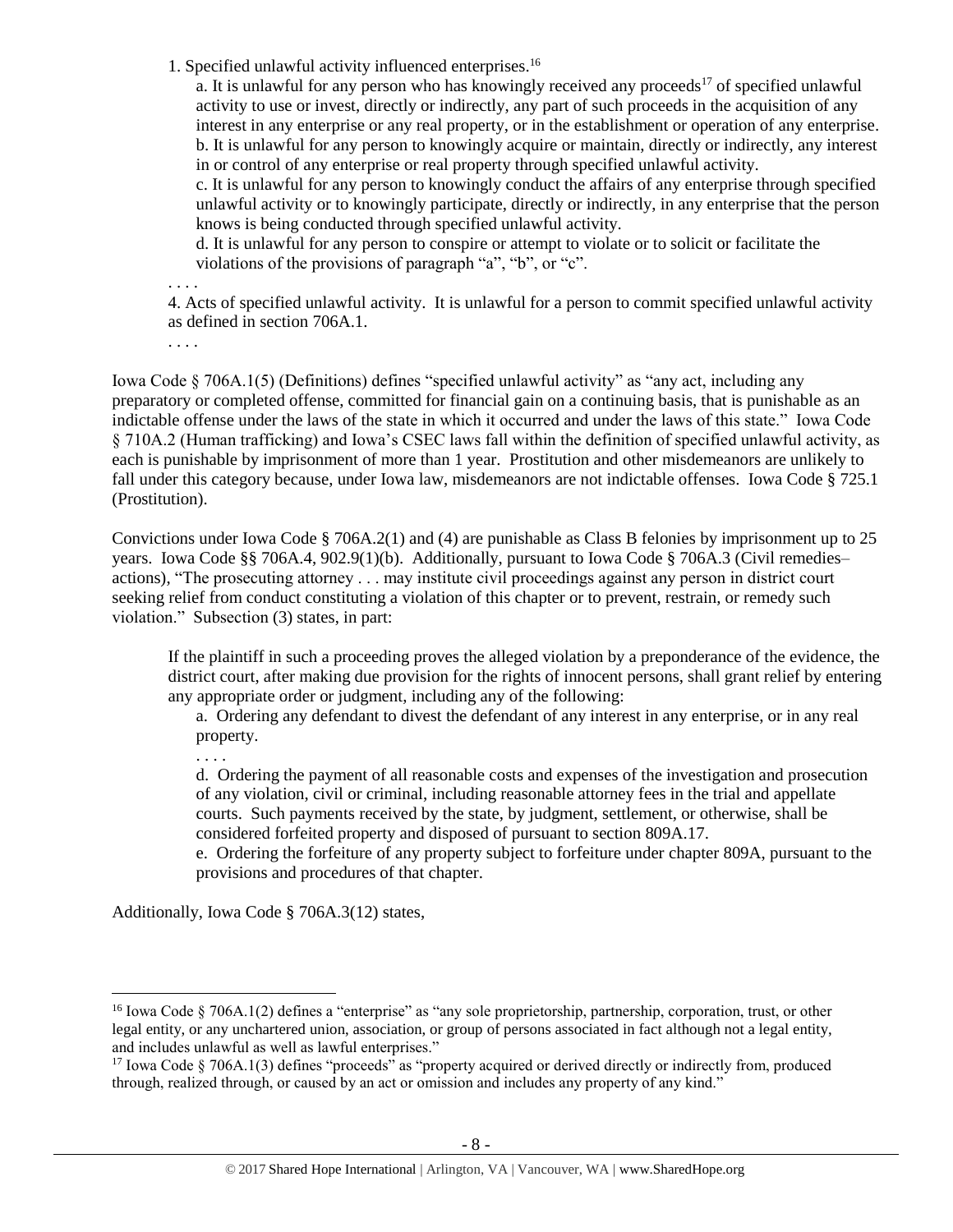1. Specified unlawful activity influenced enterprises.[16]

> a. It is unlawful for any person who has knowingly received any proceeds[17] of specified unlawful activity to use or invest, directly or indirectly, any part of such proceeds in the acquisition of any interest in any enterprise or any real property, or in the establishment or operation of any enterprise.
> b. It is unlawful for any person to knowingly acquire or maintain, directly or indirectly, any interest in or control of any enterprise or real property through specified unlawful activity.
> c. It is unlawful for any person to knowingly conduct the affairs of any enterprise through specified unlawful activity or to knowingly participate, directly or indirectly, in any enterprise that the person knows is being conducted through specified unlawful activity.
> d. It is unlawful for any person to conspire or attempt to violate or to solicit or facilitate the violations of the provisions of paragraph "a", "b", or "c".

. . . .

4. Acts of specified unlawful activity. It is unlawful for a person to commit specified unlawful activity as defined in section 706A.1.

. . . .

Iowa Code § 706A.1(5) (Definitions) defines "specified unlawful activity" as "any act, including any preparatory or completed offense, committed for financial gain on a continuing basis, that is punishable as an indictable offense under the laws of the state in which it occurred and under the laws of this state." Iowa Code § 710A.2 (Human trafficking) and Iowa's CSEC laws fall within the definition of specified unlawful activity, as each is punishable by imprisonment of more than 1 year. Prostitution and other misdemeanors are unlikely to fall under this category because, under Iowa law, misdemeanors are not indictable offenses. Iowa Code § 725.1 (Prostitution).

Convictions under Iowa Code § 706A.2(1) and (4) are punishable as Class B felonies by imprisonment up to 25 years. Iowa Code §§ 706A.4, 902.9(1)(b). Additionally, pursuant to Iowa Code § 706A.3 (Civil remedies–actions), "The prosecuting attorney . . . may institute civil proceedings against any person in district court seeking relief from conduct constituting a violation of this chapter or to prevent, restrain, or remedy such violation." Subsection (3) states, in part:

> If the plaintiff in such a proceeding proves the alleged violation by a preponderance of the evidence, the district court, after making due provision for the rights of innocent persons, shall grant relief by entering any appropriate order or judgment, including any of the following:
>
> a. Ordering any defendant to divest the defendant of any interest in any enterprise, or in any real property.
>
> . . . .
>
> d. Ordering the payment of all reasonable costs and expenses of the investigation and prosecution of any violation, civil or criminal, including reasonable attorney fees in the trial and appellate courts. Such payments received by the state, by judgment, settlement, or otherwise, shall be considered forfeited property and disposed of pursuant to section 809A.17.
>
> e. Ordering the forfeiture of any property subject to forfeiture under chapter 809A, pursuant to the provisions and procedures of that chapter.

Additionally, Iowa Code § 706A.3(12) states,

---

[16] Iowa Code § 706A.1(2) defines a "enterprise" as "any sole proprietorship, partnership, corporation, trust, or other legal entity, or any unchartered union, association, or group of persons associated in fact although not a legal entity, and includes unlawful as well as lawful enterprises."

[17] Iowa Code § 706A.1(3) defines "proceeds" as "property acquired or derived directly or indirectly from, produced through, realized through, or caused by an act or omission and includes any property of any kind."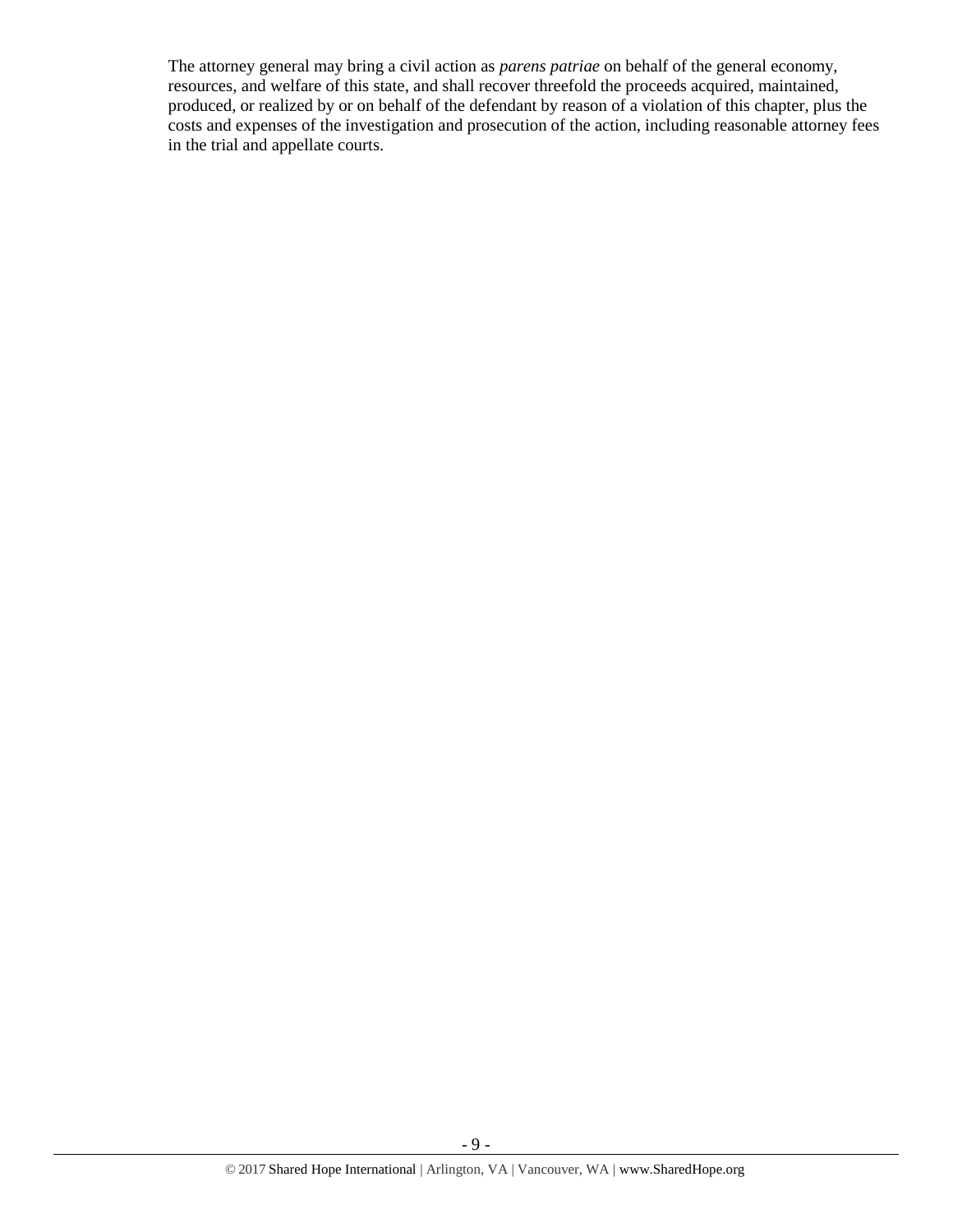The attorney general may bring a civil action as *parens patriae* on behalf of the general economy, resources, and welfare of this state, and shall recover threefold the proceeds acquired, maintained, produced, or realized by or on behalf of the defendant by reason of a violation of this chapter, plus the costs and expenses of the investigation and prosecution of the action, including reasonable attorney fees in the trial and appellate courts.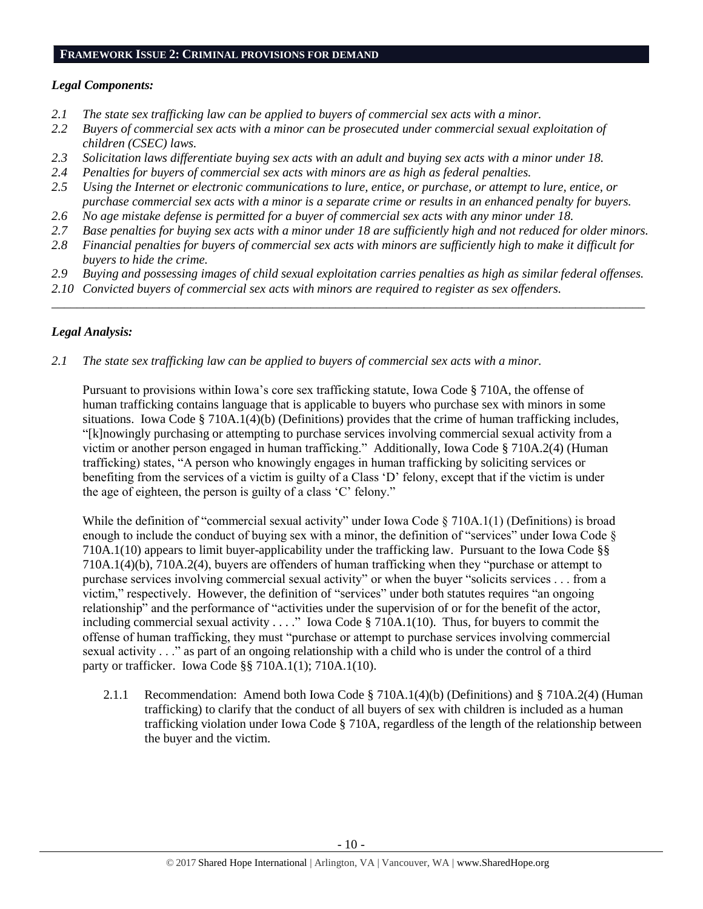## FRAMEWORK ISSUE 2: CRIMINAL PROVISIONS FOR DEMAND

### *Legal Components:*

*2.1 The state sex trafficking law can be applied to buyers of commercial sex acts with a minor.*
*2.2 Buyers of commercial sex acts with a minor can be prosecuted under commercial sexual exploitation of children (CSEC) laws.*
*2.3 Solicitation laws differentiate buying sex acts with an adult and buying sex acts with a minor under 18.*
*2.4 Penalties for buyers of commercial sex acts with minors are as high as federal penalties.*
*2.5 Using the Internet or electronic communications to lure, entice, or purchase, or attempt to lure, entice, or purchase commercial sex acts with a minor is a separate crime or results in an enhanced penalty for buyers.*
*2.6 No age mistake defense is permitted for a buyer of commercial sex acts with any minor under 18.*
*2.7 Base penalties for buying sex acts with a minor under 18 are sufficiently high and not reduced for older minors.*
*2.8 Financial penalties for buyers of commercial sex acts with minors are sufficiently high to make it difficult for buyers to hide the crime.*
*2.9 Buying and possessing images of child sexual exploitation carries penalties as high as similar federal offenses.*
*2.10 Convicted buyers of commercial sex acts with minors are required to register as sex offenders.*

---

### *Legal Analysis:*

*2.1 The state sex trafficking law can be applied to buyers of commercial sex acts with a minor.*

Pursuant to provisions within Iowa's core sex trafficking statute, Iowa Code § 710A, the offense of human trafficking contains language that is applicable to buyers who purchase sex with minors in some situations. Iowa Code § 710A.1(4)(b) (Definitions) provides that the crime of human trafficking includes, "[k]nowingly purchasing or attempting to purchase services involving commercial sexual activity from a victim or another person engaged in human trafficking." Additionally, Iowa Code § 710A.2(4) (Human trafficking) states, "A person who knowingly engages in human trafficking by soliciting services or benefiting from the services of a victim is guilty of a Class 'D' felony, except that if the victim is under the age of eighteen, the person is guilty of a class 'C' felony."

While the definition of "commercial sexual activity" under Iowa Code § 710A.1(1) (Definitions) is broad enough to include the conduct of buying sex with a minor, the definition of "services" under Iowa Code § 710A.1(10) appears to limit buyer-applicability under the trafficking law. Pursuant to the Iowa Code §§ 710A.1(4)(b), 710A.2(4), buyers are offenders of human trafficking when they "purchase or attempt to purchase services involving commercial sexual activity" or when the buyer "solicits services . . . from a victim," respectively. However, the definition of "services" under both statutes requires "an ongoing relationship" and the performance of "activities under the supervision of or for the benefit of the actor, including commercial sexual activity . . . ." Iowa Code § 710A.1(10). Thus, for buyers to commit the offense of human trafficking, they must "purchase or attempt to purchase services involving commercial sexual activity . . ." as part of an ongoing relationship with a child who is under the control of a third party or trafficker. Iowa Code §§ 710A.1(1); 710A.1(10).

2.1.1 Recommendation: Amend both Iowa Code § 710A.1(4)(b) (Definitions) and § 710A.2(4) (Human trafficking) to clarify that the conduct of all buyers of sex with children is included as a human trafficking violation under Iowa Code § 710A, regardless of the length of the relationship between the buyer and the victim.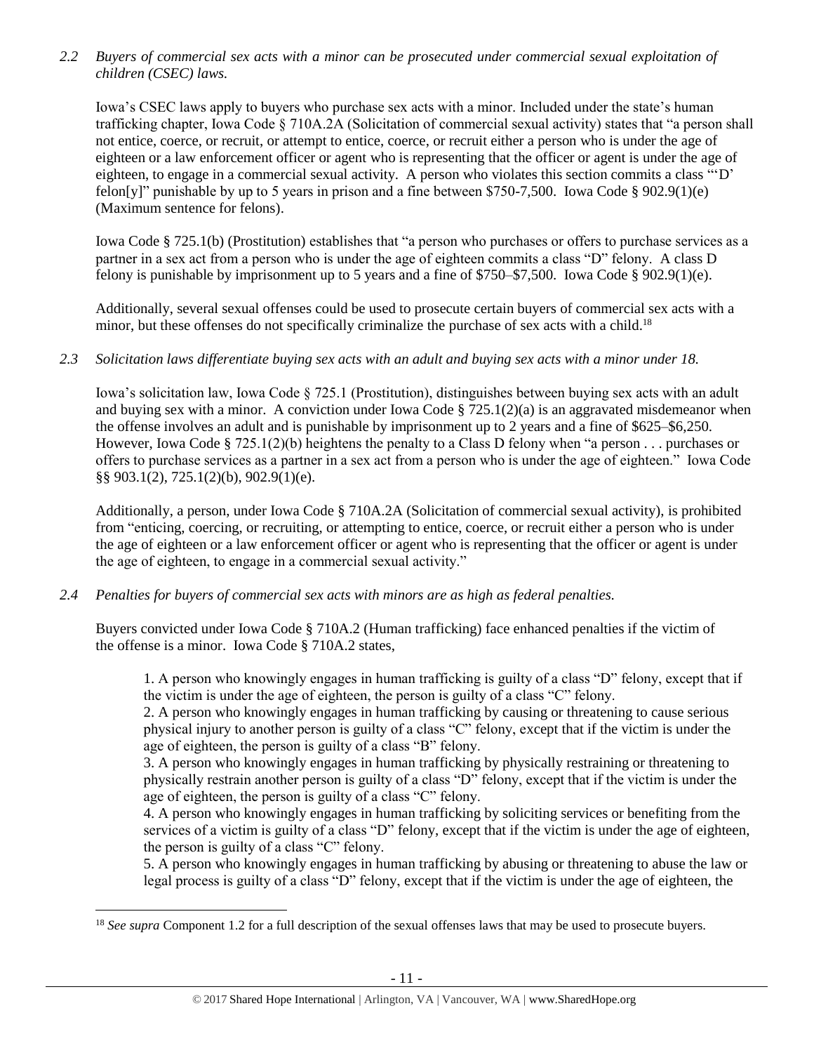*2.2 Buyers of commercial sex acts with a minor can be prosecuted under commercial sexual exploitation of children (CSEC) laws.*

Iowa's CSEC laws apply to buyers who purchase sex acts with a minor. Included under the state's human trafficking chapter, Iowa Code § 710A.2A (Solicitation of commercial sexual activity) states that "a person shall not entice, coerce, or recruit, or attempt to entice, coerce, or recruit either a person who is under the age of eighteen or a law enforcement officer or agent who is representing that the officer or agent is under the age of eighteen, to engage in a commercial sexual activity. A person who violates this section commits a class "'D' felon[y]" punishable by up to 5 years in prison and a fine between $750-7,500. Iowa Code § 902.9(1)(e) (Maximum sentence for felons).

Iowa Code § 725.1(b) (Prostitution) establishes that "a person who purchases or offers to purchase services as a partner in a sex act from a person who is under the age of eighteen commits a class "D" felony. A class D felony is punishable by imprisonment up to 5 years and a fine of $750–$7,500. Iowa Code § 902.9(1)(e).

Additionally, several sexual offenses could be used to prosecute certain buyers of commercial sex acts with a minor, but these offenses do not specifically criminalize the purchase of sex acts with a child.[18]

*2.3 Solicitation laws differentiate buying sex acts with an adult and buying sex acts with a minor under 18.*

Iowa's solicitation law, Iowa Code § 725.1 (Prostitution), distinguishes between buying sex acts with an adult and buying sex with a minor. A conviction under Iowa Code § 725.1(2)(a) is an aggravated misdemeanor when the offense involves an adult and is punishable by imprisonment up to 2 years and a fine of $625–$6,250. However, Iowa Code § 725.1(2)(b) heightens the penalty to a Class D felony when "a person . . . purchases or offers to purchase services as a partner in a sex act from a person who is under the age of eighteen." Iowa Code §§ 903.1(2), 725.1(2)(b), 902.9(1)(e).

Additionally, a person, under Iowa Code § 710A.2A (Solicitation of commercial sexual activity), is prohibited from "enticing, coercing, or recruiting, or attempting to entice, coerce, or recruit either a person who is under the age of eighteen or a law enforcement officer or agent who is representing that the officer or agent is under the age of eighteen, to engage in a commercial sexual activity."

*2.4 Penalties for buyers of commercial sex acts with minors are as high as federal penalties.*

Buyers convicted under Iowa Code § 710A.2 (Human trafficking) face enhanced penalties if the victim of the offense is a minor. Iowa Code § 710A.2 states,

> 1. A person who knowingly engages in human trafficking is guilty of a class "D" felony, except that if the victim is under the age of eighteen, the person is guilty of a class "C" felony.
> 2. A person who knowingly engages in human trafficking by causing or threatening to cause serious physical injury to another person is guilty of a class "C" felony, except that if the victim is under the age of eighteen, the person is guilty of a class "B" felony.
> 3. A person who knowingly engages in human trafficking by physically restraining or threatening to physically restrain another person is guilty of a class "D" felony, except that if the victim is under the age of eighteen, the person is guilty of a class "C" felony.
> 4. A person who knowingly engages in human trafficking by soliciting services or benefiting from the services of a victim is guilty of a class "D" felony, except that if the victim is under the age of eighteen, the person is guilty of a class "C" felony.
> 5. A person who knowingly engages in human trafficking by abusing or threatening to abuse the law or legal process is guilty of a class "D" felony, except that if the victim is under the age of eighteen, the

[18] *See supra* Component 1.2 for a full description of the sexual offenses laws that may be used to prosecute buyers.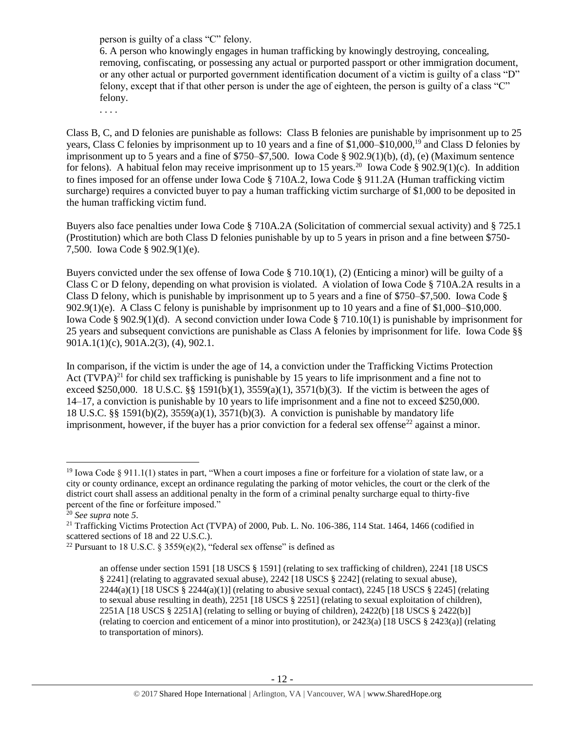> person is guilty of a class "C" felony.
>
> 6. A person who knowingly engages in human trafficking by knowingly destroying, concealing, removing, confiscating, or possessing any actual or purported passport or other immigration document, or any other actual or purported government identification document of a victim is guilty of a class "D" felony, except that if that other person is under the age of eighteen, the person is guilty of a class "C" felony.
>
> . . . .

Class B, C, and D felonies are punishable as follows: Class B felonies are punishable by imprisonment up to 25 years, Class C felonies by imprisonment up to 10 years and a fine of \$1,000–\$10,000,[19] and Class D felonies by imprisonment up to 5 years and a fine of \$750–\$7,500. Iowa Code § 902.9(1)(b), (d), (e) (Maximum sentence for felons). A habitual felon may receive imprisonment up to 15 years.[20] Iowa Code § 902.9(1)(c). In addition to fines imposed for an offense under Iowa Code § 710A.2, Iowa Code § 911.2A (Human trafficking victim surcharge) requires a convicted buyer to pay a human trafficking victim surcharge of \$1,000 to be deposited in the human trafficking victim fund.

Buyers also face penalties under Iowa Code § 710A.2A (Solicitation of commercial sexual activity) and § 725.1 (Prostitution) which are both Class D felonies punishable by up to 5 years in prison and a fine between \$750-7,500. Iowa Code § 902.9(1)(e).

Buyers convicted under the sex offense of Iowa Code § 710.10(1), (2) (Enticing a minor) will be guilty of a Class C or D felony, depending on what provision is violated. A violation of Iowa Code § 710A.2A results in a Class D felony, which is punishable by imprisonment up to 5 years and a fine of \$750–\$7,500. Iowa Code § 902.9(1)(e). A Class C felony is punishable by imprisonment up to 10 years and a fine of \$1,000–\$10,000. Iowa Code § 902.9(1)(d). A second conviction under Iowa Code § 710.10(1) is punishable by imprisonment for 25 years and subsequent convictions are punishable as Class A felonies by imprisonment for life. Iowa Code §§ 901A.1(1)(c), 901A.2(3), (4), 902.1.

In comparison, if the victim is under the age of 14, a conviction under the Trafficking Victims Protection Act (TVPA)[21] for child sex trafficking is punishable by 15 years to life imprisonment and a fine not to exceed \$250,000. 18 U.S.C. §§ 1591(b)(1), 3559(a)(1), 3571(b)(3). If the victim is between the ages of 14–17, a conviction is punishable by 10 years to life imprisonment and a fine not to exceed \$250,000. 18 U.S.C. §§ 1591(b)(2), 3559(a)(1), 3571(b)(3). A conviction is punishable by mandatory life imprisonment, however, if the buyer has a prior conviction for a federal sex offense[22] against a minor.

---

[19] Iowa Code § 911.1(1) states in part, "When a court imposes a fine or forfeiture for a violation of state law, or a city or county ordinance, except an ordinance regulating the parking of motor vehicles, the court or the clerk of the district court shall assess an additional penalty in the form of a criminal penalty surcharge equal to thirty-five percent of the fine or forfeiture imposed."

[20] *See supra* note 5.

[21] Trafficking Victims Protection Act (TVPA) of 2000, Pub. L. No. 106-386, 114 Stat. 1464, 1466 (codified in scattered sections of 18 and 22 U.S.C.).

[22] Pursuant to 18 U.S.C. § 3559(e)(2), "federal sex offense" is defined as

> an offense under section 1591 [18 USCS § 1591] (relating to sex trafficking of children), 2241 [18 USCS § 2241] (relating to aggravated sexual abuse), 2242 [18 USCS § 2242] (relating to sexual abuse), 2244(a)(1) [18 USCS § 2244(a)(1)] (relating to abusive sexual contact), 2245 [18 USCS § 2245] (relating to sexual abuse resulting in death), 2251 [18 USCS § 2251] (relating to sexual exploitation of children), 2251A [18 USCS § 2251A] (relating to selling or buying of children), 2422(b) [18 USCS § 2422(b)] (relating to coercion and enticement of a minor into prostitution), or 2423(a) [18 USCS § 2423(a)] (relating to transportation of minors).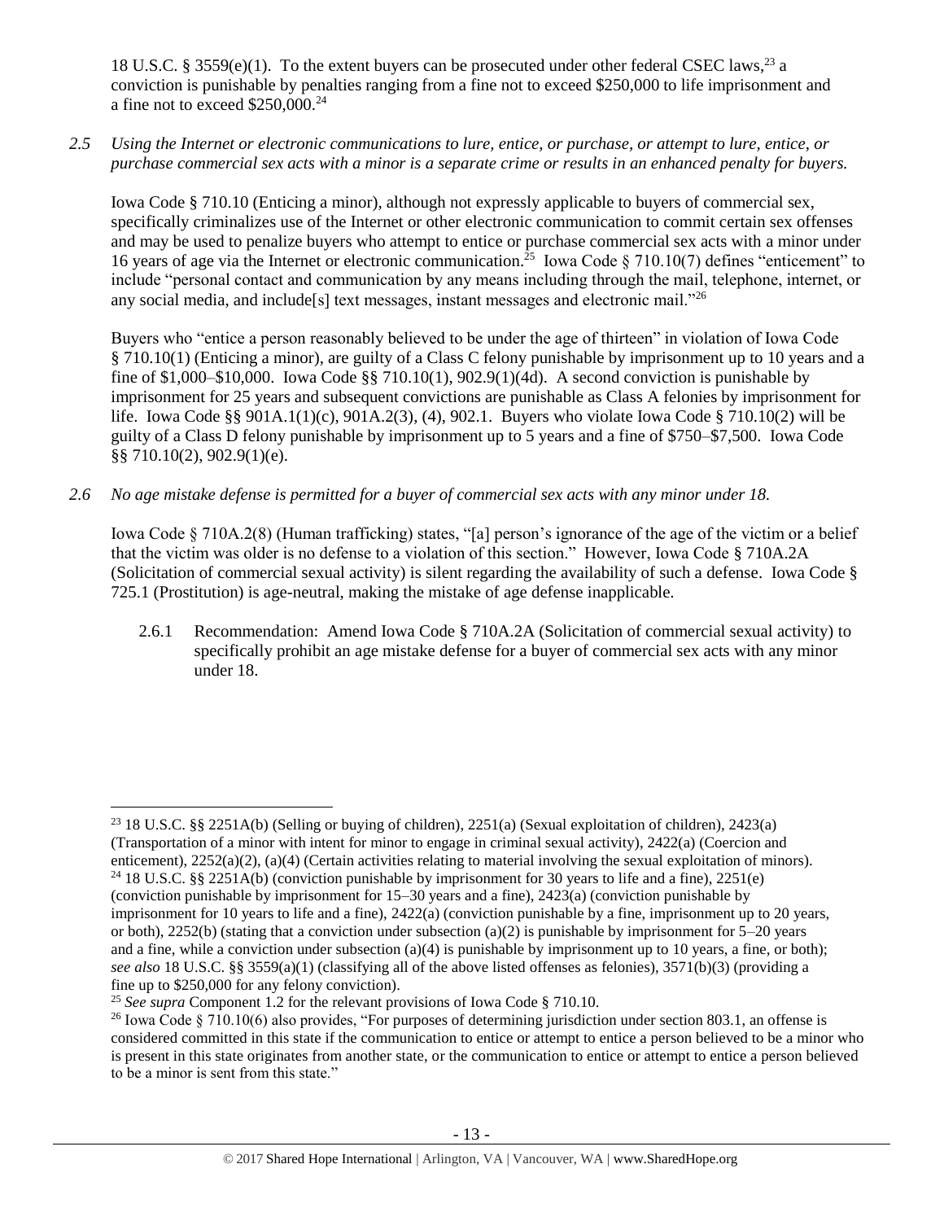18 U.S.C. § 3559(e)(1). To the extent buyers can be prosecuted under other federal CSEC laws,[23] a conviction is punishable by penalties ranging from a fine not to exceed $250,000 to life imprisonment and a fine not to exceed $250,000.[24]

*2.5 Using the Internet or electronic communications to lure, entice, or purchase, or attempt to lure, entice, or purchase commercial sex acts with a minor is a separate crime or results in an enhanced penalty for buyers.*

Iowa Code § 710.10 (Enticing a minor), although not expressly applicable to buyers of commercial sex, specifically criminalizes use of the Internet or other electronic communication to commit certain sex offenses and may be used to penalize buyers who attempt to entice or purchase commercial sex acts with a minor under 16 years of age via the Internet or electronic communication.[25] Iowa Code § 710.10(7) defines "enticement" to include "personal contact and communication by any means including through the mail, telephone, internet, or any social media, and include[s] text messages, instant messages and electronic mail."[26]

Buyers who "entice a person reasonably believed to be under the age of thirteen" in violation of Iowa Code § 710.10(1) (Enticing a minor), are guilty of a Class C felony punishable by imprisonment up to 10 years and a fine of $1,000–$10,000. Iowa Code §§ 710.10(1), 902.9(1)(4d). A second conviction is punishable by imprisonment for 25 years and subsequent convictions are punishable as Class A felonies by imprisonment for life. Iowa Code §§ 901A.1(1)(c), 901A.2(3), (4), 902.1. Buyers who violate Iowa Code § 710.10(2) will be guilty of a Class D felony punishable by imprisonment up to 5 years and a fine of $750–$7,500. Iowa Code §§ 710.10(2), 902.9(1)(e).

*2.6 No age mistake defense is permitted for a buyer of commercial sex acts with any minor under 18.*

Iowa Code § 710A.2(8) (Human trafficking) states, "[a] person's ignorance of the age of the victim or a belief that the victim was older is no defense to a violation of this section." However, Iowa Code § 710A.2A (Solicitation of commercial sexual activity) is silent regarding the availability of such a defense. Iowa Code § 725.1 (Prostitution) is age-neutral, making the mistake of age defense inapplicable.

2.6.1 Recommendation: Amend Iowa Code § 710A.2A (Solicitation of commercial sexual activity) to specifically prohibit an age mistake defense for a buyer of commercial sex acts with any minor under 18.

---

[23] 18 U.S.C. §§ 2251A(b) (Selling or buying of children), 2251(a) (Sexual exploitation of children), 2423(a) (Transportation of a minor with intent for minor to engage in criminal sexual activity), 2422(a) (Coercion and enticement), 2252(a)(2), (a)(4) (Certain activities relating to material involving the sexual exploitation of minors).

[24] 18 U.S.C. §§ 2251A(b) (conviction punishable by imprisonment for 30 years to life and a fine), 2251(e) (conviction punishable by imprisonment for 15–30 years and a fine), 2423(a) (conviction punishable by imprisonment for 10 years to life and a fine), 2422(a) (conviction punishable by a fine, imprisonment up to 20 years, or both), 2252(b) (stating that a conviction under subsection (a)(2) is punishable by imprisonment for 5–20 years and a fine, while a conviction under subsection (a)(4) is punishable by imprisonment up to 10 years, a fine, or both); *see also* 18 U.S.C. §§ 3559(a)(1) (classifying all of the above listed offenses as felonies), 3571(b)(3) (providing a fine up to $250,000 for any felony conviction).

[25] *See supra* Component 1.2 for the relevant provisions of Iowa Code § 710.10.

[26] Iowa Code § 710.10(6) also provides, "For purposes of determining jurisdiction under section 803.1, an offense is considered committed in this state if the communication to entice or attempt to entice a person believed to be a minor who is present in this state originates from another state, or the communication to entice or attempt to entice a person believed to be a minor is sent from this state."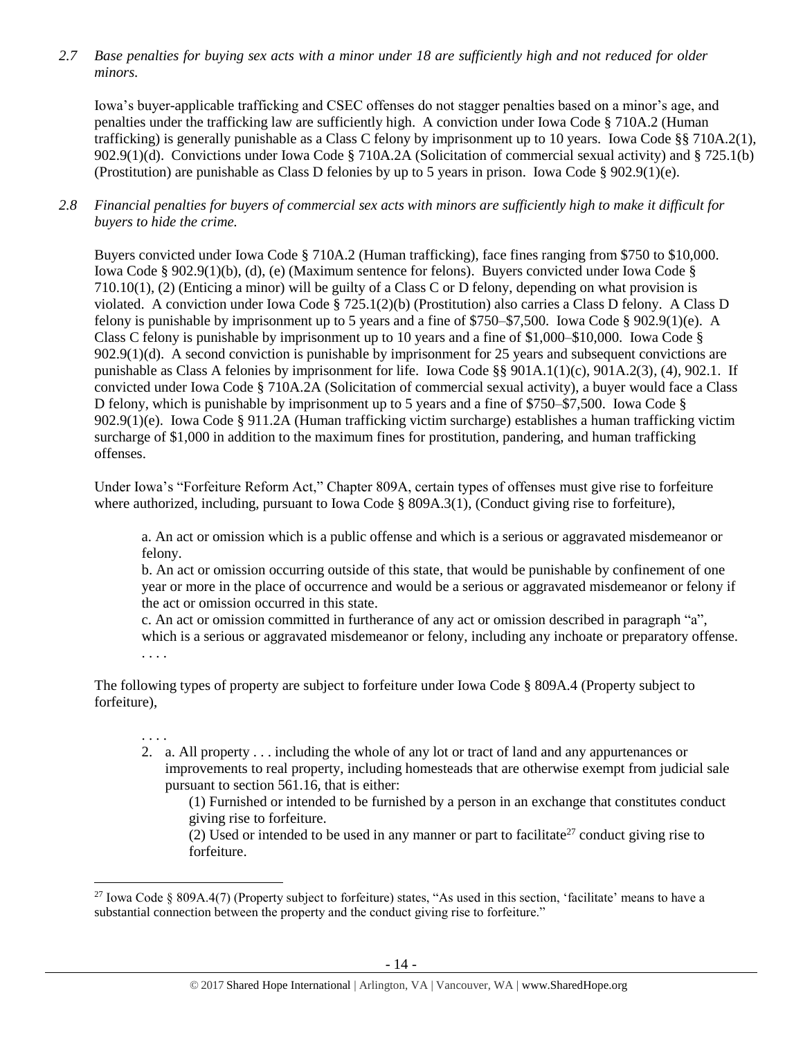*2.7 Base penalties for buying sex acts with a minor under 18 are sufficiently high and not reduced for older minors.*

Iowa's buyer-applicable trafficking and CSEC offenses do not stagger penalties based on a minor's age, and penalties under the trafficking law are sufficiently high. A conviction under Iowa Code § 710A.2 (Human trafficking) is generally punishable as a Class C felony by imprisonment up to 10 years. Iowa Code §§ 710A.2(1), 902.9(1)(d). Convictions under Iowa Code § 710A.2A (Solicitation of commercial sexual activity) and § 725.1(b) (Prostitution) are punishable as Class D felonies by up to 5 years in prison. Iowa Code § 902.9(1)(e).

*2.8 Financial penalties for buyers of commercial sex acts with minors are sufficiently high to make it difficult for buyers to hide the crime.*

Buyers convicted under Iowa Code § 710A.2 (Human trafficking), face fines ranging from $750 to $10,000. Iowa Code § 902.9(1)(b), (d), (e) (Maximum sentence for felons). Buyers convicted under Iowa Code § 710.10(1), (2) (Enticing a minor) will be guilty of a Class C or D felony, depending on what provision is violated. A conviction under Iowa Code § 725.1(2)(b) (Prostitution) also carries a Class D felony. A Class D felony is punishable by imprisonment up to 5 years and a fine of $750–$7,500. Iowa Code § 902.9(1)(e). A Class C felony is punishable by imprisonment up to 10 years and a fine of $1,000–$10,000. Iowa Code § 902.9(1)(d). A second conviction is punishable by imprisonment for 25 years and subsequent convictions are punishable as Class A felonies by imprisonment for life. Iowa Code §§ 901A.1(1)(c), 901A.2(3), (4), 902.1. If convicted under Iowa Code § 710A.2A (Solicitation of commercial sexual activity), a buyer would face a Class D felony, which is punishable by imprisonment up to 5 years and a fine of $750–$7,500. Iowa Code § 902.9(1)(e). Iowa Code § 911.2A (Human trafficking victim surcharge) establishes a human trafficking victim surcharge of $1,000 in addition to the maximum fines for prostitution, pandering, and human trafficking offenses.

Under Iowa's "Forfeiture Reform Act," Chapter 809A, certain types of offenses must give rise to forfeiture where authorized, including, pursuant to Iowa Code § 809A.3(1), (Conduct giving rise to forfeiture),

> a. An act or omission which is a public offense and which is a serious or aggravated misdemeanor or felony.
>
> b. An act or omission occurring outside of this state, that would be punishable by confinement of one year or more in the place of occurrence and would be a serious or aggravated misdemeanor or felony if the act or omission occurred in this state.
>
> c. An act or omission committed in furtherance of any act or omission described in paragraph "a", which is a serious or aggravated misdemeanor or felony, including any inchoate or preparatory offense.
> . . . .

The following types of property are subject to forfeiture under Iowa Code § 809A.4 (Property subject to forfeiture),

> . . . .
>
> 2. a. All property . . . including the whole of any lot or tract of land and any appurtenances or improvements to real property, including homesteads that are otherwise exempt from judicial sale pursuant to section 561.16, that is either:
>
> (1) Furnished or intended to be furnished by a person in an exchange that constitutes conduct giving rise to forfeiture.
>
> (2) Used or intended to be used in any manner or part to facilitate[27] conduct giving rise to forfeiture.

[27] Iowa Code § 809A.4(7) (Property subject to forfeiture) states, "As used in this section, 'facilitate' means to have a substantial connection between the property and the conduct giving rise to forfeiture."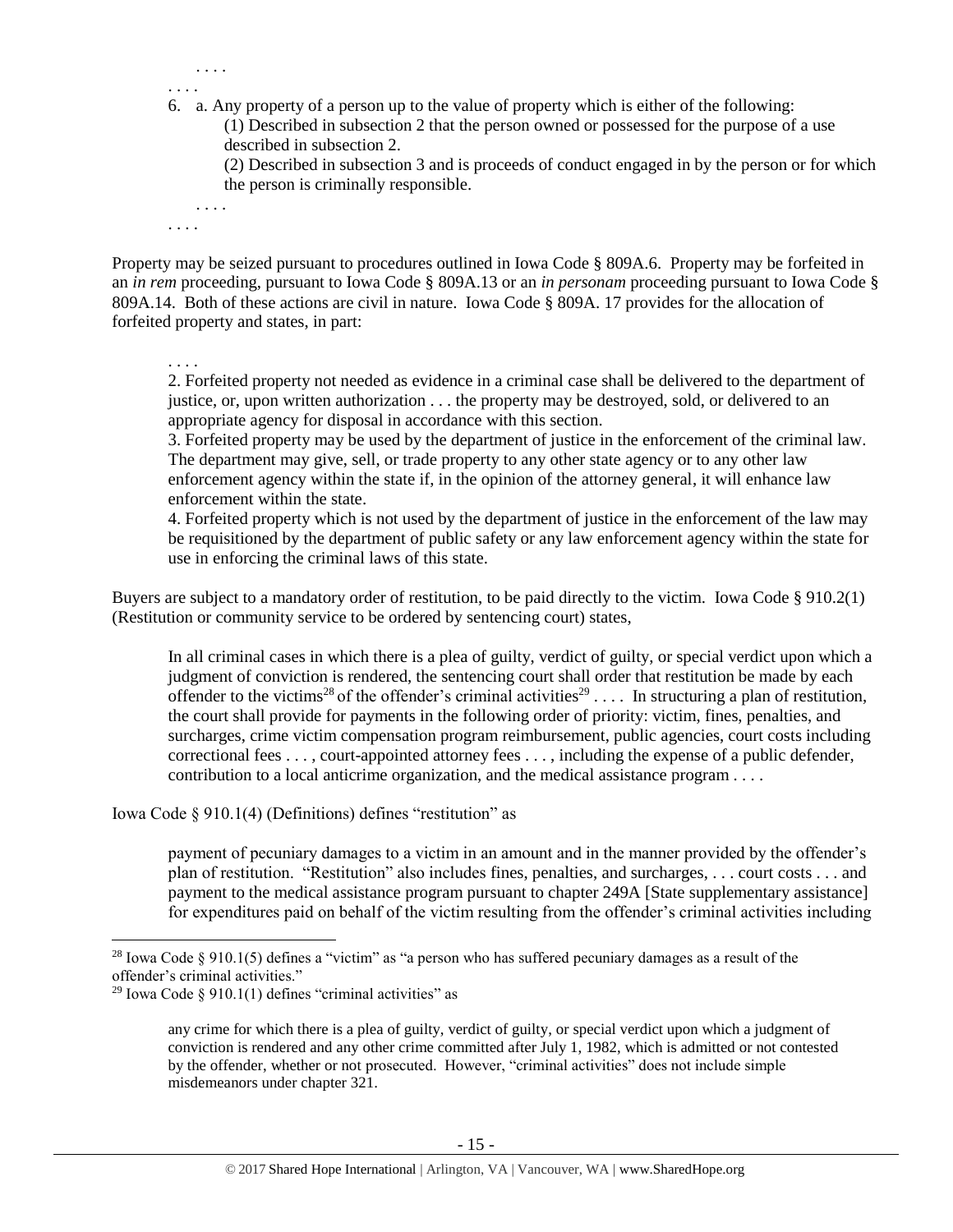. . . .

. . . .

6. a. Any property of a person up to the value of property which is either of the following:

(1) Described in subsection 2 that the person owned or possessed for the purpose of a use described in subsection 2.

(2) Described in subsection 3 and is proceeds of conduct engaged in by the person or for which the person is criminally responsible.

. . . .

. . . .

Property may be seized pursuant to procedures outlined in Iowa Code § 809A.6. Property may be forfeited in an *in rem* proceeding, pursuant to Iowa Code § 809A.13 or an *in personam* proceeding pursuant to Iowa Code § 809A.14. Both of these actions are civil in nature. Iowa Code § 809A. 17 provides for the allocation of forfeited property and states, in part:

> . . . .
>
> 2. Forfeited property not needed as evidence in a criminal case shall be delivered to the department of justice, or, upon written authorization . . . the property may be destroyed, sold, or delivered to an appropriate agency for disposal in accordance with this section.
>
> 3. Forfeited property may be used by the department of justice in the enforcement of the criminal law. The department may give, sell, or trade property to any other state agency or to any other law enforcement agency within the state if, in the opinion of the attorney general, it will enhance law enforcement within the state.
>
> 4. Forfeited property which is not used by the department of justice in the enforcement of the law may be requisitioned by the department of public safety or any law enforcement agency within the state for use in enforcing the criminal laws of this state.

Buyers are subject to a mandatory order of restitution, to be paid directly to the victim. Iowa Code § 910.2(1) (Restitution or community service to be ordered by sentencing court) states,

> In all criminal cases in which there is a plea of guilty, verdict of guilty, or special verdict upon which a judgment of conviction is rendered, the sentencing court shall order that restitution be made by each offender to the victims[28] of the offender's criminal activities[29] . . . . In structuring a plan of restitution, the court shall provide for payments in the following order of priority: victim, fines, penalties, and surcharges, crime victim compensation program reimbursement, public agencies, court costs including correctional fees . . . , court-appointed attorney fees . . . , including the expense of a public defender, contribution to a local anticrime organization, and the medical assistance program . . . .

Iowa Code § 910.1(4) (Definitions) defines "restitution" as

> payment of pecuniary damages to a victim in an amount and in the manner provided by the offender's plan of restitution. "Restitution" also includes fines, penalties, and surcharges, . . . court costs . . . and payment to the medical assistance program pursuant to chapter 249A [State supplementary assistance] for expenditures paid on behalf of the victim resulting from the offender's criminal activities including

---

[28] Iowa Code § 910.1(5) defines a "victim" as "a person who has suffered pecuniary damages as a result of the offender's criminal activities."

[29] Iowa Code § 910.1(1) defines "criminal activities" as

> any crime for which there is a plea of guilty, verdict of guilty, or special verdict upon which a judgment of conviction is rendered and any other crime committed after July 1, 1982, which is admitted or not contested by the offender, whether or not prosecuted. However, "criminal activities" does not include simple misdemeanors under chapter 321.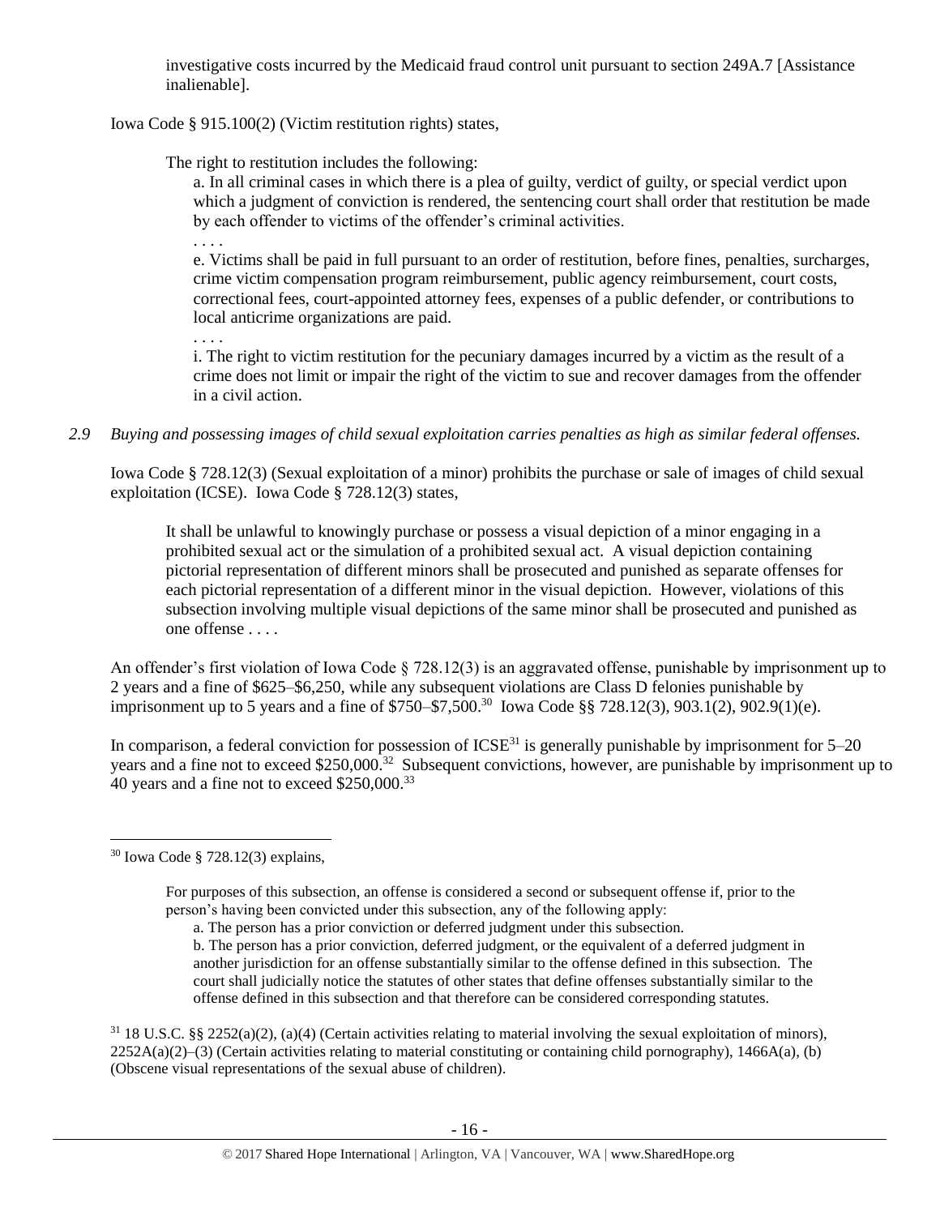investigative costs incurred by the Medicaid fraud control unit pursuant to section 249A.7 [Assistance inalienable].

Iowa Code § 915.100(2) (Victim restitution rights) states,

> The right to restitution includes the following:
>
> a. In all criminal cases in which there is a plea of guilty, verdict of guilty, or special verdict upon which a judgment of conviction is rendered, the sentencing court shall order that restitution be made by each offender to victims of the offender's criminal activities.
>
> . . . .
>
> e. Victims shall be paid in full pursuant to an order of restitution, before fines, penalties, surcharges, crime victim compensation program reimbursement, public agency reimbursement, court costs, correctional fees, court-appointed attorney fees, expenses of a public defender, or contributions to local anticrime organizations are paid.
>
> . . . .
>
> i. The right to victim restitution for the pecuniary damages incurred by a victim as the result of a crime does not limit or impair the right of the victim to sue and recover damages from the offender in a civil action.

*2.9 Buying and possessing images of child sexual exploitation carries penalties as high as similar federal offenses.*

Iowa Code § 728.12(3) (Sexual exploitation of a minor) prohibits the purchase or sale of images of child sexual exploitation (ICSE). Iowa Code § 728.12(3) states,

> It shall be unlawful to knowingly purchase or possess a visual depiction of a minor engaging in a prohibited sexual act or the simulation of a prohibited sexual act. A visual depiction containing pictorial representation of different minors shall be prosecuted and punished as separate offenses for each pictorial representation of a different minor in the visual depiction. However, violations of this subsection involving multiple visual depictions of the same minor shall be prosecuted and punished as one offense . . . .

An offender's first violation of Iowa Code § 728.12(3) is an aggravated offense, punishable by imprisonment up to 2 years and a fine of $625–$6,250, while any subsequent violations are Class D felonies punishable by imprisonment up to 5 years and a fine of $750–$7,500.[30] Iowa Code §§ 728.12(3), 903.1(2), 902.9(1)(e).

In comparison, a federal conviction for possession of ICSE[31] is generally punishable by imprisonment for 5–20 years and a fine not to exceed $250,000.[32] Subsequent convictions, however, are punishable by imprisonment up to 40 years and a fine not to exceed $250,000.[33]

---

[30] Iowa Code § 728.12(3) explains,

> For purposes of this subsection, an offense is considered a second or subsequent offense if, prior to the person's having been convicted under this subsection, any of the following apply:
>
> a. The person has a prior conviction or deferred judgment under this subsection.
>
> b. The person has a prior conviction, deferred judgment, or the equivalent of a deferred judgment in another jurisdiction for an offense substantially similar to the offense defined in this subsection. The court shall judicially notice the statutes of other states that define offenses substantially similar to the offense defined in this subsection and that therefore can be considered corresponding statutes.

[31] 18 U.S.C. §§ 2252(a)(2), (a)(4) (Certain activities relating to material involving the sexual exploitation of minors), 2252A(a)(2)–(3) (Certain activities relating to material constituting or containing child pornography), 1466A(a), (b) (Obscene visual representations of the sexual abuse of children).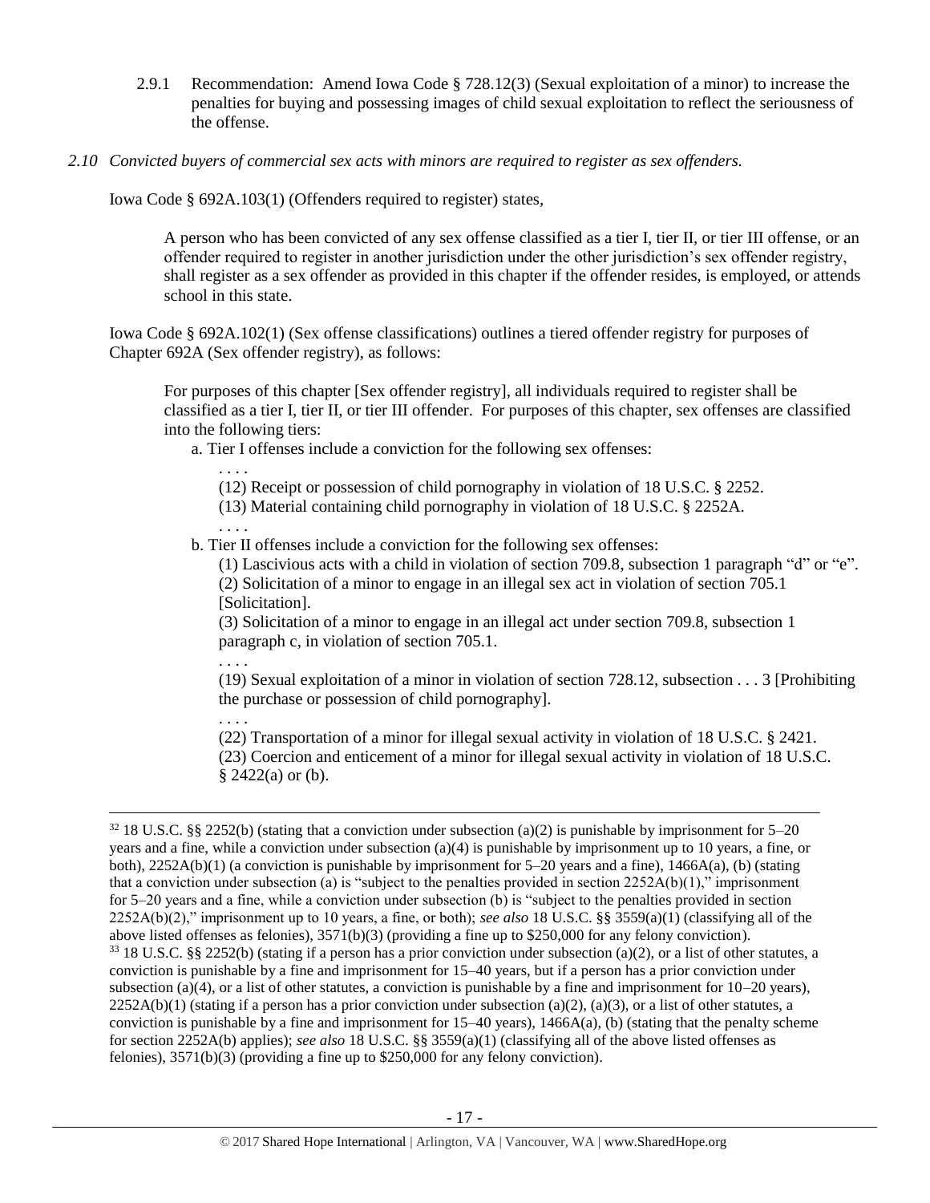2.9.1 Recommendation: Amend Iowa Code § 728.12(3) (Sexual exploitation of a minor) to increase the penalties for buying and possessing images of child sexual exploitation to reflect the seriousness of the offense.

*2.10 Convicted buyers of commercial sex acts with minors are required to register as sex offenders.*

Iowa Code § 692A.103(1) (Offenders required to register) states,

> A person who has been convicted of any sex offense classified as a tier I, tier II, or tier III offense, or an offender required to register in another jurisdiction under the other jurisdiction's sex offender registry, shall register as a sex offender as provided in this chapter if the offender resides, is employed, or attends school in this state.

Iowa Code § 692A.102(1) (Sex offense classifications) outlines a tiered offender registry for purposes of Chapter 692A (Sex offender registry), as follows:

> For purposes of this chapter [Sex offender registry], all individuals required to register shall be classified as a tier I, tier II, or tier III offender. For purposes of this chapter, sex offenses are classified into the following tiers:
>
> a. Tier I offenses include a conviction for the following sex offenses:
>
> . . . .
>
> (12) Receipt or possession of child pornography in violation of 18 U.S.C. § 2252.
>
> (13) Material containing child pornography in violation of 18 U.S.C. § 2252A.
>
> . . . .
>
> b. Tier II offenses include a conviction for the following sex offenses:
>
> (1) Lascivious acts with a child in violation of section 709.8, subsection 1 paragraph "d" or "e".
>
> (2) Solicitation of a minor to engage in an illegal sex act in violation of section 705.1 [Solicitation].
>
> (3) Solicitation of a minor to engage in an illegal act under section 709.8, subsection 1 paragraph c, in violation of section 705.1.
>
> . . . .
>
> (19) Sexual exploitation of a minor in violation of section 728.12, subsection . . . 3 [Prohibiting the purchase or possession of child pornography].
>
> . . . .
>
> (22) Transportation of a minor for illegal sexual activity in violation of 18 U.S.C. § 2421.
>
> (23) Coercion and enticement of a minor for illegal sexual activity in violation of 18 U.S.C. § 2422(a) or (b).

---

[32] 18 U.S.C. §§ 2252(b) (stating that a conviction under subsection (a)(2) is punishable by imprisonment for 5–20 years and a fine, while a conviction under subsection (a)(4) is punishable by imprisonment up to 10 years, a fine, or both), 2252A(b)(1) (a conviction is punishable by imprisonment for 5–20 years and a fine), 1466A(a), (b) (stating that a conviction under subsection (a) is "subject to the penalties provided in section 2252A(b)(1)," imprisonment for 5–20 years and a fine, while a conviction under subsection (b) is "subject to the penalties provided in section 2252A(b)(2)," imprisonment up to 10 years, a fine, or both); *see also* 18 U.S.C. §§ 3559(a)(1) (classifying all of the above listed offenses as felonies), 3571(b)(3) (providing a fine up to $250,000 for any felony conviction).

[33] 18 U.S.C. §§ 2252(b) (stating if a person has a prior conviction under subsection (a)(2), or a list of other statutes, a conviction is punishable by a fine and imprisonment for 15–40 years, but if a person has a prior conviction under subsection (a)(4), or a list of other statutes, a conviction is punishable by a fine and imprisonment for 10–20 years), 2252A(b)(1) (stating if a person has a prior conviction under subsection (a)(2), (a)(3), or a list of other statutes, a conviction is punishable by a fine and imprisonment for 15–40 years), 1466A(a), (b) (stating that the penalty scheme for section 2252A(b) applies); *see also* 18 U.S.C. §§ 3559(a)(1) (classifying all of the above listed offenses as felonies), 3571(b)(3) (providing a fine up to $250,000 for any felony conviction).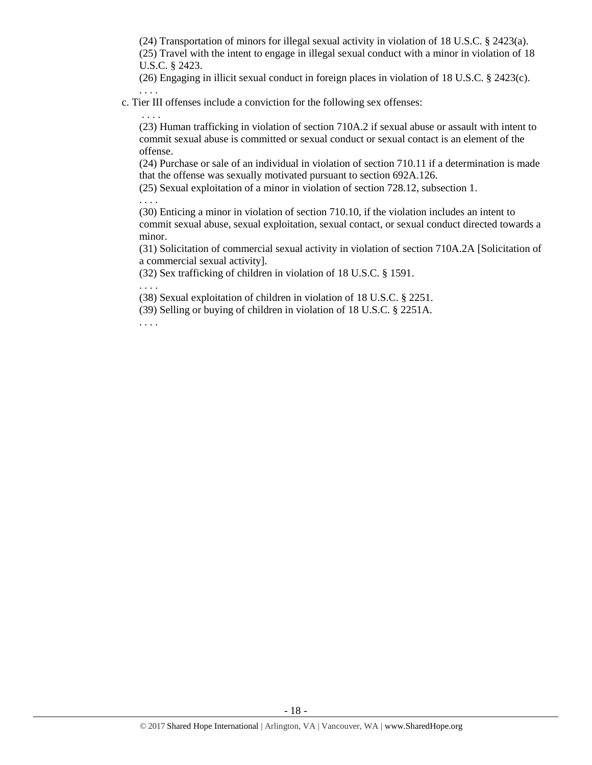(24) Transportation of minors for illegal sexual activity in violation of 18 U.S.C. § 2423(a).

(25) Travel with the intent to engage in illegal sexual conduct with a minor in violation of 18 U.S.C. § 2423.

(26) Engaging in illicit sexual conduct in foreign places in violation of 18 U.S.C. § 2423(c).

. . . .

c. Tier III offenses include a conviction for the following sex offenses:

. . . .

(23) Human trafficking in violation of section 710A.2 if sexual abuse or assault with intent to commit sexual abuse is committed or sexual conduct or sexual contact is an element of the offense.

(24) Purchase or sale of an individual in violation of section 710.11 if a determination is made that the offense was sexually motivated pursuant to section 692A.126.

(25) Sexual exploitation of a minor in violation of section 728.12, subsection 1.

. . . .

(30) Enticing a minor in violation of section 710.10, if the violation includes an intent to commit sexual abuse, sexual exploitation, sexual contact, or sexual conduct directed towards a minor.

(31) Solicitation of commercial sexual activity in violation of section 710A.2A [Solicitation of a commercial sexual activity].

(32) Sex trafficking of children in violation of 18 U.S.C. § 1591.

. . . .

(38) Sexual exploitation of children in violation of 18 U.S.C. § 2251.

(39) Selling or buying of children in violation of 18 U.S.C. § 2251A.

. . . .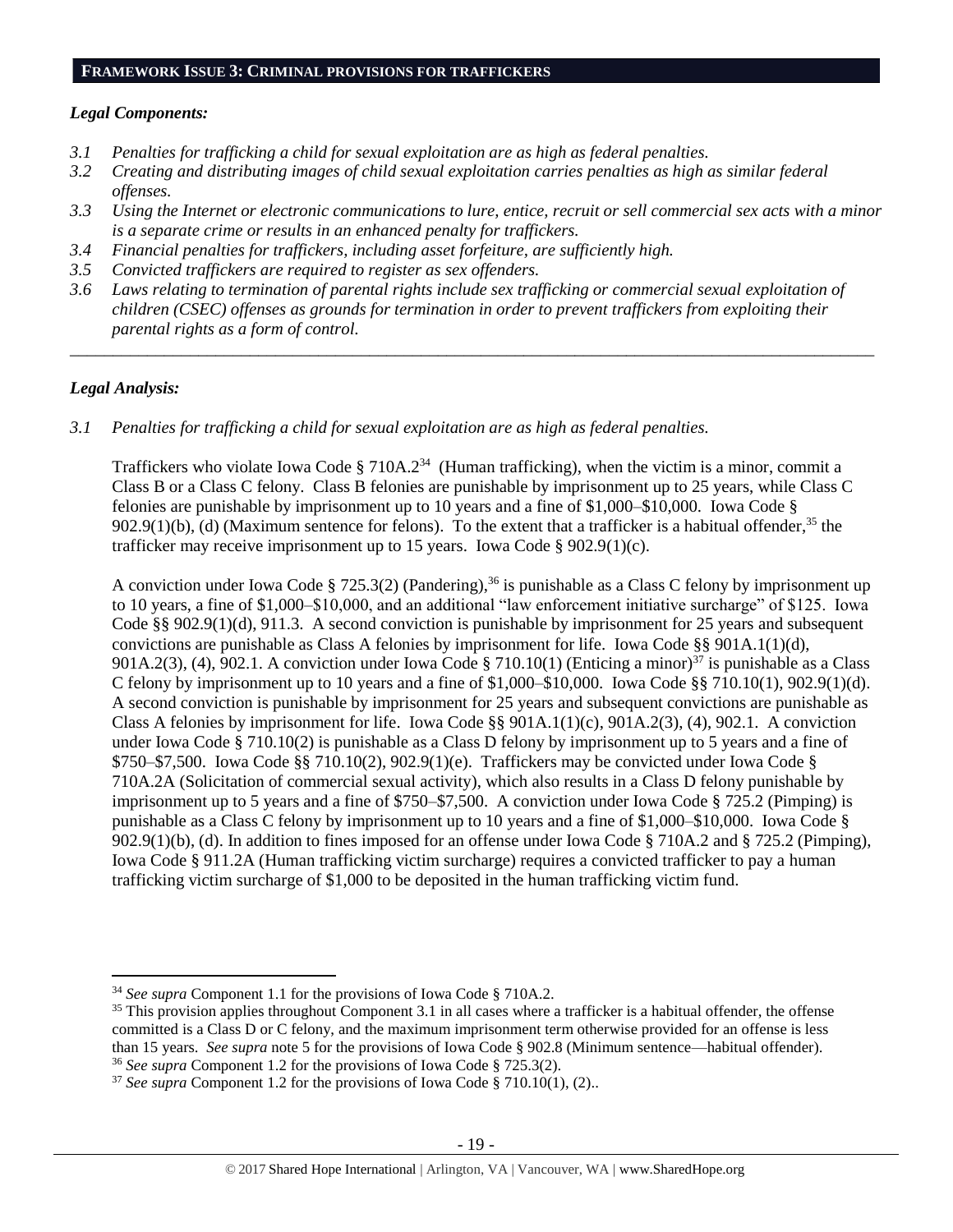## FRAMEWORK ISSUE 3: CRIMINAL PROVISIONS FOR TRAFFICKERS

### *Legal Components:*

*3.1 Penalties for trafficking a child for sexual exploitation are as high as federal penalties.*
*3.2 Creating and distributing images of child sexual exploitation carries penalties as high as similar federal offenses.*
*3.3 Using the Internet or electronic communications to lure, entice, recruit or sell commercial sex acts with a minor is a separate crime or results in an enhanced penalty for traffickers.*
*3.4 Financial penalties for traffickers, including asset forfeiture, are sufficiently high.*
*3.5 Convicted traffickers are required to register as sex offenders.*
*3.6 Laws relating to termination of parental rights include sex trafficking or commercial sexual exploitation of children (CSEC) offenses as grounds for termination in order to prevent traffickers from exploiting their parental rights as a form of control.*

---

### *Legal Analysis:*

*3.1 Penalties for trafficking a child for sexual exploitation are as high as federal penalties.*

Traffickers who violate Iowa Code § 710A.2[34] (Human trafficking), when the victim is a minor, commit a Class B or a Class C felony. Class B felonies are punishable by imprisonment up to 25 years, while Class C felonies are punishable by imprisonment up to 10 years and a fine of $1,000–$10,000. Iowa Code § 902.9(1)(b), (d) (Maximum sentence for felons). To the extent that a trafficker is a habitual offender,[35] the trafficker may receive imprisonment up to 15 years. Iowa Code § 902.9(1)(c).

A conviction under Iowa Code § 725.3(2) (Pandering),[36] is punishable as a Class C felony by imprisonment up to 10 years, a fine of $1,000–$10,000, and an additional "law enforcement initiative surcharge" of $125. Iowa Code §§ 902.9(1)(d), 911.3. A second conviction is punishable by imprisonment for 25 years and subsequent convictions are punishable as Class A felonies by imprisonment for life. Iowa Code §§ 901A.1(1)(d), 901A.2(3), (4), 902.1. A conviction under Iowa Code § 710.10(1) (Enticing a minor)[37] is punishable as a Class C felony by imprisonment up to 10 years and a fine of $1,000–$10,000. Iowa Code §§ 710.10(1), 902.9(1)(d). A second conviction is punishable by imprisonment for 25 years and subsequent convictions are punishable as Class A felonies by imprisonment for life. Iowa Code §§ 901A.1(1)(c), 901A.2(3), (4), 902.1. A conviction under Iowa Code § 710.10(2) is punishable as a Class D felony by imprisonment up to 5 years and a fine of $750–$7,500. Iowa Code §§ 710.10(2), 902.9(1)(e). Traffickers may be convicted under Iowa Code § 710A.2A (Solicitation of commercial sexual activity), which also results in a Class D felony punishable by imprisonment up to 5 years and a fine of $750–$7,500. A conviction under Iowa Code § 725.2 (Pimping) is punishable as a Class C felony by imprisonment up to 10 years and a fine of $1,000–$10,000. Iowa Code § 902.9(1)(b), (d). In addition to fines imposed for an offense under Iowa Code § 710A.2 and § 725.2 (Pimping), Iowa Code § 911.2A (Human trafficking victim surcharge) requires a convicted trafficker to pay a human trafficking victim surcharge of $1,000 to be deposited in the human trafficking victim fund.

---

[34] *See supra* Component 1.1 for the provisions of Iowa Code § 710A.2.
[35] This provision applies throughout Component 3.1 in all cases where a trafficker is a habitual offender, the offense committed is a Class D or C felony, and the maximum imprisonment term otherwise provided for an offense is less than 15 years. *See supra* note 5 for the provisions of Iowa Code § 902.8 (Minimum sentence—habitual offender).
[36] *See supra* Component 1.2 for the provisions of Iowa Code § 725.3(2).
[37] *See supra* Component 1.2 for the provisions of Iowa Code § 710.10(1), (2)..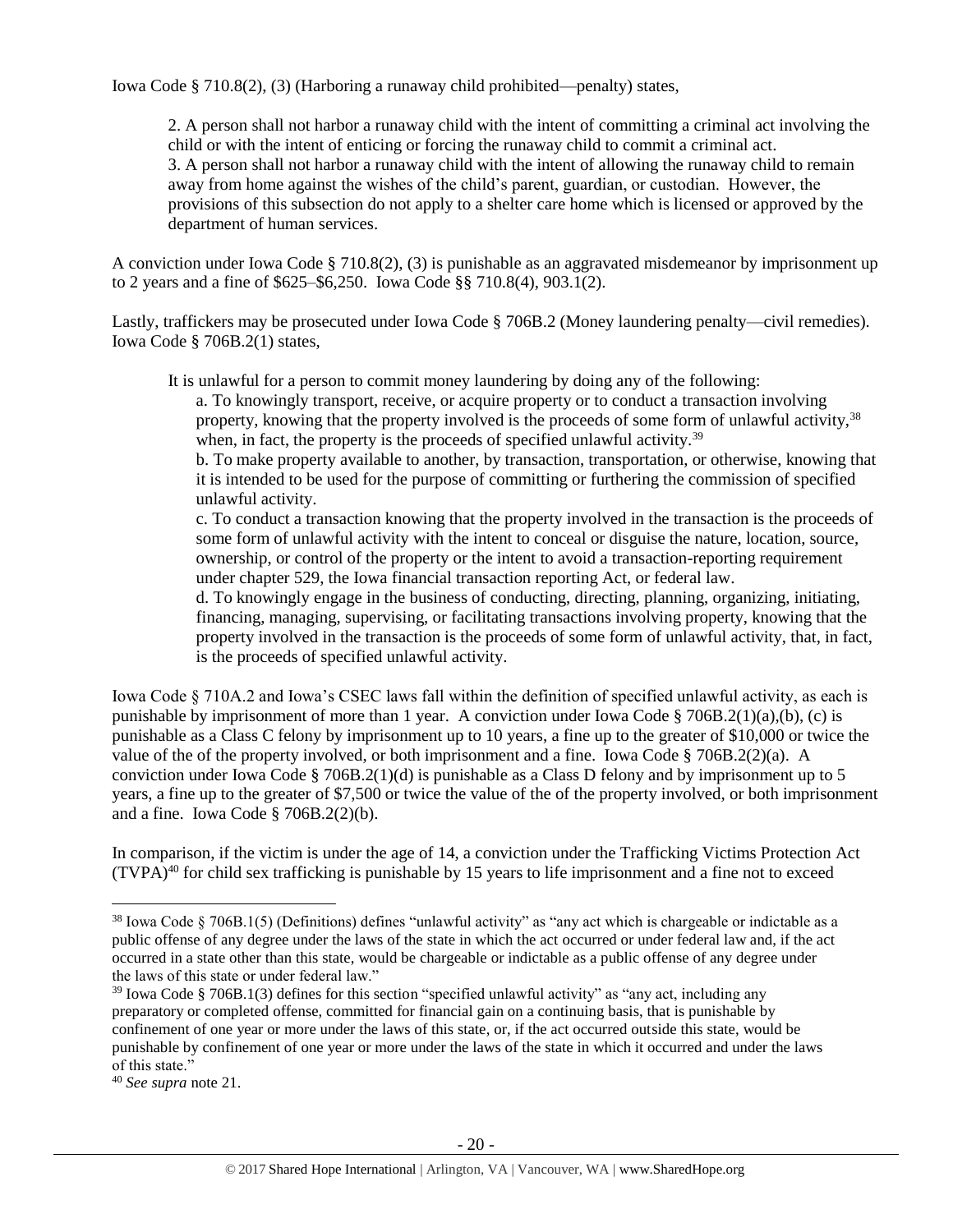Iowa Code § 710.8(2), (3) (Harboring a runaway child prohibited—penalty) states,

> 2. A person shall not harbor a runaway child with the intent of committing a criminal act involving the child or with the intent of enticing or forcing the runaway child to commit a criminal act.
> 3. A person shall not harbor a runaway child with the intent of allowing the runaway child to remain away from home against the wishes of the child's parent, guardian, or custodian. However, the provisions of this subsection do not apply to a shelter care home which is licensed or approved by the department of human services.

A conviction under Iowa Code § 710.8(2), (3) is punishable as an aggravated misdemeanor by imprisonment up to 2 years and a fine of $625–$6,250. Iowa Code §§ 710.8(4), 903.1(2).

Lastly, traffickers may be prosecuted under Iowa Code § 706B.2 (Money laundering penalty—civil remedies). Iowa Code § 706B.2(1) states,

> It is unlawful for a person to commit money laundering by doing any of the following:
>
> a. To knowingly transport, receive, or acquire property or to conduct a transaction involving property, knowing that the property involved is the proceeds of some form of unlawful activity,[38] when, in fact, the property is the proceeds of specified unlawful activity.[39]
>
> b. To make property available to another, by transaction, transportation, or otherwise, knowing that it is intended to be used for the purpose of committing or furthering the commission of specified unlawful activity.
>
> c. To conduct a transaction knowing that the property involved in the transaction is the proceeds of some form of unlawful activity with the intent to conceal or disguise the nature, location, source, ownership, or control of the property or the intent to avoid a transaction-reporting requirement under chapter 529, the Iowa financial transaction reporting Act, or federal law.
>
> d. To knowingly engage in the business of conducting, directing, planning, organizing, initiating, financing, managing, supervising, or facilitating transactions involving property, knowing that the property involved in the transaction is the proceeds of some form of unlawful activity, that, in fact, is the proceeds of specified unlawful activity.

Iowa Code § 710A.2 and Iowa's CSEC laws fall within the definition of specified unlawful activity, as each is punishable by imprisonment of more than 1 year. A conviction under Iowa Code § 706B.2(1)(a),(b), (c) is punishable as a Class C felony by imprisonment up to 10 years, a fine up to the greater of $10,000 or twice the value of the of the property involved, or both imprisonment and a fine. Iowa Code § 706B.2(2)(a). A conviction under Iowa Code § 706B.2(1)(d) is punishable as a Class D felony and by imprisonment up to 5 years, a fine up to the greater of $7,500 or twice the value of the of the property involved, or both imprisonment and a fine. Iowa Code § 706B.2(2)(b).

In comparison, if the victim is under the age of 14, a conviction under the Trafficking Victims Protection Act (TVPA)[40] for child sex trafficking is punishable by 15 years to life imprisonment and a fine not to exceed

---

[38] Iowa Code § 706B.1(5) (Definitions) defines "unlawful activity" as "any act which is chargeable or indictable as a public offense of any degree under the laws of the state in which the act occurred or under federal law and, if the act occurred in a state other than this state, would be chargeable or indictable as a public offense of any degree under the laws of this state or under federal law."

[39] Iowa Code § 706B.1(3) defines for this section "specified unlawful activity" as "any act, including any preparatory or completed offense, committed for financial gain on a continuing basis, that is punishable by confinement of one year or more under the laws of this state, or, if the act occurred outside this state, would be punishable by confinement of one year or more under the laws of the state in which it occurred and under the laws of this state."

[40] *See supra* note 21.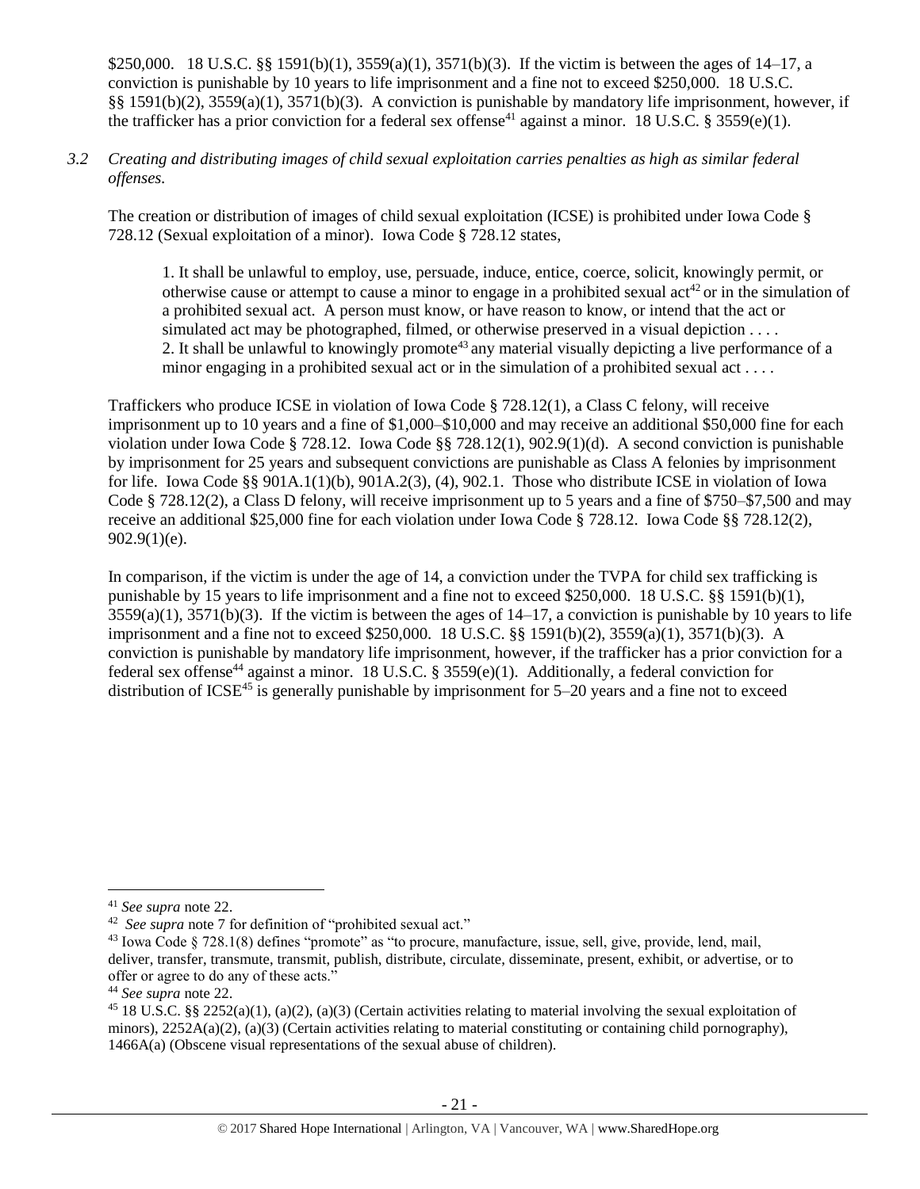$250,000. 18 U.S.C. §§ 1591(b)(1), 3559(a)(1), 3571(b)(3). If the victim is between the ages of 14–17, a conviction is punishable by 10 years to life imprisonment and a fine not to exceed $250,000. 18 U.S.C. §§ 1591(b)(2), 3559(a)(1), 3571(b)(3). A conviction is punishable by mandatory life imprisonment, however, if the trafficker has a prior conviction for a federal sex offense[41] against a minor. 18 U.S.C. § 3559(e)(1).

*3.2 Creating and distributing images of child sexual exploitation carries penalties as high as similar federal offenses.*

The creation or distribution of images of child sexual exploitation (ICSE) is prohibited under Iowa Code § 728.12 (Sexual exploitation of a minor). Iowa Code § 728.12 states,

> 1. It shall be unlawful to employ, use, persuade, induce, entice, coerce, solicit, knowingly permit, or otherwise cause or attempt to cause a minor to engage in a prohibited sexual act[42] or in the simulation of a prohibited sexual act. A person must know, or have reason to know, or intend that the act or simulated act may be photographed, filmed, or otherwise preserved in a visual depiction . . . .
> 2. It shall be unlawful to knowingly promote[43] any material visually depicting a live performance of a minor engaging in a prohibited sexual act or in the simulation of a prohibited sexual act . . . .

Traffickers who produce ICSE in violation of Iowa Code § 728.12(1), a Class C felony, will receive imprisonment up to 10 years and a fine of $1,000–$10,000 and may receive an additional $50,000 fine for each violation under Iowa Code § 728.12. Iowa Code §§ 728.12(1), 902.9(1)(d). A second conviction is punishable by imprisonment for 25 years and subsequent convictions are punishable as Class A felonies by imprisonment for life. Iowa Code §§ 901A.1(1)(b), 901A.2(3), (4), 902.1. Those who distribute ICSE in violation of Iowa Code § 728.12(2), a Class D felony, will receive imprisonment up to 5 years and a fine of $750–$7,500 and may receive an additional $25,000 fine for each violation under Iowa Code § 728.12. Iowa Code §§ 728.12(2), 902.9(1)(e).

In comparison, if the victim is under the age of 14, a conviction under the TVPA for child sex trafficking is punishable by 15 years to life imprisonment and a fine not to exceed $250,000. 18 U.S.C. §§ 1591(b)(1), 3559(a)(1), 3571(b)(3). If the victim is between the ages of 14–17, a conviction is punishable by 10 years to life imprisonment and a fine not to exceed $250,000. 18 U.S.C. §§ 1591(b)(2), 3559(a)(1), 3571(b)(3). A conviction is punishable by mandatory life imprisonment, however, if the trafficker has a prior conviction for a federal sex offense[44] against a minor. 18 U.S.C. § 3559(e)(1). Additionally, a federal conviction for distribution of ICSE[45] is generally punishable by imprisonment for 5–20 years and a fine not to exceed

---

[41] *See supra* note 22.

[42] *See supra* note 7 for definition of "prohibited sexual act."

[43] Iowa Code § 728.1(8) defines "promote" as "to procure, manufacture, issue, sell, give, provide, lend, mail, deliver, transfer, transmute, transmit, publish, distribute, circulate, disseminate, present, exhibit, or advertise, or to offer or agree to do any of these acts."

[44] *See supra* note 22.

[45] 18 U.S.C. §§ 2252(a)(1), (a)(2), (a)(3) (Certain activities relating to material involving the sexual exploitation of minors), 2252A(a)(2), (a)(3) (Certain activities relating to material constituting or containing child pornography), 1466A(a) (Obscene visual representations of the sexual abuse of children).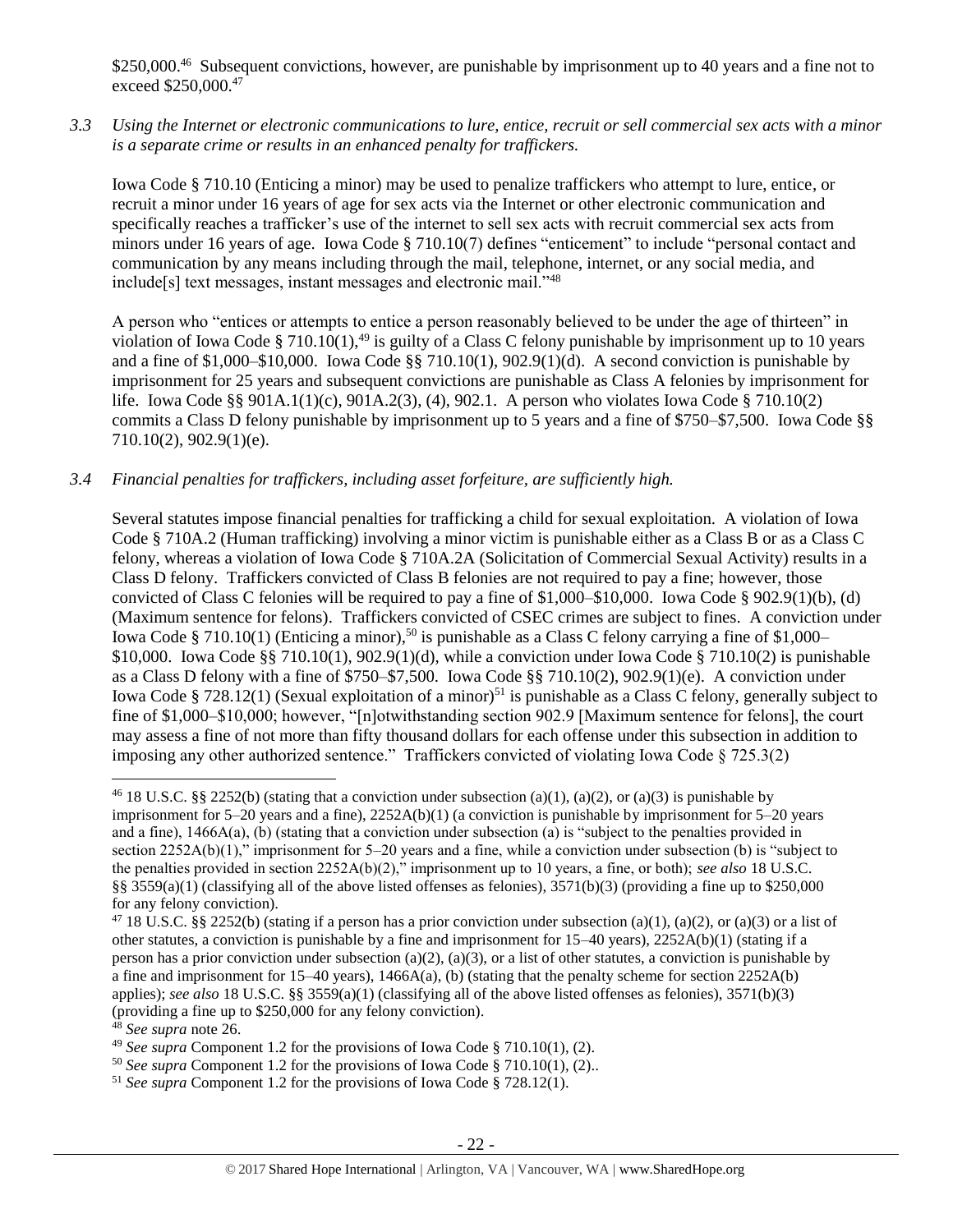$250,000.[46] Subsequent convictions, however, are punishable by imprisonment up to 40 years and a fine not to exceed $250,000.[47]

*3.3 Using the Internet or electronic communications to lure, entice, recruit or sell commercial sex acts with a minor is a separate crime or results in an enhanced penalty for traffickers.*

Iowa Code § 710.10 (Enticing a minor) may be used to penalize traffickers who attempt to lure, entice, or recruit a minor under 16 years of age for sex acts via the Internet or other electronic communication and specifically reaches a trafficker's use of the internet to sell sex acts with recruit commercial sex acts from minors under 16 years of age. Iowa Code § 710.10(7) defines "enticement" to include "personal contact and communication by any means including through the mail, telephone, internet, or any social media, and include[s] text messages, instant messages and electronic mail."[48]

A person who "entices or attempts to entice a person reasonably believed to be under the age of thirteen" in violation of Iowa Code § 710.10(1),[49] is guilty of a Class C felony punishable by imprisonment up to 10 years and a fine of $1,000–$10,000. Iowa Code §§ 710.10(1), 902.9(1)(d). A second conviction is punishable by imprisonment for 25 years and subsequent convictions are punishable as Class A felonies by imprisonment for life. Iowa Code §§ 901A.1(1)(c), 901A.2(3), (4), 902.1. A person who violates Iowa Code § 710.10(2) commits a Class D felony punishable by imprisonment up to 5 years and a fine of $750–$7,500. Iowa Code §§ 710.10(2), 902.9(1)(e).

*3.4 Financial penalties for traffickers, including asset forfeiture, are sufficiently high.*

Several statutes impose financial penalties for trafficking a child for sexual exploitation. A violation of Iowa Code § 710A.2 (Human trafficking) involving a minor victim is punishable either as a Class B or as a Class C felony, whereas a violation of Iowa Code § 710A.2A (Solicitation of Commercial Sexual Activity) results in a Class D felony. Traffickers convicted of Class B felonies are not required to pay a fine; however, those convicted of Class C felonies will be required to pay a fine of $1,000–$10,000. Iowa Code § 902.9(1)(b), (d) (Maximum sentence for felons). Traffickers convicted of CSEC crimes are subject to fines. A conviction under Iowa Code § 710.10(1) (Enticing a minor),[50] is punishable as a Class C felony carrying a fine of $1,000–$10,000. Iowa Code §§ 710.10(1), 902.9(1)(d), while a conviction under Iowa Code § 710.10(2) is punishable as a Class D felony with a fine of $750–$7,500. Iowa Code §§ 710.10(2), 902.9(1)(e). A conviction under Iowa Code § 728.12(1) (Sexual exploitation of a minor)[51] is punishable as a Class C felony, generally subject to fine of $1,000–$10,000; however, "[n]otwithstanding section 902.9 [Maximum sentence for felons], the court may assess a fine of not more than fifty thousand dollars for each offense under this subsection in addition to imposing any other authorized sentence." Traffickers convicted of violating Iowa Code § 725.3(2)

---

[46] 18 U.S.C. §§ 2252(b) (stating that a conviction under subsection (a)(1), (a)(2), or (a)(3) is punishable by imprisonment for 5–20 years and a fine), 2252A(b)(1) (a conviction is punishable by imprisonment for 5–20 years and a fine), 1466A(a), (b) (stating that a conviction under subsection (a) is "subject to the penalties provided in section 2252A(b)(1)," imprisonment for 5–20 years and a fine, while a conviction under subsection (b) is "subject to the penalties provided in section 2252A(b)(2)," imprisonment up to 10 years, a fine, or both); *see also* 18 U.S.C. §§ 3559(a)(1) (classifying all of the above listed offenses as felonies), 3571(b)(3) (providing a fine up to $250,000 for any felony conviction).

[47] 18 U.S.C. §§ 2252(b) (stating if a person has a prior conviction under subsection (a)(1), (a)(2), or (a)(3) or a list of other statutes, a conviction is punishable by a fine and imprisonment for 15–40 years), 2252A(b)(1) (stating if a person has a prior conviction under subsection (a)(2), (a)(3), or a list of other statutes, a conviction is punishable by a fine and imprisonment for 15–40 years), 1466A(a), (b) (stating that the penalty scheme for section 2252A(b) applies); *see also* 18 U.S.C. §§ 3559(a)(1) (classifying all of the above listed offenses as felonies), 3571(b)(3) (providing a fine up to $250,000 for any felony conviction).

[48] *See supra* note 26.

[49] *See supra* Component 1.2 for the provisions of Iowa Code § 710.10(1), (2).

[50] *See supra* Component 1.2 for the provisions of Iowa Code § 710.10(1), (2)..

[51] *See supra* Component 1.2 for the provisions of Iowa Code § 728.12(1).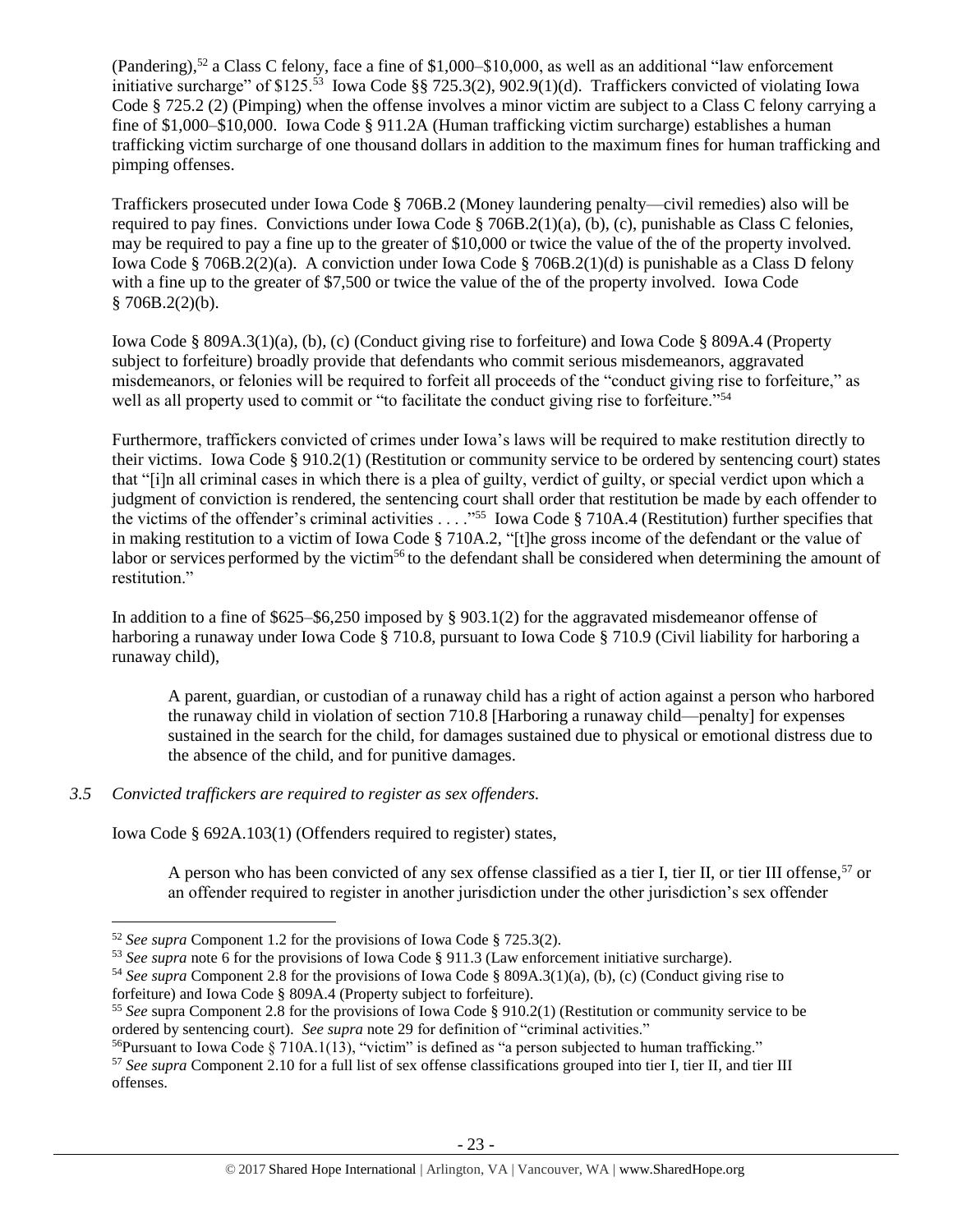(Pandering),[52] a Class C felony, face a fine of $1,000–$10,000, as well as an additional "law enforcement initiative surcharge" of $125.[53] Iowa Code §§ 725.3(2), 902.9(1)(d). Traffickers convicted of violating Iowa Code § 725.2 (2) (Pimping) when the offense involves a minor victim are subject to a Class C felony carrying a fine of $1,000–$10,000. Iowa Code § 911.2A (Human trafficking victim surcharge) establishes a human trafficking victim surcharge of one thousand dollars in addition to the maximum fines for human trafficking and pimping offenses.

Traffickers prosecuted under Iowa Code § 706B.2 (Money laundering penalty—civil remedies) also will be required to pay fines. Convictions under Iowa Code § 706B.2(1)(a), (b), (c), punishable as Class C felonies, may be required to pay a fine up to the greater of $10,000 or twice the value of the of the property involved. Iowa Code § 706B.2(2)(a). A conviction under Iowa Code § 706B.2(1)(d) is punishable as a Class D felony with a fine up to the greater of $7,500 or twice the value of the of the property involved. Iowa Code § 706B.2(2)(b).

Iowa Code § 809A.3(1)(a), (b), (c) (Conduct giving rise to forfeiture) and Iowa Code § 809A.4 (Property subject to forfeiture) broadly provide that defendants who commit serious misdemeanors, aggravated misdemeanors, or felonies will be required to forfeit all proceeds of the "conduct giving rise to forfeiture," as well as all property used to commit or "to facilitate the conduct giving rise to forfeiture."[54]

Furthermore, traffickers convicted of crimes under Iowa's laws will be required to make restitution directly to their victims. Iowa Code § 910.2(1) (Restitution or community service to be ordered by sentencing court) states that "[i]n all criminal cases in which there is a plea of guilty, verdict of guilty, or special verdict upon which a judgment of conviction is rendered, the sentencing court shall order that restitution be made by each offender to the victims of the offender's criminal activities . . . ."[55] Iowa Code § 710A.4 (Restitution) further specifies that in making restitution to a victim of Iowa Code § 710A.2, "[t]he gross income of the defendant or the value of labor or services performed by the victim[56] to the defendant shall be considered when determining the amount of restitution."

In addition to a fine of $625–$6,250 imposed by § 903.1(2) for the aggravated misdemeanor offense of harboring a runaway under Iowa Code § 710.8, pursuant to Iowa Code § 710.9 (Civil liability for harboring a runaway child),

> A parent, guardian, or custodian of a runaway child has a right of action against a person who harbored the runaway child in violation of section 710.8 [Harboring a runaway child—penalty] for expenses sustained in the search for the child, for damages sustained due to physical or emotional distress due to the absence of the child, and for punitive damages.

*3.5 Convicted traffickers are required to register as sex offenders.*

Iowa Code § 692A.103(1) (Offenders required to register) states,

> A person who has been convicted of any sex offense classified as a tier I, tier II, or tier III offense,[57] or an offender required to register in another jurisdiction under the other jurisdiction's sex offender

---

[52] *See supra* Component 1.2 for the provisions of Iowa Code § 725.3(2).

[53] *See supra* note 6 for the provisions of Iowa Code § 911.3 (Law enforcement initiative surcharge).

[54] *See supra* Component 2.8 for the provisions of Iowa Code § 809A.3(1)(a), (b), (c) (Conduct giving rise to forfeiture) and Iowa Code § 809A.4 (Property subject to forfeiture).

[55] *See* supra Component 2.8 for the provisions of Iowa Code § 910.2(1) (Restitution or community service to be ordered by sentencing court). *See supra* note 29 for definition of "criminal activities."

[56] Pursuant to Iowa Code § 710A.1(13), "victim" is defined as "a person subjected to human trafficking."

[57] *See supra* Component 2.10 for a full list of sex offense classifications grouped into tier I, tier II, and tier III offenses.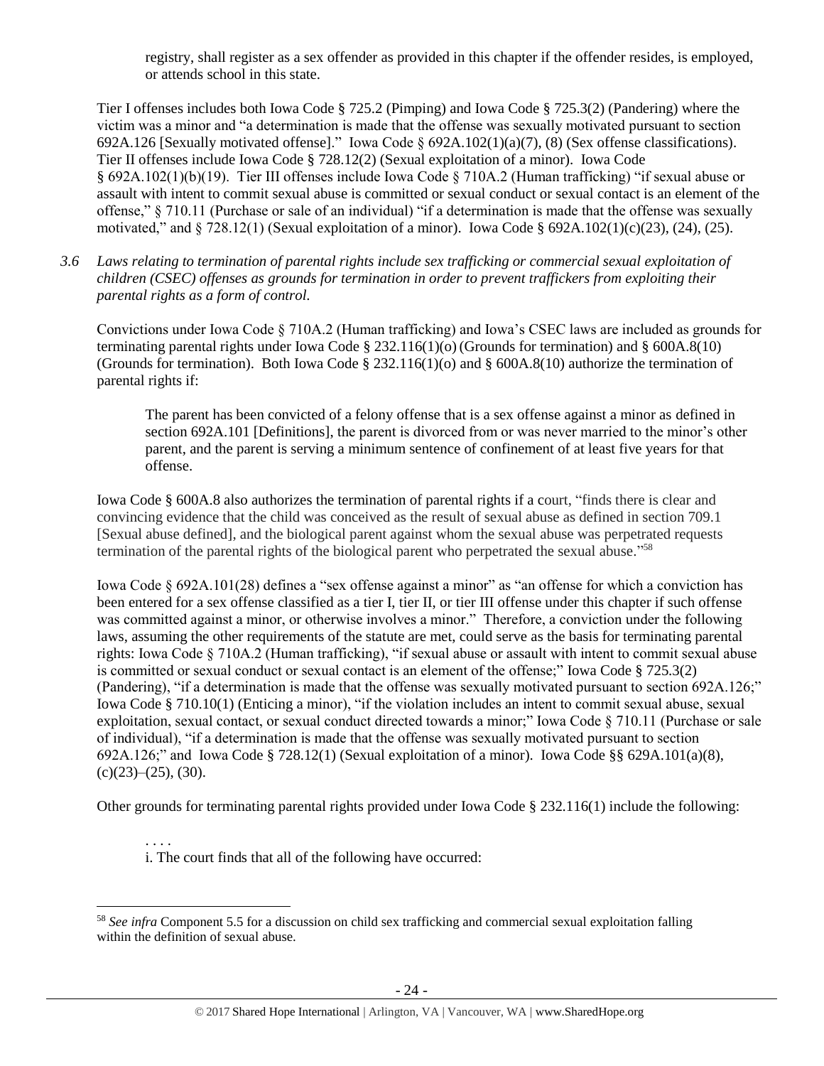registry, shall register as a sex offender as provided in this chapter if the offender resides, is employed, or attends school in this state.

Tier I offenses includes both Iowa Code § 725.2 (Pimping) and Iowa Code § 725.3(2) (Pandering) where the victim was a minor and "a determination is made that the offense was sexually motivated pursuant to section 692A.126 [Sexually motivated offense]." Iowa Code § 692A.102(1)(a)(7), (8) (Sex offense classifications). Tier II offenses include Iowa Code § 728.12(2) (Sexual exploitation of a minor). Iowa Code § 692A.102(1)(b)(19). Tier III offenses include Iowa Code § 710A.2 (Human trafficking) "if sexual abuse or assault with intent to commit sexual abuse is committed or sexual conduct or sexual contact is an element of the offense," § 710.11 (Purchase or sale of an individual) "if a determination is made that the offense was sexually motivated," and § 728.12(1) (Sexual exploitation of a minor). Iowa Code § 692A.102(1)(c)(23), (24), (25).

*3.6 Laws relating to termination of parental rights include sex trafficking or commercial sexual exploitation of children (CSEC) offenses as grounds for termination in order to prevent traffickers from exploiting their parental rights as a form of control.*

Convictions under Iowa Code § 710A.2 (Human trafficking) and Iowa's CSEC laws are included as grounds for terminating parental rights under Iowa Code § 232.116(1)(o) (Grounds for termination) and § 600A.8(10) (Grounds for termination). Both Iowa Code § 232.116(1)(o) and § 600A.8(10) authorize the termination of parental rights if:

> The parent has been convicted of a felony offense that is a sex offense against a minor as defined in section 692A.101 [Definitions], the parent is divorced from or was never married to the minor's other parent, and the parent is serving a minimum sentence of confinement of at least five years for that offense.

Iowa Code § 600A.8 also authorizes the termination of parental rights if a court, "finds there is clear and convincing evidence that the child was conceived as the result of sexual abuse as defined in section 709.1 [Sexual abuse defined], and the biological parent against whom the sexual abuse was perpetrated requests termination of the parental rights of the biological parent who perpetrated the sexual abuse."[58]

Iowa Code § 692A.101(28) defines a "sex offense against a minor" as "an offense for which a conviction has been entered for a sex offense classified as a tier I, tier II, or tier III offense under this chapter if such offense was committed against a minor, or otherwise involves a minor." Therefore, a conviction under the following laws, assuming the other requirements of the statute are met, could serve as the basis for terminating parental rights: Iowa Code § 710A.2 (Human trafficking), "if sexual abuse or assault with intent to commit sexual abuse is committed or sexual conduct or sexual contact is an element of the offense;" Iowa Code § 725.3(2) (Pandering), "if a determination is made that the offense was sexually motivated pursuant to section 692A.126;" Iowa Code § 710.10(1) (Enticing a minor), "if the violation includes an intent to commit sexual abuse, sexual exploitation, sexual contact, or sexual conduct directed towards a minor;" Iowa Code § 710.11 (Purchase or sale of individual), "if a determination is made that the offense was sexually motivated pursuant to section 692A.126;" and Iowa Code § 728.12(1) (Sexual exploitation of a minor). Iowa Code §§ 629A.101(a)(8), (c)(23)–(25), (30).

Other grounds for terminating parental rights provided under Iowa Code § 232.116(1) include the following:

> . . . .
> i. The court finds that all of the following have occurred:

---

[58] *See infra* Component 5.5 for a discussion on child sex trafficking and commercial sexual exploitation falling within the definition of sexual abuse.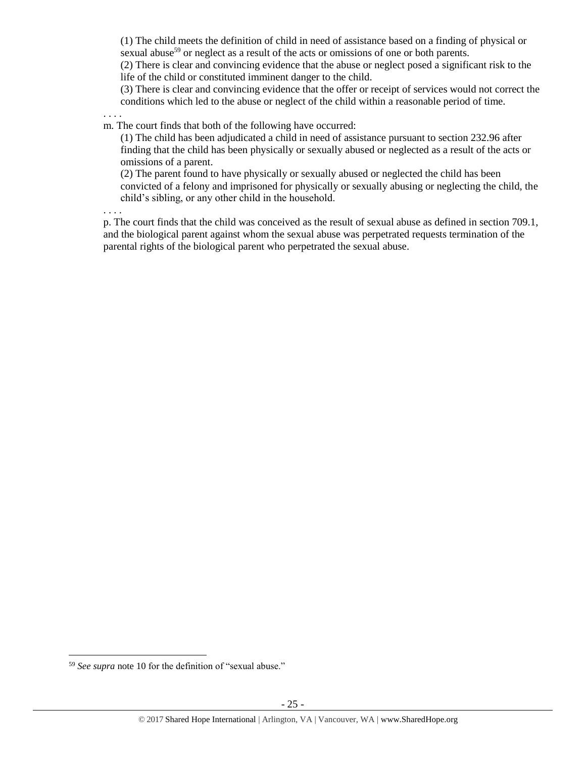(1) The child meets the definition of child in need of assistance based on a finding of physical or sexual abuse[59] or neglect as a result of the acts or omissions of one or both parents.

(2) There is clear and convincing evidence that the abuse or neglect posed a significant risk to the life of the child or constituted imminent danger to the child.

(3) There is clear and convincing evidence that the offer or receipt of services would not correct the conditions which led to the abuse or neglect of the child within a reasonable period of time.

. . . .

m. The court finds that both of the following have occurred:

(1) The child has been adjudicated a child in need of assistance pursuant to section 232.96 after finding that the child has been physically or sexually abused or neglected as a result of the acts or omissions of a parent.

(2) The parent found to have physically or sexually abused or neglected the child has been convicted of a felony and imprisoned for physically or sexually abusing or neglecting the child, the child's sibling, or any other child in the household.

. . . .

p. The court finds that the child was conceived as the result of sexual abuse as defined in section 709.1, and the biological parent against whom the sexual abuse was perpetrated requests termination of the parental rights of the biological parent who perpetrated the sexual abuse.

[59] *See supra* note 10 for the definition of "sexual abuse."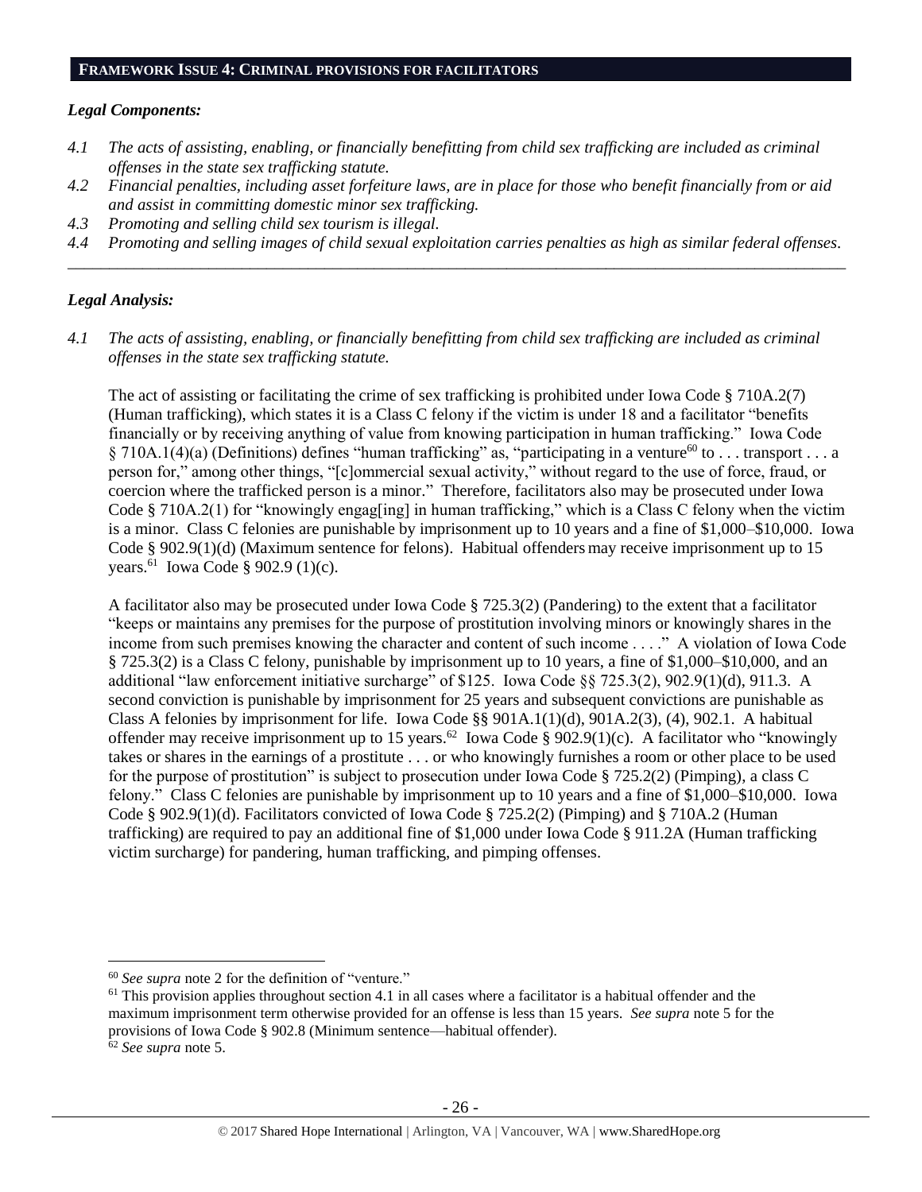## FRAMEWORK ISSUE 4: CRIMINAL PROVISIONS FOR FACILITATORS

### *Legal Components:*

*4.1 The acts of assisting, enabling, or financially benefitting from child sex trafficking are included as criminal offenses in the state sex trafficking statute.*

*4.2 Financial penalties, including asset forfeiture laws, are in place for those who benefit financially from or aid and assist in committing domestic minor sex trafficking.*

*4.3 Promoting and selling child sex tourism is illegal.*

*4.4 Promoting and selling images of child sexual exploitation carries penalties as high as similar federal offenses.*

---

### *Legal Analysis:*

*4.1 The acts of assisting, enabling, or financially benefitting from child sex trafficking are included as criminal offenses in the state sex trafficking statute.*

The act of assisting or facilitating the crime of sex trafficking is prohibited under Iowa Code § 710A.2(7) (Human trafficking), which states it is a Class C felony if the victim is under 18 and a facilitator "benefits financially or by receiving anything of value from knowing participation in human trafficking." Iowa Code § 710A.1(4)(a) (Definitions) defines "human trafficking" as, "participating in a venture[60] to . . . transport . . . a person for," among other things, "[c]ommercial sexual activity," without regard to the use of force, fraud, or coercion where the trafficked person is a minor." Therefore, facilitators also may be prosecuted under Iowa Code § 710A.2(1) for "knowingly engag[ing] in human trafficking," which is a Class C felony when the victim is a minor. Class C felonies are punishable by imprisonment up to 10 years and a fine of $1,000–$10,000. Iowa Code § 902.9(1)(d) (Maximum sentence for felons). Habitual offenders may receive imprisonment up to 15 years.[61] Iowa Code § 902.9 (1)(c).

A facilitator also may be prosecuted under Iowa Code § 725.3(2) (Pandering) to the extent that a facilitator "keeps or maintains any premises for the purpose of prostitution involving minors or knowingly shares in the income from such premises knowing the character and content of such income . . . ." A violation of Iowa Code § 725.3(2) is a Class C felony, punishable by imprisonment up to 10 years, a fine of $1,000–$10,000, and an additional "law enforcement initiative surcharge" of $125. Iowa Code §§ 725.3(2), 902.9(1)(d), 911.3. A second conviction is punishable by imprisonment for 25 years and subsequent convictions are punishable as Class A felonies by imprisonment for life. Iowa Code §§ 901A.1(1)(d), 901A.2(3), (4), 902.1. A habitual offender may receive imprisonment up to 15 years.[62] Iowa Code § 902.9(1)(c). A facilitator who "knowingly takes or shares in the earnings of a prostitute . . . or who knowingly furnishes a room or other place to be used for the purpose of prostitution" is subject to prosecution under Iowa Code § 725.2(2) (Pimping), a class C felony." Class C felonies are punishable by imprisonment up to 10 years and a fine of $1,000–$10,000. Iowa Code § 902.9(1)(d). Facilitators convicted of Iowa Code § 725.2(2) (Pimping) and § 710A.2 (Human trafficking) are required to pay an additional fine of $1,000 under Iowa Code § 911.2A (Human trafficking victim surcharge) for pandering, human trafficking, and pimping offenses.

---

[60] *See supra* note 2 for the definition of "venture."

[61] This provision applies throughout section 4.1 in all cases where a facilitator is a habitual offender and the maximum imprisonment term otherwise provided for an offense is less than 15 years. *See supra* note 5 for the provisions of Iowa Code § 902.8 (Minimum sentence—habitual offender).

[62] *See supra* note 5.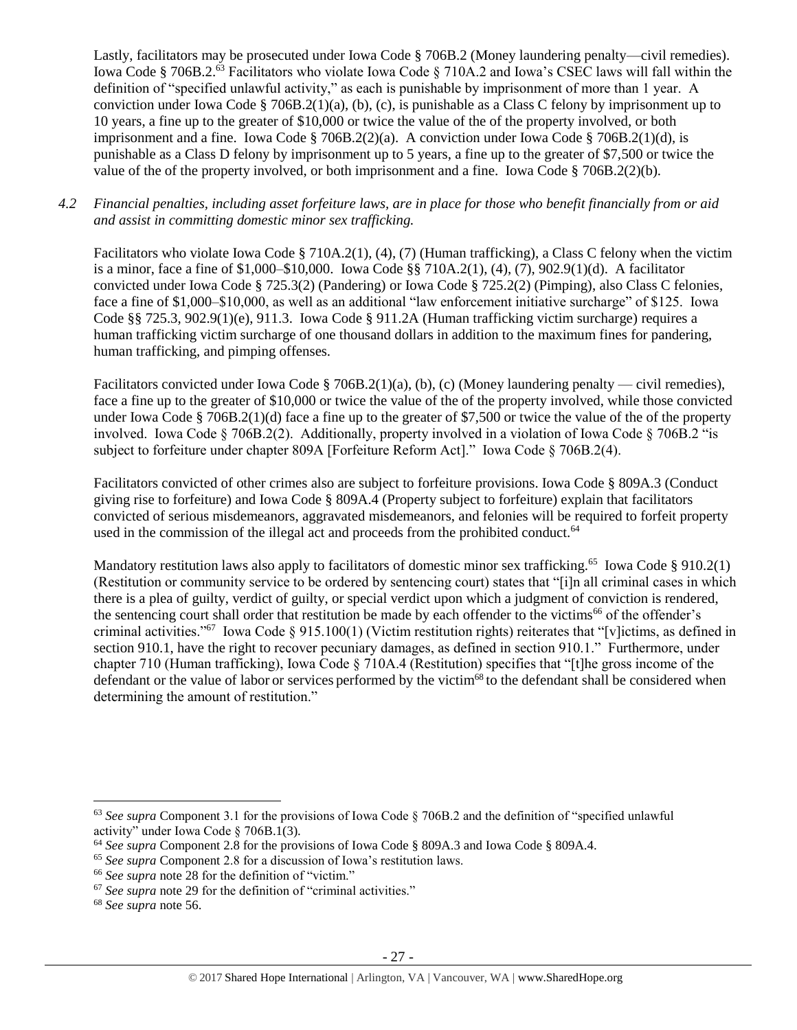Lastly, facilitators may be prosecuted under Iowa Code § 706B.2 (Money laundering penalty—civil remedies). Iowa Code § 706B.2.[63] Facilitators who violate Iowa Code § 710A.2 and Iowa's CSEC laws will fall within the definition of "specified unlawful activity," as each is punishable by imprisonment of more than 1 year. A conviction under Iowa Code § 706B.2(1)(a), (b), (c), is punishable as a Class C felony by imprisonment up to 10 years, a fine up to the greater of $10,000 or twice the value of the of the property involved, or both imprisonment and a fine. Iowa Code § 706B.2(2)(a). A conviction under Iowa Code § 706B.2(1)(d), is punishable as a Class D felony by imprisonment up to 5 years, a fine up to the greater of $7,500 or twice the value of the of the property involved, or both imprisonment and a fine. Iowa Code § 706B.2(2)(b).

*4.2 Financial penalties, including asset forfeiture laws, are in place for those who benefit financially from or aid and assist in committing domestic minor sex trafficking.*

Facilitators who violate Iowa Code § 710A.2(1), (4), (7) (Human trafficking), a Class C felony when the victim is a minor, face a fine of $1,000–$10,000. Iowa Code §§ 710A.2(1), (4), (7), 902.9(1)(d). A facilitator convicted under Iowa Code § 725.3(2) (Pandering) or Iowa Code § 725.2(2) (Pimping), also Class C felonies, face a fine of $1,000–$10,000, as well as an additional "law enforcement initiative surcharge" of $125. Iowa Code §§ 725.3, 902.9(1)(e), 911.3. Iowa Code § 911.2A (Human trafficking victim surcharge) requires a human trafficking victim surcharge of one thousand dollars in addition to the maximum fines for pandering, human trafficking, and pimping offenses.

Facilitators convicted under Iowa Code § 706B.2(1)(a), (b), (c) (Money laundering penalty — civil remedies), face a fine up to the greater of $10,000 or twice the value of the of the property involved, while those convicted under Iowa Code § 706B.2(1)(d) face a fine up to the greater of $7,500 or twice the value of the of the property involved. Iowa Code § 706B.2(2). Additionally, property involved in a violation of Iowa Code § 706B.2 "is subject to forfeiture under chapter 809A [Forfeiture Reform Act]." Iowa Code § 706B.2(4).

Facilitators convicted of other crimes also are subject to forfeiture provisions. Iowa Code § 809A.3 (Conduct giving rise to forfeiture) and Iowa Code § 809A.4 (Property subject to forfeiture) explain that facilitators convicted of serious misdemeanors, aggravated misdemeanors, and felonies will be required to forfeit property used in the commission of the illegal act and proceeds from the prohibited conduct.[64]

Mandatory restitution laws also apply to facilitators of domestic minor sex trafficking.[65] Iowa Code § 910.2(1) (Restitution or community service to be ordered by sentencing court) states that "[i]n all criminal cases in which there is a plea of guilty, verdict of guilty, or special verdict upon which a judgment of conviction is rendered, the sentencing court shall order that restitution be made by each offender to the victims[66] of the offender's criminal activities."[67] Iowa Code § 915.100(1) (Victim restitution rights) reiterates that "[v]ictims, as defined in section 910.1, have the right to recover pecuniary damages, as defined in section 910.1." Furthermore, under chapter 710 (Human trafficking), Iowa Code § 710A.4 (Restitution) specifies that "[t]he gross income of the defendant or the value of labor or services performed by the victim[68] to the defendant shall be considered when determining the amount of restitution."

---

[63] *See supra* Component 3.1 for the provisions of Iowa Code § 706B.2 and the definition of "specified unlawful activity" under Iowa Code § 706B.1(3).

[64] *See supra* Component 2.8 for the provisions of Iowa Code § 809A.3 and Iowa Code § 809A.4.

[65] *See supra* Component 2.8 for a discussion of Iowa's restitution laws.

[66] *See supra* note 28 for the definition of "victim."

[67] *See supra* note 29 for the definition of "criminal activities."

[68] *See supra* note 56.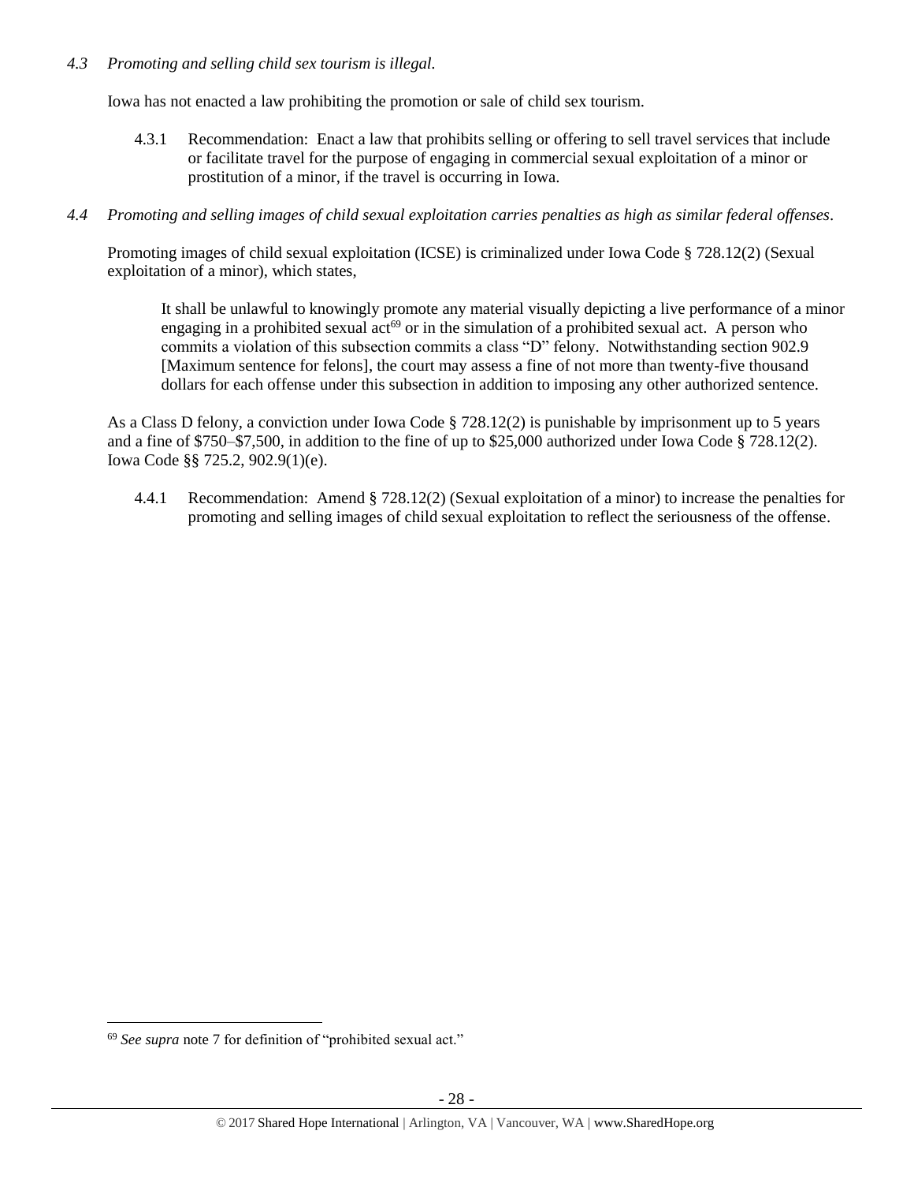*4.3 Promoting and selling child sex tourism is illegal.*

Iowa has not enacted a law prohibiting the promotion or sale of child sex tourism.

4.3.1 Recommendation: Enact a law that prohibits selling or offering to sell travel services that include or facilitate travel for the purpose of engaging in commercial sexual exploitation of a minor or prostitution of a minor, if the travel is occurring in Iowa.

*4.4 Promoting and selling images of child sexual exploitation carries penalties as high as similar federal offenses.*

Promoting images of child sexual exploitation (ICSE) is criminalized under Iowa Code § 728.12(2) (Sexual exploitation of a minor), which states,

> It shall be unlawful to knowingly promote any material visually depicting a live performance of a minor engaging in a prohibited sexual act[69] or in the simulation of a prohibited sexual act. A person who commits a violation of this subsection commits a class "D" felony. Notwithstanding section 902.9 [Maximum sentence for felons], the court may assess a fine of not more than twenty-five thousand dollars for each offense under this subsection in addition to imposing any other authorized sentence.

As a Class D felony, a conviction under Iowa Code § 728.12(2) is punishable by imprisonment up to 5 years and a fine of $750–$7,500, in addition to the fine of up to $25,000 authorized under Iowa Code § 728.12(2). Iowa Code §§ 725.2, 902.9(1)(e).

4.4.1 Recommendation: Amend § 728.12(2) (Sexual exploitation of a minor) to increase the penalties for promoting and selling images of child sexual exploitation to reflect the seriousness of the offense.

---

[69] *See supra* note 7 for definition of "prohibited sexual act."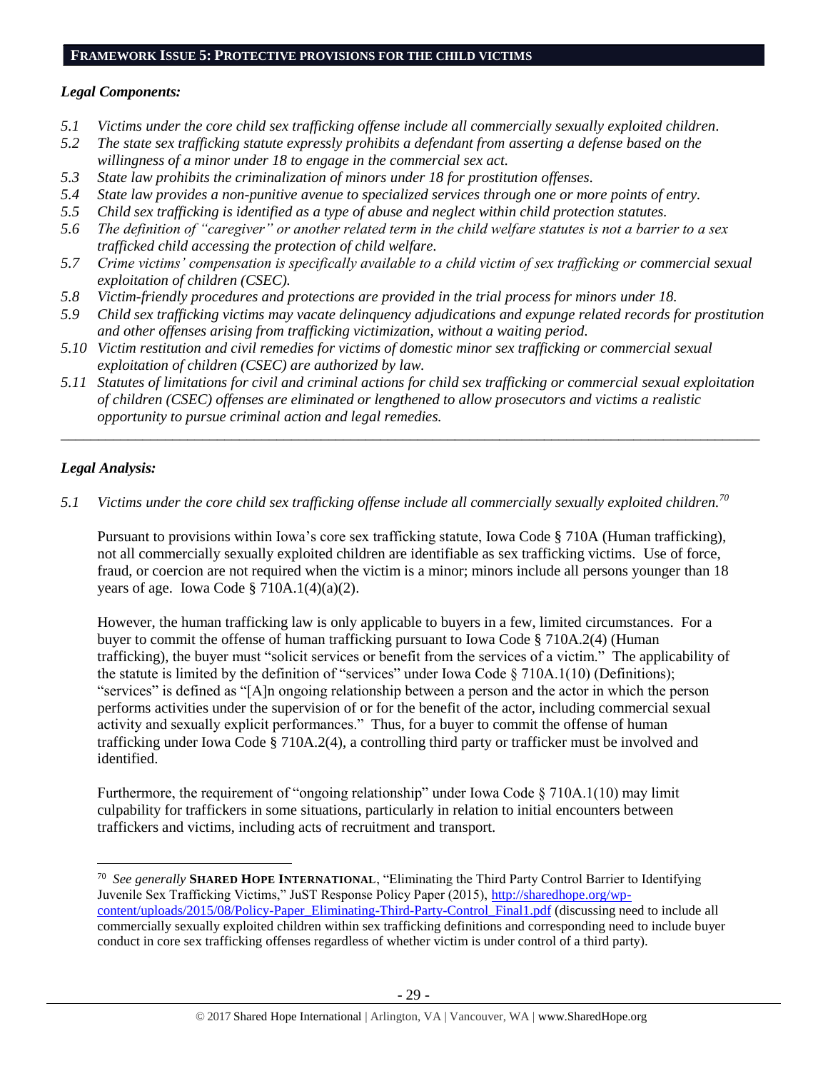## FRAMEWORK ISSUE 5: PROTECTIVE PROVISIONS FOR THE CHILD VICTIMS

### *Legal Components:*

*5.1 Victims under the core child sex trafficking offense include all commercially sexually exploited children.*
*5.2 The state sex trafficking statute expressly prohibits a defendant from asserting a defense based on the willingness of a minor under 18 to engage in the commercial sex act.*
*5.3 State law prohibits the criminalization of minors under 18 for prostitution offenses.*
*5.4 State law provides a non-punitive avenue to specialized services through one or more points of entry.*
*5.5 Child sex trafficking is identified as a type of abuse and neglect within child protection statutes.*
*5.6 The definition of "caregiver" or another related term in the child welfare statutes is not a barrier to a sex trafficked child accessing the protection of child welfare.*
*5.7 Crime victims' compensation is specifically available to a child victim of sex trafficking or commercial sexual exploitation of children (CSEC).*
*5.8 Victim-friendly procedures and protections are provided in the trial process for minors under 18.*
*5.9 Child sex trafficking victims may vacate delinquency adjudications and expunge related records for prostitution and other offenses arising from trafficking victimization, without a waiting period.*
*5.10 Victim restitution and civil remedies for victims of domestic minor sex trafficking or commercial sexual exploitation of children (CSEC) are authorized by law.*
*5.11 Statutes of limitations for civil and criminal actions for child sex trafficking or commercial sexual exploitation of children (CSEC) offenses are eliminated or lengthened to allow prosecutors and victims a realistic opportunity to pursue criminal action and legal remedies.*

---

### *Legal Analysis:*

*5.1 Victims under the core child sex trafficking offense include all commercially sexually exploited children.*[70]

Pursuant to provisions within Iowa's core sex trafficking statute, Iowa Code § 710A (Human trafficking), not all commercially sexually exploited children are identifiable as sex trafficking victims. Use of force, fraud, or coercion are not required when the victim is a minor; minors include all persons younger than 18 years of age. Iowa Code § 710A.1(4)(a)(2).

However, the human trafficking law is only applicable to buyers in a few, limited circumstances. For a buyer to commit the offense of human trafficking pursuant to Iowa Code § 710A.2(4) (Human trafficking), the buyer must "solicit services or benefit from the services of a victim." The applicability of the statute is limited by the definition of "services" under Iowa Code § 710A.1(10) (Definitions); "services" is defined as "[A]n ongoing relationship between a person and the actor in which the person performs activities under the supervision of or for the benefit of the actor, including commercial sexual activity and sexually explicit performances." Thus, for a buyer to commit the offense of human trafficking under Iowa Code § 710A.2(4), a controlling third party or trafficker must be involved and identified.

Furthermore, the requirement of "ongoing relationship" under Iowa Code § 710A.1(10) may limit culpability for traffickers in some situations, particularly in relation to initial encounters between traffickers and victims, including acts of recruitment and transport.

---

[70] *See generally* **SHARED HOPE INTERNATIONAL**, "Eliminating the Third Party Control Barrier to Identifying Juvenile Sex Trafficking Victims," JuST Response Policy Paper (2015), http://sharedhope.org/wp-content/uploads/2015/08/Policy-Paper_Eliminating-Third-Party-Control_Final1.pdf (discussing need to include all commercially sexually exploited children within sex trafficking definitions and corresponding need to include buyer conduct in core sex trafficking offenses regardless of whether victim is under control of a third party).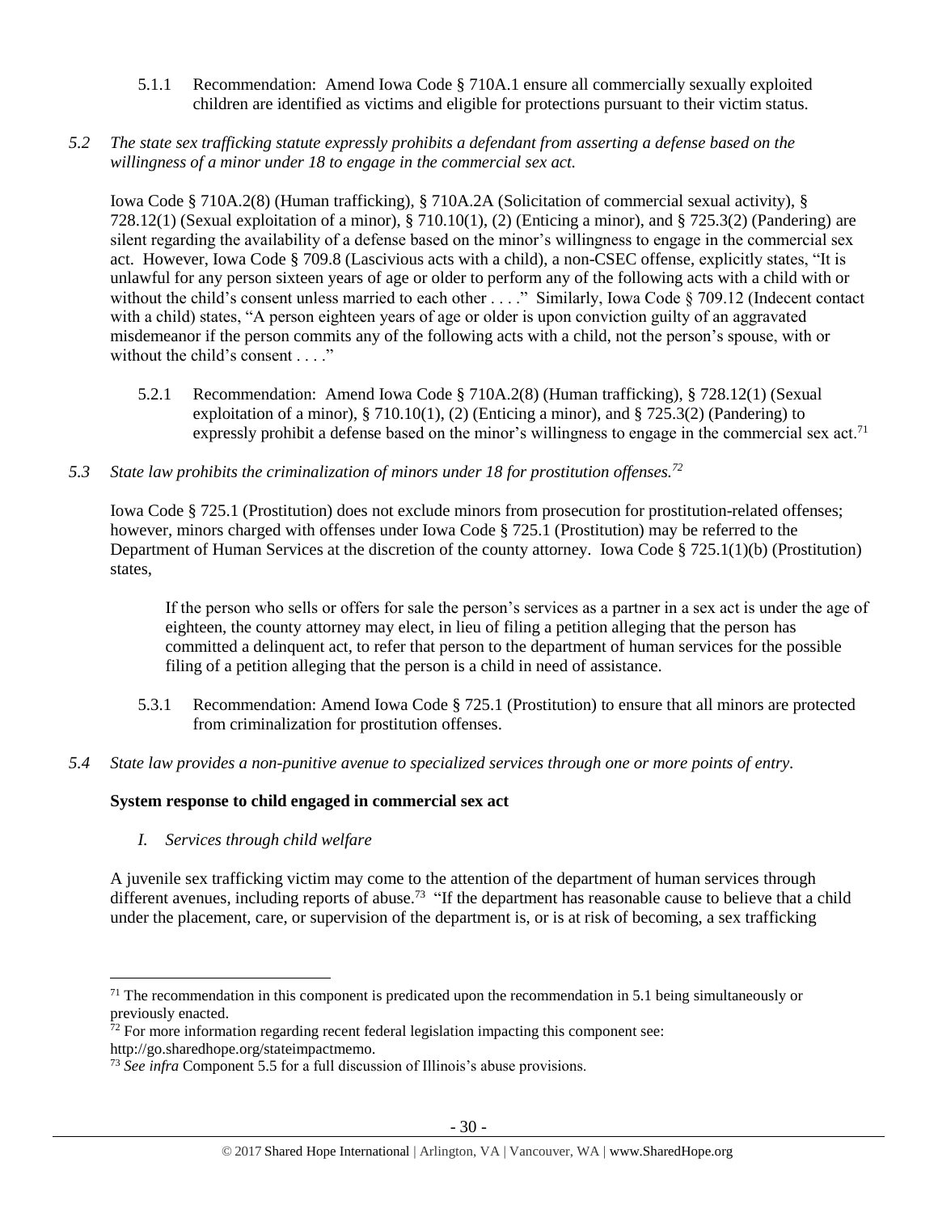5.1.1 Recommendation: Amend Iowa Code § 710A.1 ensure all commercially sexually exploited children are identified as victims and eligible for protections pursuant to their victim status.

*5.2 The state sex trafficking statute expressly prohibits a defendant from asserting a defense based on the willingness of a minor under 18 to engage in the commercial sex act.*

Iowa Code § 710A.2(8) (Human trafficking), § 710A.2A (Solicitation of commercial sexual activity), § 728.12(1) (Sexual exploitation of a minor), § 710.10(1), (2) (Enticing a minor), and § 725.3(2) (Pandering) are silent regarding the availability of a defense based on the minor's willingness to engage in the commercial sex act. However, Iowa Code § 709.8 (Lascivious acts with a child), a non-CSEC offense, explicitly states, "It is unlawful for any person sixteen years of age or older to perform any of the following acts with a child with or without the child's consent unless married to each other . . . ." Similarly, Iowa Code § 709.12 (Indecent contact with a child) states, "A person eighteen years of age or older is upon conviction guilty of an aggravated misdemeanor if the person commits any of the following acts with a child, not the person's spouse, with or without the child's consent . . . ."

5.2.1 Recommendation: Amend Iowa Code § 710A.2(8) (Human trafficking), § 728.12(1) (Sexual exploitation of a minor), § 710.10(1), (2) (Enticing a minor), and § 725.3(2) (Pandering) to expressly prohibit a defense based on the minor's willingness to engage in the commercial sex act.[71]

*5.3 State law prohibits the criminalization of minors under 18 for prostitution offenses.[72]*

Iowa Code § 725.1 (Prostitution) does not exclude minors from prosecution for prostitution-related offenses; however, minors charged with offenses under Iowa Code § 725.1 (Prostitution) may be referred to the Department of Human Services at the discretion of the county attorney. Iowa Code § 725.1(1)(b) (Prostitution) states,

> If the person who sells or offers for sale the person's services as a partner in a sex act is under the age of eighteen, the county attorney may elect, in lieu of filing a petition alleging that the person has committed a delinquent act, to refer that person to the department of human services for the possible filing of a petition alleging that the person is a child in need of assistance.

5.3.1 Recommendation: Amend Iowa Code § 725.1 (Prostitution) to ensure that all minors are protected from criminalization for prostitution offenses.

*5.4 State law provides a non-punitive avenue to specialized services through one or more points of entry.*

**System response to child engaged in commercial sex act**

*I. Services through child welfare*

A juvenile sex trafficking victim may come to the attention of the department of human services through different avenues, including reports of abuse.[73] "If the department has reasonable cause to believe that a child under the placement, care, or supervision of the department is, or is at risk of becoming, a sex trafficking

---

[71] The recommendation in this component is predicated upon the recommendation in 5.1 being simultaneously or previously enacted.

[72] For more information regarding recent federal legislation impacting this component see: http://go.sharedhope.org/stateimpactmemo.

[73] *See infra* Component 5.5 for a full discussion of Illinois's abuse provisions.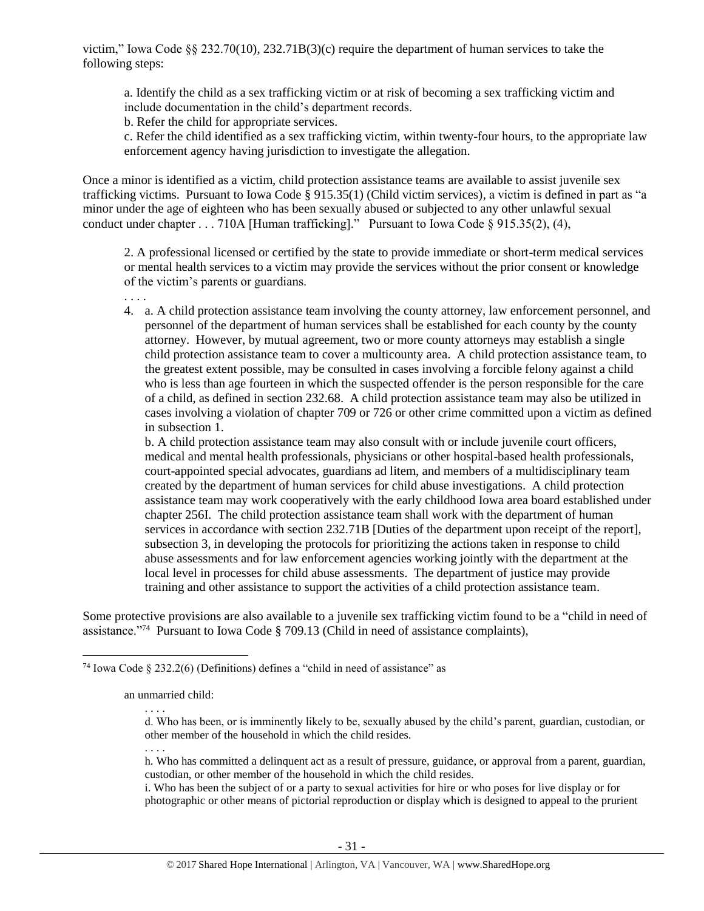victim," Iowa Code §§ 232.70(10), 232.71B(3)(c) require the department of human services to take the following steps:

> a. Identify the child as a sex trafficking victim or at risk of becoming a sex trafficking victim and include documentation in the child's department records.
> b. Refer the child for appropriate services.
> c. Refer the child identified as a sex trafficking victim, within twenty-four hours, to the appropriate law enforcement agency having jurisdiction to investigate the allegation.

Once a minor is identified as a victim, child protection assistance teams are available to assist juvenile sex trafficking victims. Pursuant to Iowa Code § 915.35(1) (Child victim services), a victim is defined in part as "a minor under the age of eighteen who has been sexually abused or subjected to any other unlawful sexual conduct under chapter . . . 710A [Human trafficking]." Pursuant to Iowa Code § 915.35(2), (4),

> 2. A professional licensed or certified by the state to provide immediate or short-term medical services or mental health services to a victim may provide the services without the prior consent or knowledge of the victim's parents or guardians.
>
> . . . .
>
> 4. a. A child protection assistance team involving the county attorney, law enforcement personnel, and personnel of the department of human services shall be established for each county by the county attorney. However, by mutual agreement, two or more county attorneys may establish a single child protection assistance team to cover a multicounty area. A child protection assistance team, to the greatest extent possible, may be consulted in cases involving a forcible felony against a child who is less than age fourteen in which the suspected offender is the person responsible for the care of a child, as defined in section 232.68. A child protection assistance team may also be utilized in cases involving a violation of chapter 709 or 726 or other crime committed upon a victim as defined in subsection 1.
> b. A child protection assistance team may also consult with or include juvenile court officers, medical and mental health professionals, physicians or other hospital-based health professionals, court-appointed special advocates, guardians ad litem, and members of a multidisciplinary team created by the department of human services for child abuse investigations. A child protection assistance team may work cooperatively with the early childhood Iowa area board established under chapter 256I. The child protection assistance team shall work with the department of human services in accordance with section 232.71B [Duties of the department upon receipt of the report], subsection 3, in developing the protocols for prioritizing the actions taken in response to child abuse assessments and for law enforcement agencies working jointly with the department at the local level in processes for child abuse assessments. The department of justice may provide training and other assistance to support the activities of a child protection assistance team.

Some protective provisions are also available to a juvenile sex trafficking victim found to be a "child in need of assistance."[74] Pursuant to Iowa Code § 709.13 (Child in need of assistance complaints),

---

[74] Iowa Code § 232.2(6) (Definitions) defines a "child in need of assistance" as

> an unmarried child:
>
> . . . .
>
> d. Who has been, or is imminently likely to be, sexually abused by the child's parent, guardian, custodian, or other member of the household in which the child resides.
>
> . . . .
>
> h. Who has committed a delinquent act as a result of pressure, guidance, or approval from a parent, guardian, custodian, or other member of the household in which the child resides.
> i. Who has been the subject of or a party to sexual activities for hire or who poses for live display or for photographic or other means of pictorial reproduction or display which is designed to appeal to the prurient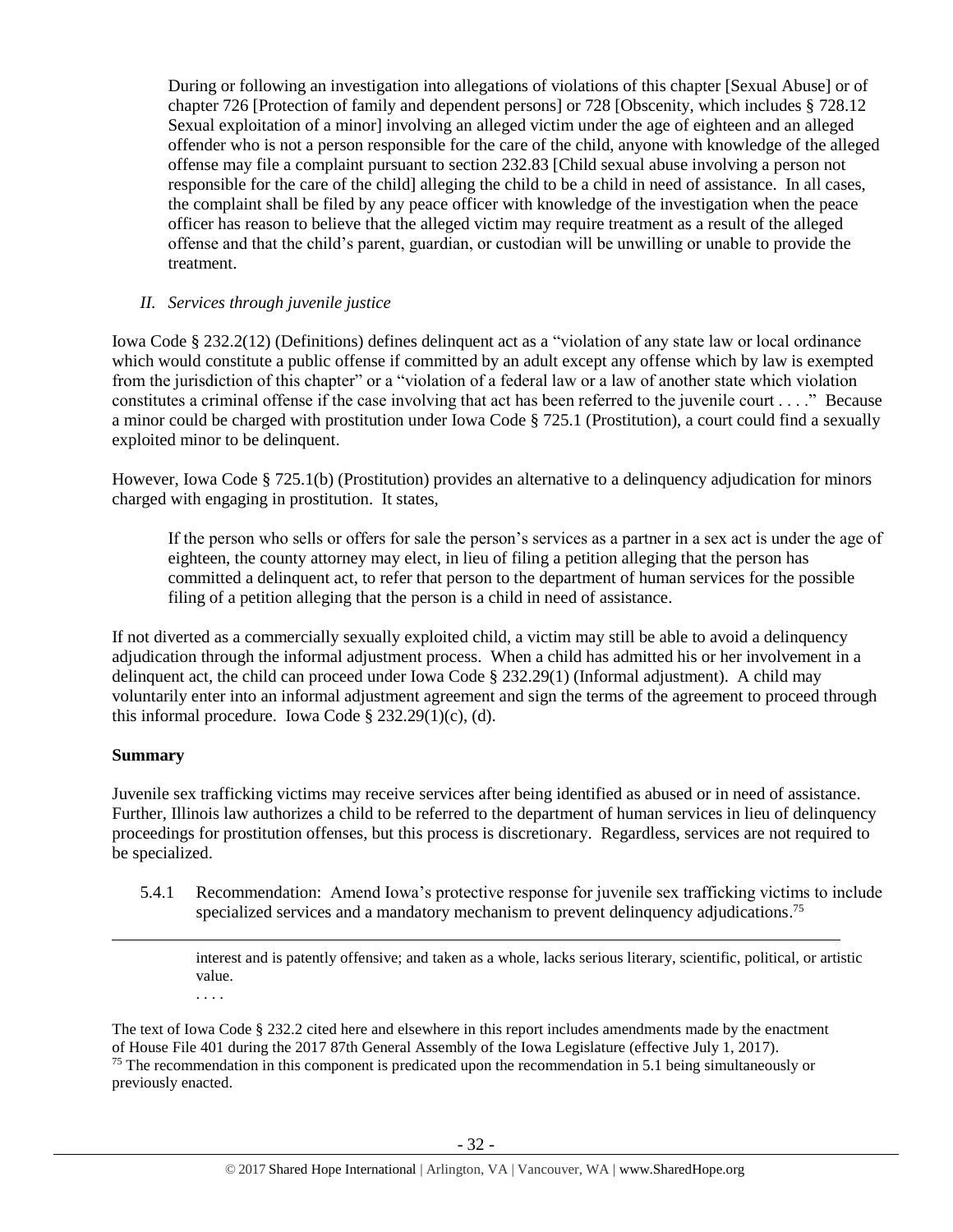> During or following an investigation into allegations of violations of this chapter [Sexual Abuse] or of chapter 726 [Protection of family and dependent persons] or 728 [Obscenity, which includes § 728.12 Sexual exploitation of a minor] involving an alleged victim under the age of eighteen and an alleged offender who is not a person responsible for the care of the child, anyone with knowledge of the alleged offense may file a complaint pursuant to section 232.83 [Child sexual abuse involving a person not responsible for the care of the child] alleging the child to be a child in need of assistance. In all cases, the complaint shall be filed by any peace officer with knowledge of the investigation when the peace officer has reason to believe that the alleged victim may require treatment as a result of the alleged offense and that the child's parent, guardian, or custodian will be unwilling or unable to provide the treatment.

*II. Services through juvenile justice*

Iowa Code § 232.2(12) (Definitions) defines delinquent act as a "violation of any state law or local ordinance which would constitute a public offense if committed by an adult except any offense which by law is exempted from the jurisdiction of this chapter" or a "violation of a federal law or a law of another state which violation constitutes a criminal offense if the case involving that act has been referred to the juvenile court . . . ." Because a minor could be charged with prostitution under Iowa Code § 725.1 (Prostitution), a court could find a sexually exploited minor to be delinquent.

However, Iowa Code § 725.1(b) (Prostitution) provides an alternative to a delinquency adjudication for minors charged with engaging in prostitution. It states,

> If the person who sells or offers for sale the person's services as a partner in a sex act is under the age of eighteen, the county attorney may elect, in lieu of filing a petition alleging that the person has committed a delinquent act, to refer that person to the department of human services for the possible filing of a petition alleging that the person is a child in need of assistance.

If not diverted as a commercially sexually exploited child, a victim may still be able to avoid a delinquency adjudication through the informal adjustment process. When a child has admitted his or her involvement in a delinquent act, the child can proceed under Iowa Code § 232.29(1) (Informal adjustment). A child may voluntarily enter into an informal adjustment agreement and sign the terms of the agreement to proceed through this informal procedure. Iowa Code § 232.29(1)(c), (d).

**Summary**

Juvenile sex trafficking victims may receive services after being identified as abused or in need of assistance. Further, Illinois law authorizes a child to be referred to the department of human services in lieu of delinquency proceedings for prostitution offenses, but this process is discretionary. Regardless, services are not required to be specialized.

5.4.1 Recommendation: Amend Iowa's protective response for juvenile sex trafficking victims to include specialized services and a mandatory mechanism to prevent delinquency adjudications.[75]

---

> interest and is patently offensive; and taken as a whole, lacks serious literary, scientific, political, or artistic value.
>
> . . . .

The text of Iowa Code § 232.2 cited here and elsewhere in this report includes amendments made by the enactment of House File 401 during the 2017 87th General Assembly of the Iowa Legislature (effective July 1, 2017).

[75] The recommendation in this component is predicated upon the recommendation in 5.1 being simultaneously or previously enacted.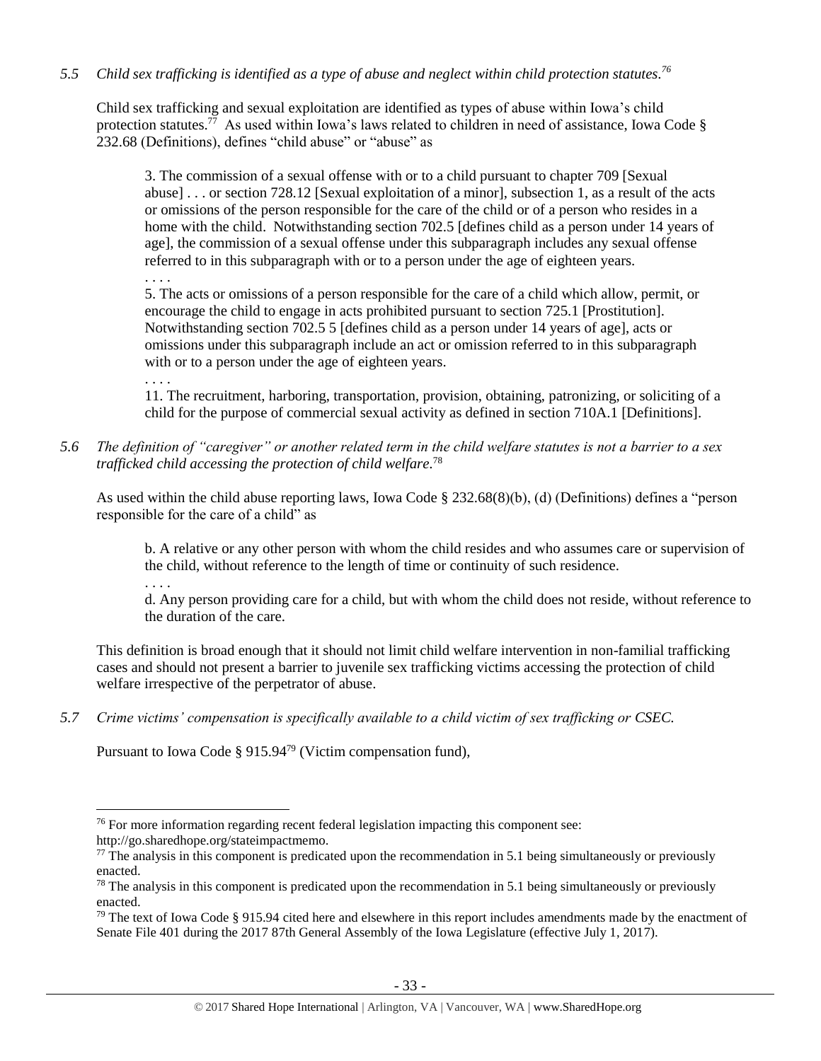*5.5 Child sex trafficking is identified as a type of abuse and neglect within child protection statutes.*[76]

Child sex trafficking and sexual exploitation are identified as types of abuse within Iowa's child protection statutes.[77] As used within Iowa's laws related to children in need of assistance, Iowa Code § 232.68 (Definitions), defines "child abuse" or "abuse" as

> 3. The commission of a sexual offense with or to a child pursuant to chapter 709 [Sexual abuse] . . . or section 728.12 [Sexual exploitation of a minor], subsection 1, as a result of the acts or omissions of the person responsible for the care of the child or of a person who resides in a home with the child. Notwithstanding section 702.5 [defines child as a person under 14 years of age], the commission of a sexual offense under this subparagraph includes any sexual offense referred to in this subparagraph with or to a person under the age of eighteen years.
>
> . . . .
>
> 5. The acts or omissions of a person responsible for the care of a child which allow, permit, or encourage the child to engage in acts prohibited pursuant to section 725.1 [Prostitution]. Notwithstanding section 702.5 5 [defines child as a person under 14 years of age], acts or omissions under this subparagraph include an act or omission referred to in this subparagraph with or to a person under the age of eighteen years.
>
> . . . .
>
> 11. The recruitment, harboring, transportation, provision, obtaining, patronizing, or soliciting of a child for the purpose of commercial sexual activity as defined in section 710A.1 [Definitions].

*5.6 The definition of "caregiver" or another related term in the child welfare statutes is not a barrier to a sex trafficked child accessing the protection of child welfare.*[78]

As used within the child abuse reporting laws, Iowa Code § 232.68(8)(b), (d) (Definitions) defines a "person responsible for the care of a child" as

> b. A relative or any other person with whom the child resides and who assumes care or supervision of the child, without reference to the length of time or continuity of such residence.
>
> . . . .
>
> d. Any person providing care for a child, but with whom the child does not reside, without reference to the duration of the care.

This definition is broad enough that it should not limit child welfare intervention in non-familial trafficking cases and should not present a barrier to juvenile sex trafficking victims accessing the protection of child welfare irrespective of the perpetrator of abuse.

*5.7 Crime victims' compensation is specifically available to a child victim of sex trafficking or CSEC.*

Pursuant to Iowa Code § 915.94[79] (Victim compensation fund),

---

[76] For more information regarding recent federal legislation impacting this component see: http://go.sharedhope.org/stateimpactmemo.

[77] The analysis in this component is predicated upon the recommendation in 5.1 being simultaneously or previously enacted.

[78] The analysis in this component is predicated upon the recommendation in 5.1 being simultaneously or previously enacted.

[79] The text of Iowa Code § 915.94 cited here and elsewhere in this report includes amendments made by the enactment of Senate File 401 during the 2017 87th General Assembly of the Iowa Legislature (effective July 1, 2017).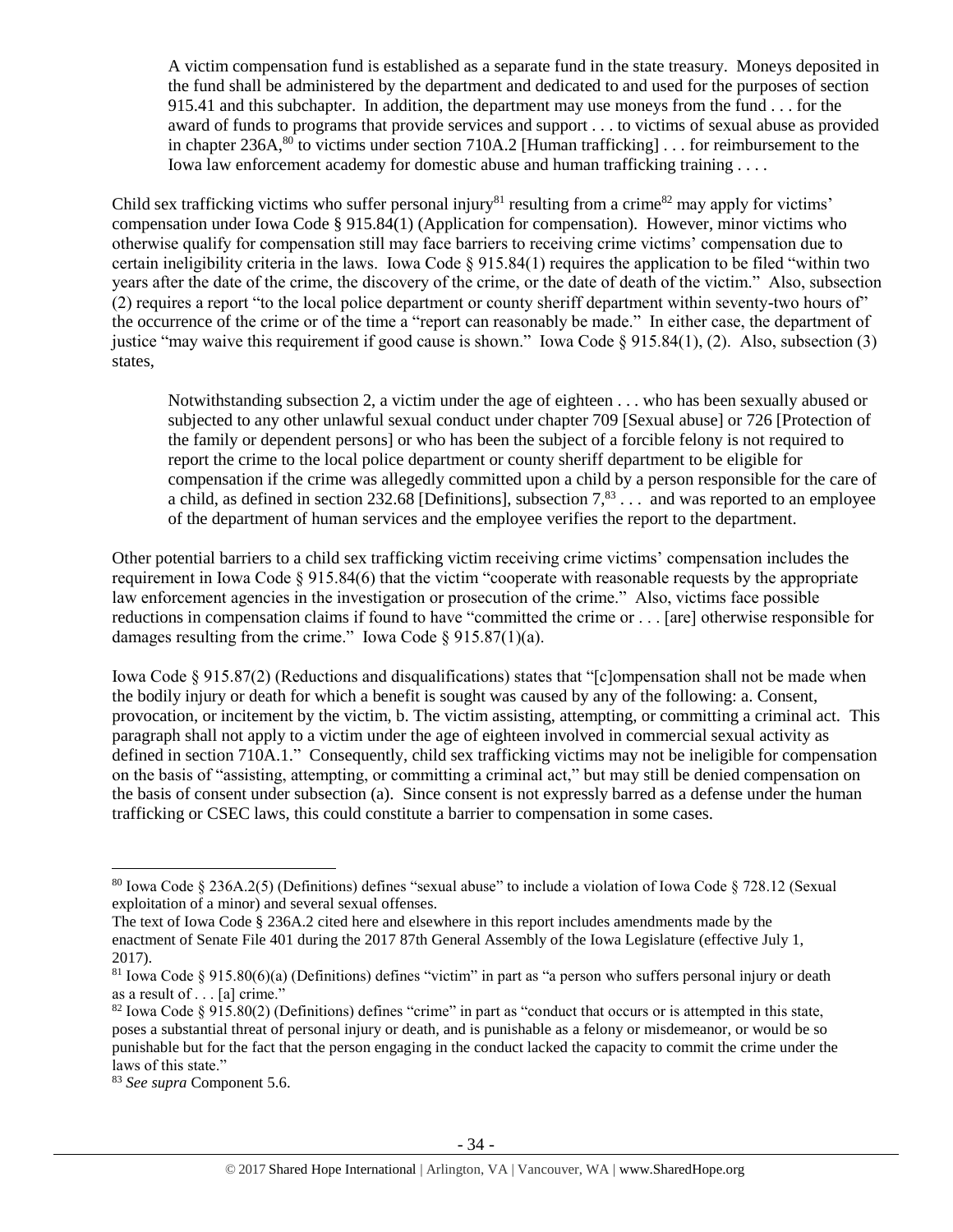> A victim compensation fund is established as a separate fund in the state treasury. Moneys deposited in the fund shall be administered by the department and dedicated to and used for the purposes of section 915.41 and this subchapter. In addition, the department may use moneys from the fund . . . for the award of funds to programs that provide services and support . . . to victims of sexual abuse as provided in chapter 236A,[80] to victims under section 710A.2 [Human trafficking] . . . for reimbursement to the Iowa law enforcement academy for domestic abuse and human trafficking training . . . .

Child sex trafficking victims who suffer personal injury[81] resulting from a crime[82] may apply for victims' compensation under Iowa Code § 915.84(1) (Application for compensation). However, minor victims who otherwise qualify for compensation still may face barriers to receiving crime victims' compensation due to certain ineligibility criteria in the laws. Iowa Code § 915.84(1) requires the application to be filed "within two years after the date of the crime, the discovery of the crime, or the date of death of the victim." Also, subsection (2) requires a report "to the local police department or county sheriff department within seventy-two hours of" the occurrence of the crime or of the time a "report can reasonably be made." In either case, the department of justice "may waive this requirement if good cause is shown." Iowa Code § 915.84(1), (2). Also, subsection (3) states,

> Notwithstanding subsection 2, a victim under the age of eighteen . . . who has been sexually abused or subjected to any other unlawful sexual conduct under chapter 709 [Sexual abuse] or 726 [Protection of the family or dependent persons] or who has been the subject of a forcible felony is not required to report the crime to the local police department or county sheriff department to be eligible for compensation if the crime was allegedly committed upon a child by a person responsible for the care of a child, as defined in section 232.68 [Definitions], subsection 7,[83] . . . and was reported to an employee of the department of human services and the employee verifies the report to the department.

Other potential barriers to a child sex trafficking victim receiving crime victims' compensation includes the requirement in Iowa Code § 915.84(6) that the victim "cooperate with reasonable requests by the appropriate law enforcement agencies in the investigation or prosecution of the crime." Also, victims face possible reductions in compensation claims if found to have "committed the crime or . . . [are] otherwise responsible for damages resulting from the crime." Iowa Code § 915.87(1)(a).

Iowa Code § 915.87(2) (Reductions and disqualifications) states that "[c]ompensation shall not be made when the bodily injury or death for which a benefit is sought was caused by any of the following: a. Consent, provocation, or incitement by the victim, b. The victim assisting, attempting, or committing a criminal act. This paragraph shall not apply to a victim under the age of eighteen involved in commercial sexual activity as defined in section 710A.1." Consequently, child sex trafficking victims may not be ineligible for compensation on the basis of "assisting, attempting, or committing a criminal act," but may still be denied compensation on the basis of consent under subsection (a). Since consent is not expressly barred as a defense under the human trafficking or CSEC laws, this could constitute a barrier to compensation in some cases.

---

[80] Iowa Code § 236A.2(5) (Definitions) defines "sexual abuse" to include a violation of Iowa Code § 728.12 (Sexual exploitation of a minor) and several sexual offenses.
The text of Iowa Code § 236A.2 cited here and elsewhere in this report includes amendments made by the enactment of Senate File 401 during the 2017 87th General Assembly of the Iowa Legislature (effective July 1, 2017).

[81] Iowa Code § 915.80(6)(a) (Definitions) defines "victim" in part as "a person who suffers personal injury or death as a result of . . . [a] crime."

[82] Iowa Code § 915.80(2) (Definitions) defines "crime" in part as "conduct that occurs or is attempted in this state, poses a substantial threat of personal injury or death, and is punishable as a felony or misdemeanor, or would be so punishable but for the fact that the person engaging in the conduct lacked the capacity to commit the crime under the laws of this state."

[83] *See supra* Component 5.6.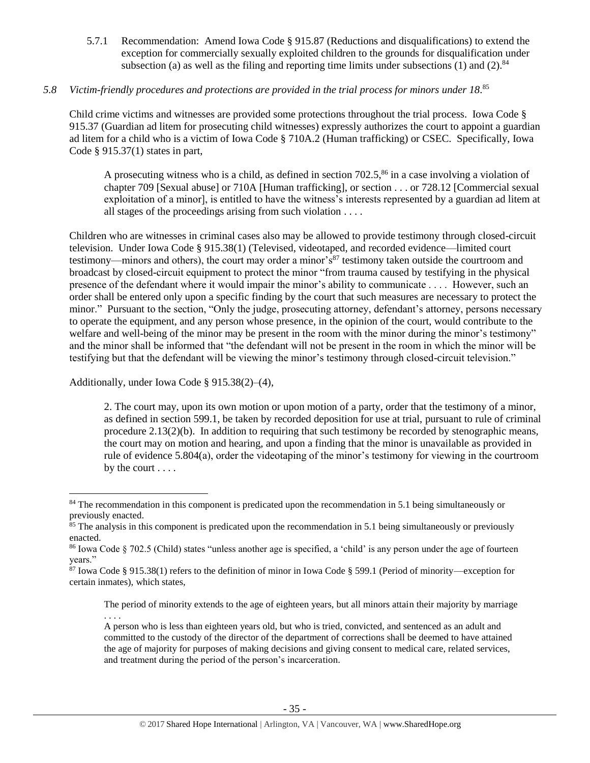5.7.1 Recommendation: Amend Iowa Code § 915.87 (Reductions and disqualifications) to extend the exception for commercially sexually exploited children to the grounds for disqualification under subsection (a) as well as the filing and reporting time limits under subsections (1) and (2).[84]

*5.8 Victim-friendly procedures and protections are provided in the trial process for minors under 18.*[85]

Child crime victims and witnesses are provided some protections throughout the trial process. Iowa Code § 915.37 (Guardian ad litem for prosecuting child witnesses) expressly authorizes the court to appoint a guardian ad litem for a child who is a victim of Iowa Code § 710A.2 (Human trafficking) or CSEC. Specifically, Iowa Code § 915.37(1) states in part,

> A prosecuting witness who is a child, as defined in section 702.5,[86] in a case involving a violation of chapter 709 [Sexual abuse] or 710A [Human trafficking], or section . . . or 728.12 [Commercial sexual exploitation of a minor], is entitled to have the witness's interests represented by a guardian ad litem at all stages of the proceedings arising from such violation . . . .

Children who are witnesses in criminal cases also may be allowed to provide testimony through closed-circuit television. Under Iowa Code § 915.38(1) (Televised, videotaped, and recorded evidence—limited court testimony—minors and others), the court may order a minor's[87] testimony taken outside the courtroom and broadcast by closed-circuit equipment to protect the minor "from trauma caused by testifying in the physical presence of the defendant where it would impair the minor's ability to communicate . . . . However, such an order shall be entered only upon a specific finding by the court that such measures are necessary to protect the minor." Pursuant to the section, "Only the judge, prosecuting attorney, defendant's attorney, persons necessary to operate the equipment, and any person whose presence, in the opinion of the court, would contribute to the welfare and well-being of the minor may be present in the room with the minor during the minor's testimony" and the minor shall be informed that "the defendant will not be present in the room in which the minor will be testifying but that the defendant will be viewing the minor's testimony through closed-circuit television."

Additionally, under Iowa Code § 915.38(2)–(4),

> 2. The court may, upon its own motion or upon motion of a party, order that the testimony of a minor, as defined in section 599.1, be taken by recorded deposition for use at trial, pursuant to rule of criminal procedure 2.13(2)(b). In addition to requiring that such testimony be recorded by stenographic means, the court may on motion and hearing, and upon a finding that the minor is unavailable as provided in rule of evidence 5.804(a), order the videotaping of the minor's testimony for viewing in the courtroom by the court . . . .

---

[84] The recommendation in this component is predicated upon the recommendation in 5.1 being simultaneously or previously enacted.

[85] The analysis in this component is predicated upon the recommendation in 5.1 being simultaneously or previously enacted.

[86] Iowa Code § 702.5 (Child) states "unless another age is specified, a 'child' is any person under the age of fourteen years."

[87] Iowa Code § 915.38(1) refers to the definition of minor in Iowa Code § 599.1 (Period of minority—exception for certain inmates), which states,

> The period of minority extends to the age of eighteen years, but all minors attain their majority by marriage . . . .
>
> A person who is less than eighteen years old, but who is tried, convicted, and sentenced as an adult and committed to the custody of the director of the department of corrections shall be deemed to have attained the age of majority for purposes of making decisions and giving consent to medical care, related services, and treatment during the period of the person's incarceration.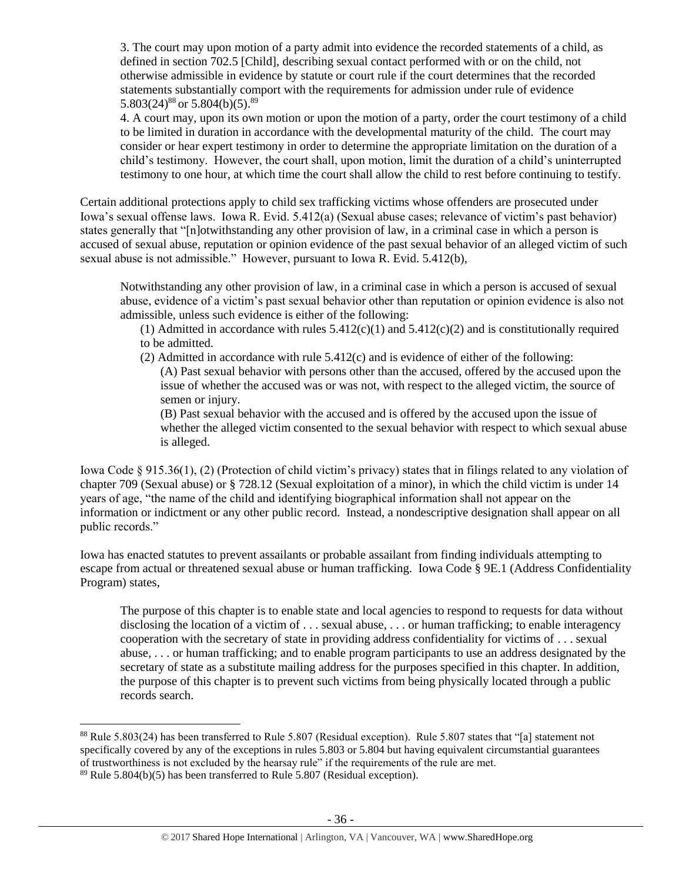3. The court may upon motion of a party admit into evidence the recorded statements of a child, as defined in section 702.5 [Child], describing sexual contact performed with or on the child, not otherwise admissible in evidence by statute or court rule if the court determines that the recorded statements substantially comport with the requirements for admission under rule of evidence 5.803(24)[88] or 5.804(b)(5).[89]

4. A court may, upon its own motion or upon the motion of a party, order the court testimony of a child to be limited in duration in accordance with the developmental maturity of the child. The court may consider or hear expert testimony in order to determine the appropriate limitation on the duration of a child's testimony. However, the court shall, upon motion, limit the duration of a child's uninterrupted testimony to one hour, at which time the court shall allow the child to rest before continuing to testify.

Certain additional protections apply to child sex trafficking victims whose offenders are prosecuted under Iowa's sexual offense laws. Iowa R. Evid. 5.412(a) (Sexual abuse cases; relevance of victim's past behavior) states generally that "[n]otwithstanding any other provision of law, in a criminal case in which a person is accused of sexual abuse, reputation or opinion evidence of the past sexual behavior of an alleged victim of such sexual abuse is not admissible." However, pursuant to Iowa R. Evid. 5.412(b),

> Notwithstanding any other provision of law, in a criminal case in which a person is accused of sexual abuse, evidence of a victim's past sexual behavior other than reputation or opinion evidence is also not admissible, unless such evidence is either of the following:
>
> (1) Admitted in accordance with rules 5.412(c)(1) and 5.412(c)(2) and is constitutionally required to be admitted.
>
> (2) Admitted in accordance with rule 5.412(c) and is evidence of either of the following:
>
> (A) Past sexual behavior with persons other than the accused, offered by the accused upon the issue of whether the accused was or was not, with respect to the alleged victim, the source of semen or injury.
>
> (B) Past sexual behavior with the accused and is offered by the accused upon the issue of whether the alleged victim consented to the sexual behavior with respect to which sexual abuse is alleged.

Iowa Code § 915.36(1), (2) (Protection of child victim's privacy) states that in filings related to any violation of chapter 709 (Sexual abuse) or § 728.12 (Sexual exploitation of a minor), in which the child victim is under 14 years of age, "the name of the child and identifying biographical information shall not appear on the information or indictment or any other public record. Instead, a nondescriptive designation shall appear on all public records."

Iowa has enacted statutes to prevent assailants or probable assailant from finding individuals attempting to escape from actual or threatened sexual abuse or human trafficking. Iowa Code § 9E.1 (Address Confidentiality Program) states,

> The purpose of this chapter is to enable state and local agencies to respond to requests for data without disclosing the location of a victim of . . . sexual abuse, . . . or human trafficking; to enable interagency cooperation with the secretary of state in providing address confidentiality for victims of . . . sexual abuse, . . . or human trafficking; and to enable program participants to use an address designated by the secretary of state as a substitute mailing address for the purposes specified in this chapter. In addition, the purpose of this chapter is to prevent such victims from being physically located through a public records search.

---

[88] Rule 5.803(24) has been transferred to Rule 5.807 (Residual exception). Rule 5.807 states that "[a] statement not specifically covered by any of the exceptions in rules 5.803 or 5.804 but having equivalent circumstantial guarantees of trustworthiness is not excluded by the hearsay rule" if the requirements of the rule are met.

[89] Rule 5.804(b)(5) has been transferred to Rule 5.807 (Residual exception).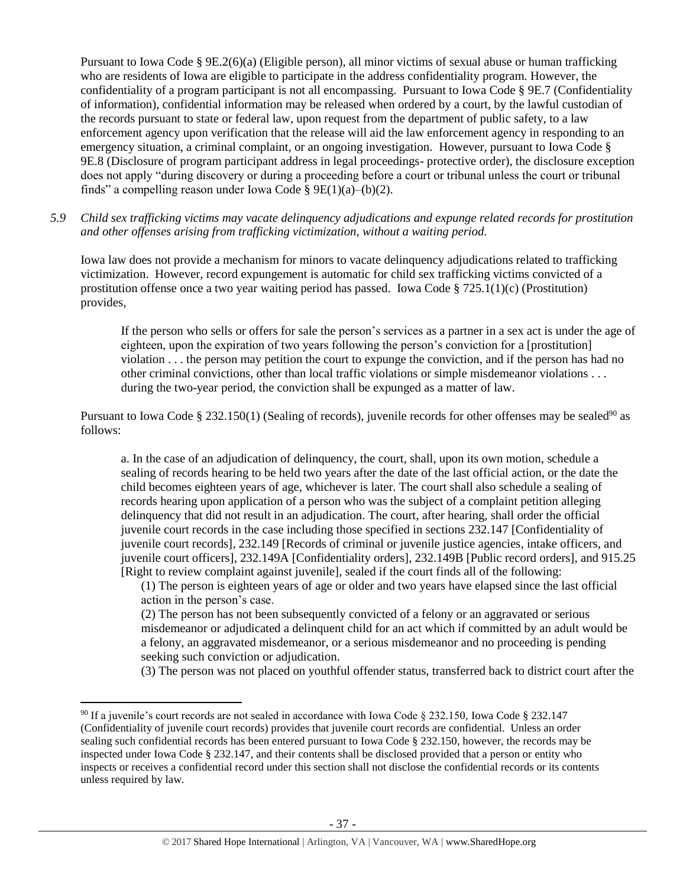Pursuant to Iowa Code § 9E.2(6)(a) (Eligible person), all minor victims of sexual abuse or human trafficking who are residents of Iowa are eligible to participate in the address confidentiality program. However, the confidentiality of a program participant is not all encompassing. Pursuant to Iowa Code § 9E.7 (Confidentiality of information), confidential information may be released when ordered by a court, by the lawful custodian of the records pursuant to state or federal law, upon request from the department of public safety, to a law enforcement agency upon verification that the release will aid the law enforcement agency in responding to an emergency situation, a criminal complaint, or an ongoing investigation. However, pursuant to Iowa Code § 9E.8 (Disclosure of program participant address in legal proceedings- protective order), the disclosure exception does not apply "during discovery or during a proceeding before a court or tribunal unless the court or tribunal finds" a compelling reason under Iowa Code § 9E(1)(a)–(b)(2).

*5.9 Child sex trafficking victims may vacate delinquency adjudications and expunge related records for prostitution and other offenses arising from trafficking victimization, without a waiting period.*

Iowa law does not provide a mechanism for minors to vacate delinquency adjudications related to trafficking victimization. However, record expungement is automatic for child sex trafficking victims convicted of a prostitution offense once a two year waiting period has passed. Iowa Code § 725.1(1)(c) (Prostitution) provides,

> If the person who sells or offers for sale the person's services as a partner in a sex act is under the age of eighteen, upon the expiration of two years following the person's conviction for a [prostitution] violation . . . the person may petition the court to expunge the conviction, and if the person has had no other criminal convictions, other than local traffic violations or simple misdemeanor violations . . . during the two-year period, the conviction shall be expunged as a matter of law.

Pursuant to Iowa Code § 232.150(1) (Sealing of records), juvenile records for other offenses may be sealed[90] as follows:

> a. In the case of an adjudication of delinquency, the court, shall, upon its own motion, schedule a sealing of records hearing to be held two years after the date of the last official action, or the date the child becomes eighteen years of age, whichever is later. The court shall also schedule a sealing of records hearing upon application of a person who was the subject of a complaint petition alleging delinquency that did not result in an adjudication. The court, after hearing, shall order the official juvenile court records in the case including those specified in sections 232.147 [Confidentiality of juvenile court records], 232.149 [Records of criminal or juvenile justice agencies, intake officers, and juvenile court officers], 232.149A [Confidentiality orders], 232.149B [Public record orders], and 915.25 [Right to review complaint against juvenile], sealed if the court finds all of the following:
>
> (1) The person is eighteen years of age or older and two years have elapsed since the last official action in the person's case.
>
> (2) The person has not been subsequently convicted of a felony or an aggravated or serious misdemeanor or adjudicated a delinquent child for an act which if committed by an adult would be a felony, an aggravated misdemeanor, or a serious misdemeanor and no proceeding is pending seeking such conviction or adjudication.
>
> (3) The person was not placed on youthful offender status, transferred back to district court after the

[90] If a juvenile's court records are not sealed in accordance with Iowa Code § 232.150, Iowa Code § 232.147 (Confidentiality of juvenile court records) provides that juvenile court records are confidential. Unless an order sealing such confidential records has been entered pursuant to Iowa Code § 232.150, however, the records may be inspected under Iowa Code § 232.147, and their contents shall be disclosed provided that a person or entity who inspects or receives a confidential record under this section shall not disclose the confidential records or its contents unless required by law.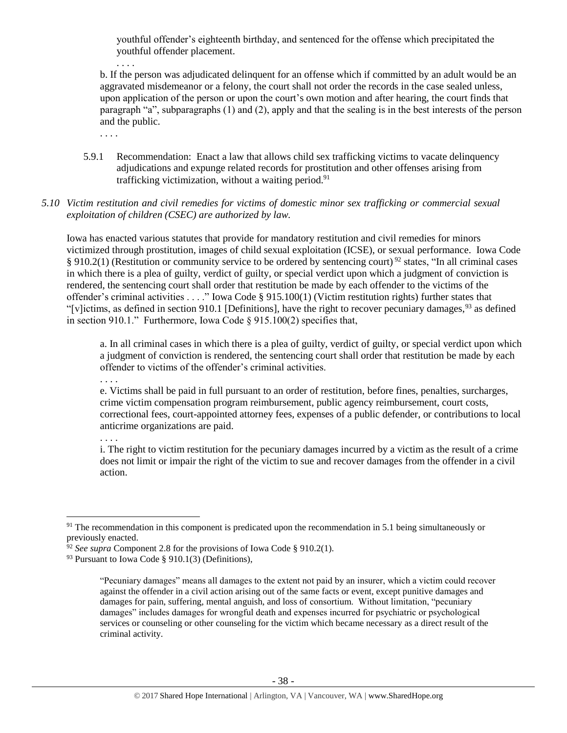youthful offender's eighteenth birthday, and sentenced for the offense which precipitated the youthful offender placement.

. . . .

b. If the person was adjudicated delinquent for an offense which if committed by an adult would be an aggravated misdemeanor or a felony, the court shall not order the records in the case sealed unless, upon application of the person or upon the court's own motion and after hearing, the court finds that paragraph "a", subparagraphs (1) and (2), apply and that the sealing is in the best interests of the person and the public.

. . . .

5.9.1 Recommendation: Enact a law that allows child sex trafficking victims to vacate delinquency adjudications and expunge related records for prostitution and other offenses arising from trafficking victimization, without a waiting period.[91]

*5.10 Victim restitution and civil remedies for victims of domestic minor sex trafficking or commercial sexual exploitation of children (CSEC) are authorized by law.*

Iowa has enacted various statutes that provide for mandatory restitution and civil remedies for minors victimized through prostitution, images of child sexual exploitation (ICSE), or sexual performance. Iowa Code § 910.2(1) (Restitution or community service to be ordered by sentencing court)[92] states, "In all criminal cases in which there is a plea of guilty, verdict of guilty, or special verdict upon which a judgment of conviction is rendered, the sentencing court shall order that restitution be made by each offender to the victims of the offender's criminal activities . . . ." Iowa Code § 915.100(1) (Victim restitution rights) further states that "[v]ictims, as defined in section 910.1 [Definitions], have the right to recover pecuniary damages,[93] as defined in section 910.1." Furthermore, Iowa Code § 915.100(2) specifies that,

> a. In all criminal cases in which there is a plea of guilty, verdict of guilty, or special verdict upon which a judgment of conviction is rendered, the sentencing court shall order that restitution be made by each offender to victims of the offender's criminal activities.
>
> . . . .
>
> e. Victims shall be paid in full pursuant to an order of restitution, before fines, penalties, surcharges, crime victim compensation program reimbursement, public agency reimbursement, court costs, correctional fees, court-appointed attorney fees, expenses of a public defender, or contributions to local anticrime organizations are paid.
>
> . . . .
>
> i. The right to victim restitution for the pecuniary damages incurred by a victim as the result of a crime does not limit or impair the right of the victim to sue and recover damages from the offender in a civil action.

---

[91] The recommendation in this component is predicated upon the recommendation in 5.1 being simultaneously or previously enacted.

[92] *See supra* Component 2.8 for the provisions of Iowa Code § 910.2(1).

[93] Pursuant to Iowa Code § 910.1(3) (Definitions),

> "Pecuniary damages" means all damages to the extent not paid by an insurer, which a victim could recover against the offender in a civil action arising out of the same facts or event, except punitive damages and damages for pain, suffering, mental anguish, and loss of consortium. Without limitation, "pecuniary damages" includes damages for wrongful death and expenses incurred for psychiatric or psychological services or counseling or other counseling for the victim which became necessary as a direct result of the criminal activity.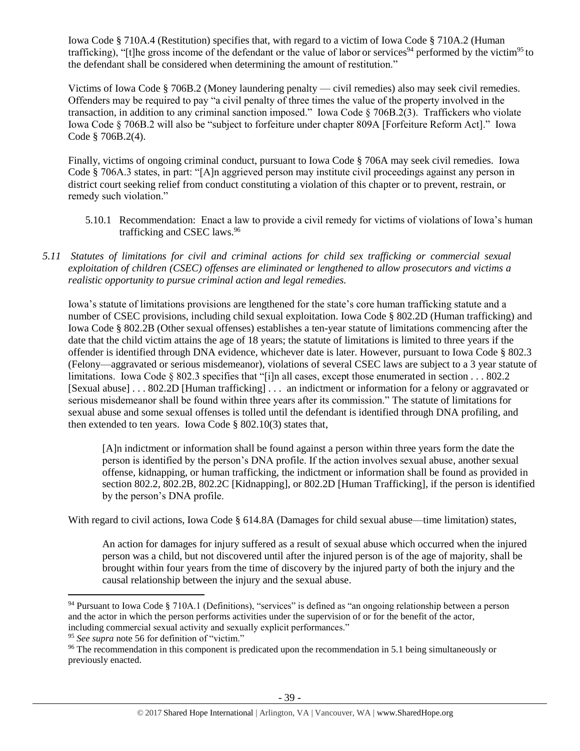Iowa Code § 710A.4 (Restitution) specifies that, with regard to a victim of Iowa Code § 710A.2 (Human trafficking), "[t]he gross income of the defendant or the value of labor or services[94] performed by the victim[95] to the defendant shall be considered when determining the amount of restitution."

Victims of Iowa Code § 706B.2 (Money laundering penalty — civil remedies) also may seek civil remedies. Offenders may be required to pay "a civil penalty of three times the value of the property involved in the transaction, in addition to any criminal sanction imposed." Iowa Code § 706B.2(3). Traffickers who violate Iowa Code § 706B.2 will also be "subject to forfeiture under chapter 809A [Forfeiture Reform Act]." Iowa Code § 706B.2(4).

Finally, victims of ongoing criminal conduct, pursuant to Iowa Code § 706A may seek civil remedies. Iowa Code § 706A.3 states, in part: "[A]n aggrieved person may institute civil proceedings against any person in district court seeking relief from conduct constituting a violation of this chapter or to prevent, restrain, or remedy such violation."

5.10.1 Recommendation: Enact a law to provide a civil remedy for victims of violations of Iowa's human trafficking and CSEC laws.[96]

*5.11 Statutes of limitations for civil and criminal actions for child sex trafficking or commercial sexual exploitation of children (CSEC) offenses are eliminated or lengthened to allow prosecutors and victims a realistic opportunity to pursue criminal action and legal remedies.*

Iowa's statute of limitations provisions are lengthened for the state's core human trafficking statute and a number of CSEC provisions, including child sexual exploitation. Iowa Code § 802.2D (Human trafficking) and Iowa Code § 802.2B (Other sexual offenses) establishes a ten-year statute of limitations commencing after the date that the child victim attains the age of 18 years; the statute of limitations is limited to three years if the offender is identified through DNA evidence, whichever date is later. However, pursuant to Iowa Code § 802.3 (Felony—aggravated or serious misdemeanor), violations of several CSEC laws are subject to a 3 year statute of limitations. Iowa Code § 802.3 specifies that "[i]n all cases, except those enumerated in section . . . 802.2 [Sexual abuse] . . . 802.2D [Human trafficking] . . . an indictment or information for a felony or aggravated or serious misdemeanor shall be found within three years after its commission." The statute of limitations for sexual abuse and some sexual offenses is tolled until the defendant is identified through DNA profiling, and then extended to ten years. Iowa Code § 802.10(3) states that,

> [A]n indictment or information shall be found against a person within three years form the date the person is identified by the person's DNA profile. If the action involves sexual abuse, another sexual offense, kidnapping, or human trafficking, the indictment or information shall be found as provided in section 802.2, 802.2B, 802.2C [Kidnapping], or 802.2D [Human Trafficking], if the person is identified by the person's DNA profile.

With regard to civil actions, Iowa Code § 614.8A (Damages for child sexual abuse—time limitation) states,

> An action for damages for injury suffered as a result of sexual abuse which occurred when the injured person was a child, but not discovered until after the injured person is of the age of majority, shall be brought within four years from the time of discovery by the injured party of both the injury and the causal relationship between the injury and the sexual abuse.

---

[94] Pursuant to Iowa Code § 710A.1 (Definitions), "services" is defined as "an ongoing relationship between a person and the actor in which the person performs activities under the supervision of or for the benefit of the actor, including commercial sexual activity and sexually explicit performances."

[95] *See supra* note 56 for definition of "victim."

[96] The recommendation in this component is predicated upon the recommendation in 5.1 being simultaneously or previously enacted.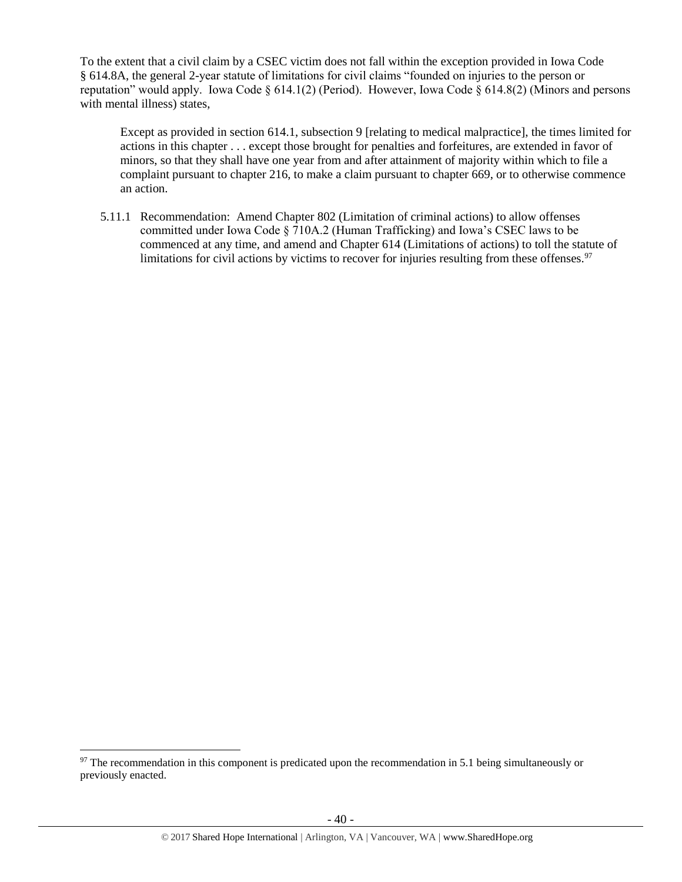To the extent that a civil claim by a CSEC victim does not fall within the exception provided in Iowa Code § 614.8A, the general 2-year statute of limitations for civil claims "founded on injuries to the person or reputation" would apply. Iowa Code § 614.1(2) (Period). However, Iowa Code § 614.8(2) (Minors and persons with mental illness) states,

> Except as provided in section 614.1, subsection 9 [relating to medical malpractice], the times limited for actions in this chapter . . . except those brought for penalties and forfeitures, are extended in favor of minors, so that they shall have one year from and after attainment of majority within which to file a complaint pursuant to chapter 216, to make a claim pursuant to chapter 669, or to otherwise commence an action.

5.11.1 Recommendation: Amend Chapter 802 (Limitation of criminal actions) to allow offenses committed under Iowa Code § 710A.2 (Human Trafficking) and Iowa's CSEC laws to be commenced at any time, and amend and Chapter 614 (Limitations of actions) to toll the statute of limitations for civil actions by victims to recover for injuries resulting from these offenses.[97]

---

[97] The recommendation in this component is predicated upon the recommendation in 5.1 being simultaneously or previously enacted.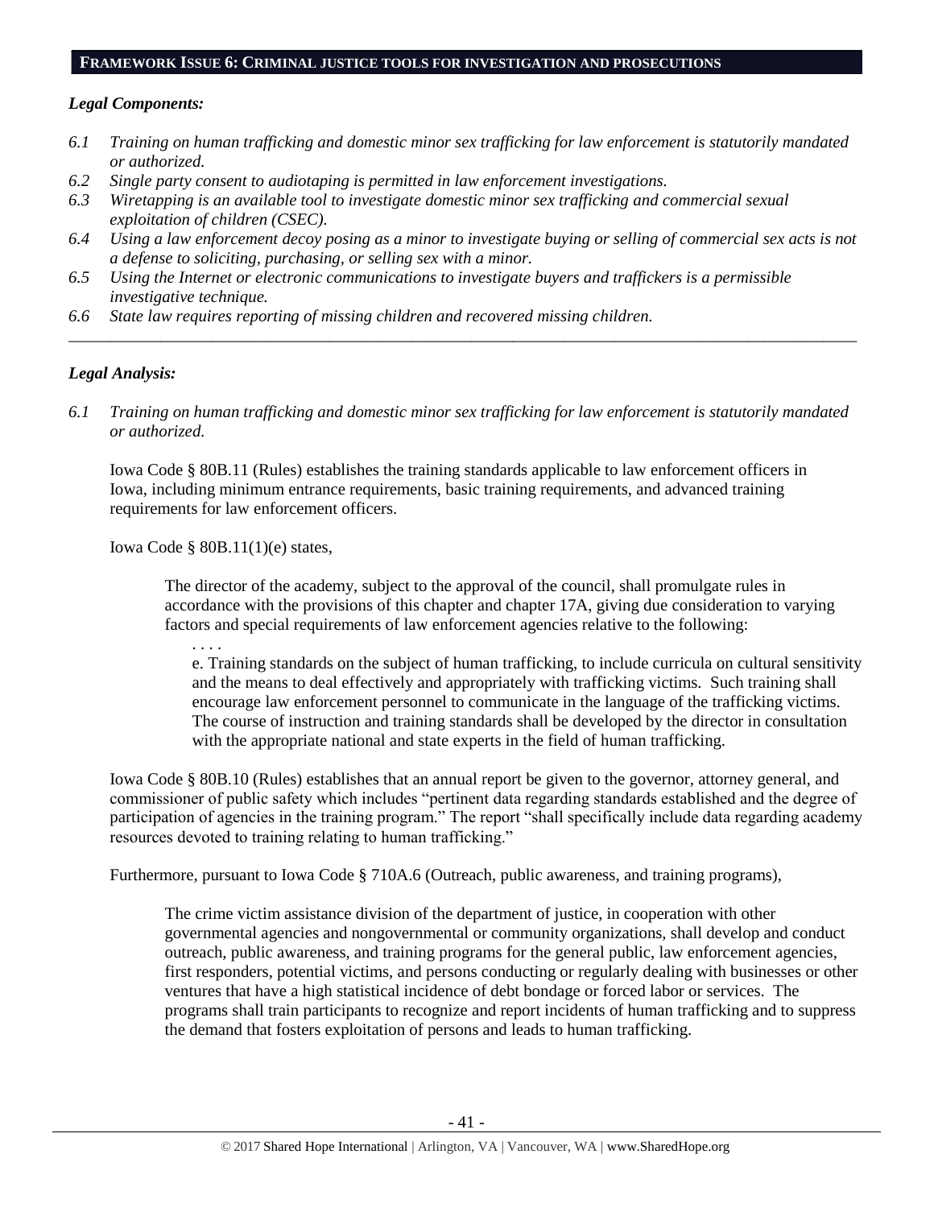## FRAMEWORK ISSUE 6: CRIMINAL JUSTICE TOOLS FOR INVESTIGATION AND PROSECUTIONS

***Legal Components:***

*6.1 Training on human trafficking and domestic minor sex trafficking for law enforcement is statutorily mandated or authorized.*

*6.2 Single party consent to audiotaping is permitted in law enforcement investigations.*

*6.3 Wiretapping is an available tool to investigate domestic minor sex trafficking and commercial sexual exploitation of children (CSEC).*

*6.4 Using a law enforcement decoy posing as a minor to investigate buying or selling of commercial sex acts is not a defense to soliciting, purchasing, or selling sex with a minor.*

*6.5 Using the Internet or electronic communications to investigate buyers and traffickers is a permissible investigative technique.*

*6.6 State law requires reporting of missing children and recovered missing children.*

---

***Legal Analysis:***

*6.1 Training on human trafficking and domestic minor sex trafficking for law enforcement is statutorily mandated or authorized.*

Iowa Code § 80B.11 (Rules) establishes the training standards applicable to law enforcement officers in Iowa, including minimum entrance requirements, basic training requirements, and advanced training requirements for law enforcement officers.

Iowa Code § 80B.11(1)(e) states,

> The director of the academy, subject to the approval of the council, shall promulgate rules in accordance with the provisions of this chapter and chapter 17A, giving due consideration to varying factors and special requirements of law enforcement agencies relative to the following:
>
> . . . .
>
> e. Training standards on the subject of human trafficking, to include curricula on cultural sensitivity and the means to deal effectively and appropriately with trafficking victims. Such training shall encourage law enforcement personnel to communicate in the language of the trafficking victims. The course of instruction and training standards shall be developed by the director in consultation with the appropriate national and state experts in the field of human trafficking.

Iowa Code § 80B.10 (Rules) establishes that an annual report be given to the governor, attorney general, and commissioner of public safety which includes "pertinent data regarding standards established and the degree of participation of agencies in the training program." The report "shall specifically include data regarding academy resources devoted to training relating to human trafficking."

Furthermore, pursuant to Iowa Code § 710A.6 (Outreach, public awareness, and training programs),

> The crime victim assistance division of the department of justice, in cooperation with other governmental agencies and nongovernmental or community organizations, shall develop and conduct outreach, public awareness, and training programs for the general public, law enforcement agencies, first responders, potential victims, and persons conducting or regularly dealing with businesses or other ventures that have a high statistical incidence of debt bondage or forced labor or services. The programs shall train participants to recognize and report incidents of human trafficking and to suppress the demand that fosters exploitation of persons and leads to human trafficking.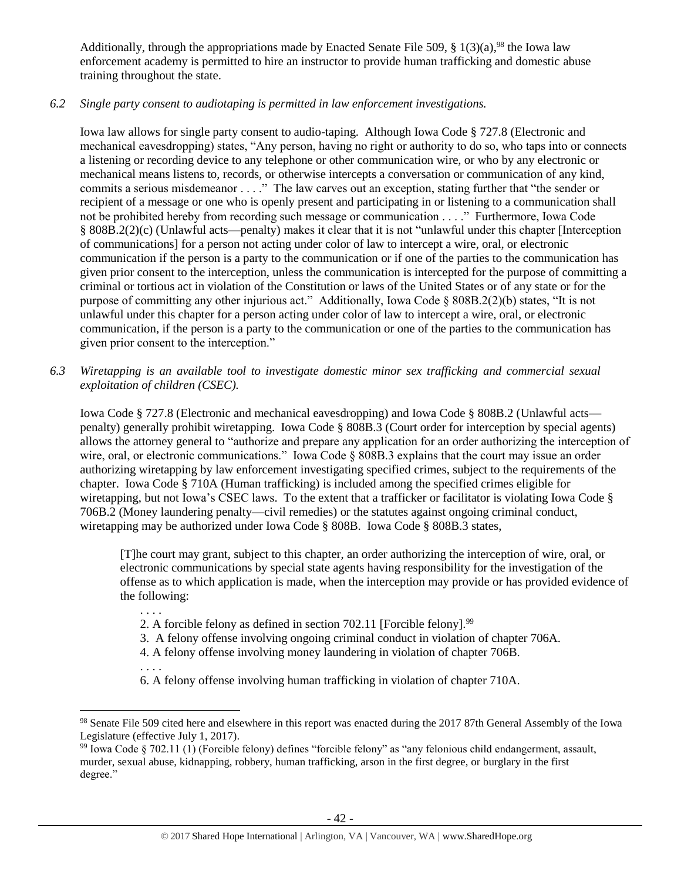Additionally, through the appropriations made by Enacted Senate File 509, § 1(3)(a),[98] the Iowa law enforcement academy is permitted to hire an instructor to provide human trafficking and domestic abuse training throughout the state.

*6.2 Single party consent to audiotaping is permitted in law enforcement investigations.*

Iowa law allows for single party consent to audio-taping. Although Iowa Code § 727.8 (Electronic and mechanical eavesdropping) states, "Any person, having no right or authority to do so, who taps into or connects a listening or recording device to any telephone or other communication wire, or who by any electronic or mechanical means listens to, records, or otherwise intercepts a conversation or communication of any kind, commits a serious misdemeanor . . . ." The law carves out an exception, stating further that "the sender or recipient of a message or one who is openly present and participating in or listening to a communication shall not be prohibited hereby from recording such message or communication . . . ." Furthermore, Iowa Code § 808B.2(2)(c) (Unlawful acts—penalty) makes it clear that it is not "unlawful under this chapter [Interception of communications] for a person not acting under color of law to intercept a wire, oral, or electronic communication if the person is a party to the communication or if one of the parties to the communication has given prior consent to the interception, unless the communication is intercepted for the purpose of committing a criminal or tortious act in violation of the Constitution or laws of the United States or of any state or for the purpose of committing any other injurious act." Additionally, Iowa Code § 808B.2(2)(b) states, "It is not unlawful under this chapter for a person acting under color of law to intercept a wire, oral, or electronic communication, if the person is a party to the communication or one of the parties to the communication has given prior consent to the interception."

*6.3 Wiretapping is an available tool to investigate domestic minor sex trafficking and commercial sexual exploitation of children (CSEC).*

Iowa Code § 727.8 (Electronic and mechanical eavesdropping) and Iowa Code § 808B.2 (Unlawful acts—penalty) generally prohibit wiretapping. Iowa Code § 808B.3 (Court order for interception by special agents) allows the attorney general to "authorize and prepare any application for an order authorizing the interception of wire, oral, or electronic communications." Iowa Code § 808B.3 explains that the court may issue an order authorizing wiretapping by law enforcement investigating specified crimes, subject to the requirements of the chapter. Iowa Code § 710A (Human trafficking) is included among the specified crimes eligible for wiretapping, but not Iowa's CSEC laws. To the extent that a trafficker or facilitator is violating Iowa Code § 706B.2 (Money laundering penalty—civil remedies) or the statutes against ongoing criminal conduct, wiretapping may be authorized under Iowa Code § 808B. Iowa Code § 808B.3 states,

> [T]he court may grant, subject to this chapter, an order authorizing the interception of wire, oral, or electronic communications by special state agents having responsibility for the investigation of the offense as to which application is made, when the interception may provide or has provided evidence of the following:
>
> . . . .
>
> 2. A forcible felony as defined in section 702.11 [Forcible felony].[99]
> 3. A felony offense involving ongoing criminal conduct in violation of chapter 706A.
> 4. A felony offense involving money laundering in violation of chapter 706B.
>
> . . . .
>
> 6. A felony offense involving human trafficking in violation of chapter 710A.

---

[98] Senate File 509 cited here and elsewhere in this report was enacted during the 2017 87th General Assembly of the Iowa Legislature (effective July 1, 2017).

[99] Iowa Code § 702.11 (1) (Forcible felony) defines "forcible felony" as "any felonious child endangerment, assault, murder, sexual abuse, kidnapping, robbery, human trafficking, arson in the first degree, or burglary in the first degree."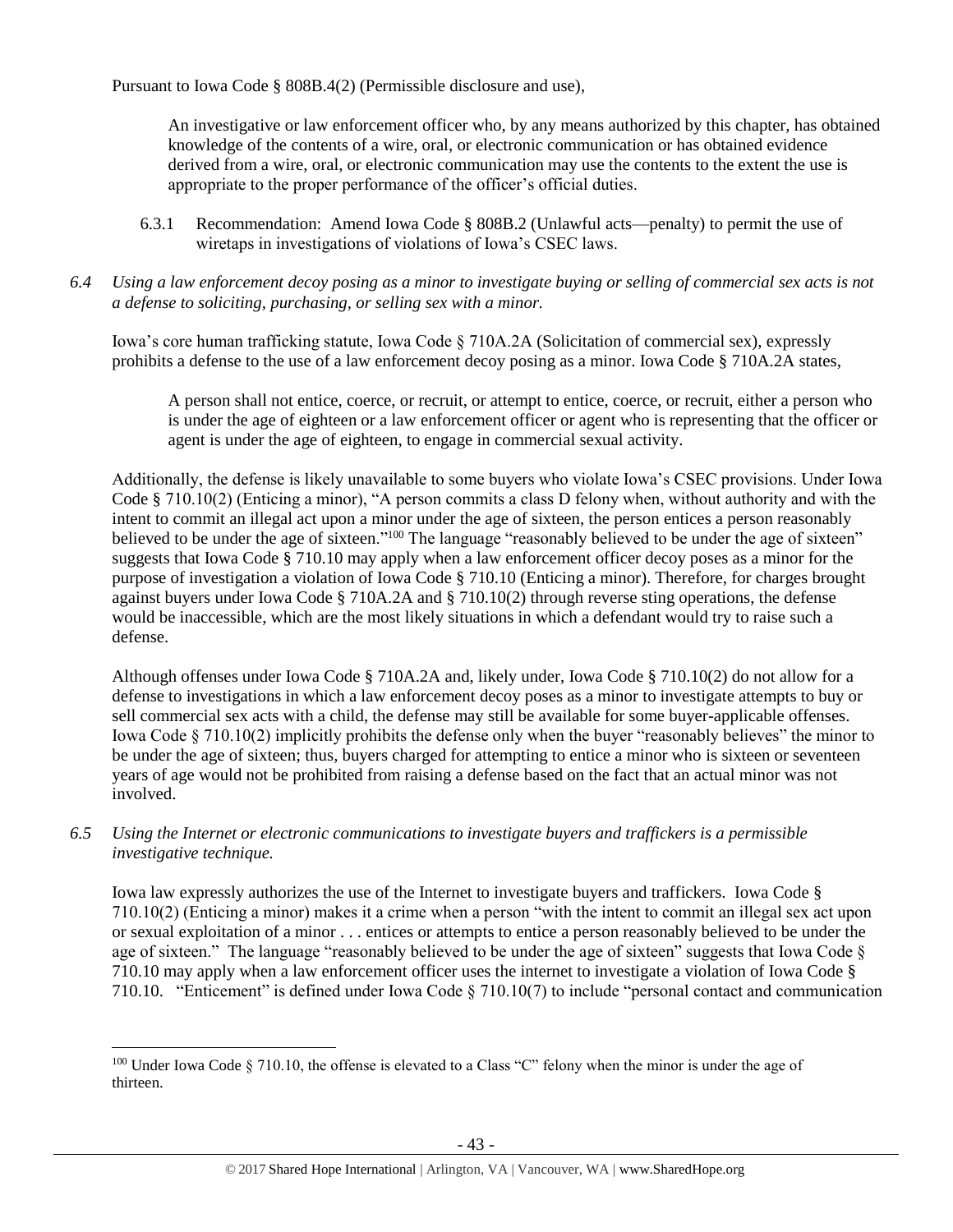Pursuant to Iowa Code § 808B.4(2) (Permissible disclosure and use),

> An investigative or law enforcement officer who, by any means authorized by this chapter, has obtained knowledge of the contents of a wire, oral, or electronic communication or has obtained evidence derived from a wire, oral, or electronic communication may use the contents to the extent the use is appropriate to the proper performance of the officer's official duties.

6.3.1 Recommendation: Amend Iowa Code § 808B.2 (Unlawful acts—penalty) to permit the use of wiretaps in investigations of violations of Iowa's CSEC laws.

*6.4 Using a law enforcement decoy posing as a minor to investigate buying or selling of commercial sex acts is not a defense to soliciting, purchasing, or selling sex with a minor.*

Iowa's core human trafficking statute, Iowa Code § 710A.2A (Solicitation of commercial sex), expressly prohibits a defense to the use of a law enforcement decoy posing as a minor. Iowa Code § 710A.2A states,

> A person shall not entice, coerce, or recruit, or attempt to entice, coerce, or recruit, either a person who is under the age of eighteen or a law enforcement officer or agent who is representing that the officer or agent is under the age of eighteen, to engage in commercial sexual activity.

Additionally, the defense is likely unavailable to some buyers who violate Iowa's CSEC provisions. Under Iowa Code § 710.10(2) (Enticing a minor), "A person commits a class D felony when, without authority and with the intent to commit an illegal act upon a minor under the age of sixteen, the person entices a person reasonably believed to be under the age of sixteen."[100] The language "reasonably believed to be under the age of sixteen" suggests that Iowa Code § 710.10 may apply when a law enforcement officer decoy poses as a minor for the purpose of investigation a violation of Iowa Code § 710.10 (Enticing a minor). Therefore, for charges brought against buyers under Iowa Code § 710A.2A and § 710.10(2) through reverse sting operations, the defense would be inaccessible, which are the most likely situations in which a defendant would try to raise such a defense.

Although offenses under Iowa Code § 710A.2A and, likely under, Iowa Code § 710.10(2) do not allow for a defense to investigations in which a law enforcement decoy poses as a minor to investigate attempts to buy or sell commercial sex acts with a child, the defense may still be available for some buyer-applicable offenses. Iowa Code § 710.10(2) implicitly prohibits the defense only when the buyer "reasonably believes" the minor to be under the age of sixteen; thus, buyers charged for attempting to entice a minor who is sixteen or seventeen years of age would not be prohibited from raising a defense based on the fact that an actual minor was not involved.

*6.5 Using the Internet or electronic communications to investigate buyers and traffickers is a permissible investigative technique.*

Iowa law expressly authorizes the use of the Internet to investigate buyers and traffickers. Iowa Code § 710.10(2) (Enticing a minor) makes it a crime when a person "with the intent to commit an illegal sex act upon or sexual exploitation of a minor . . . entices or attempts to entice a person reasonably believed to be under the age of sixteen." The language "reasonably believed to be under the age of sixteen" suggests that Iowa Code § 710.10 may apply when a law enforcement officer uses the internet to investigate a violation of Iowa Code § 710.10. "Enticement" is defined under Iowa Code § 710.10(7) to include "personal contact and communication

---

[100] Under Iowa Code § 710.10, the offense is elevated to a Class "C" felony when the minor is under the age of thirteen.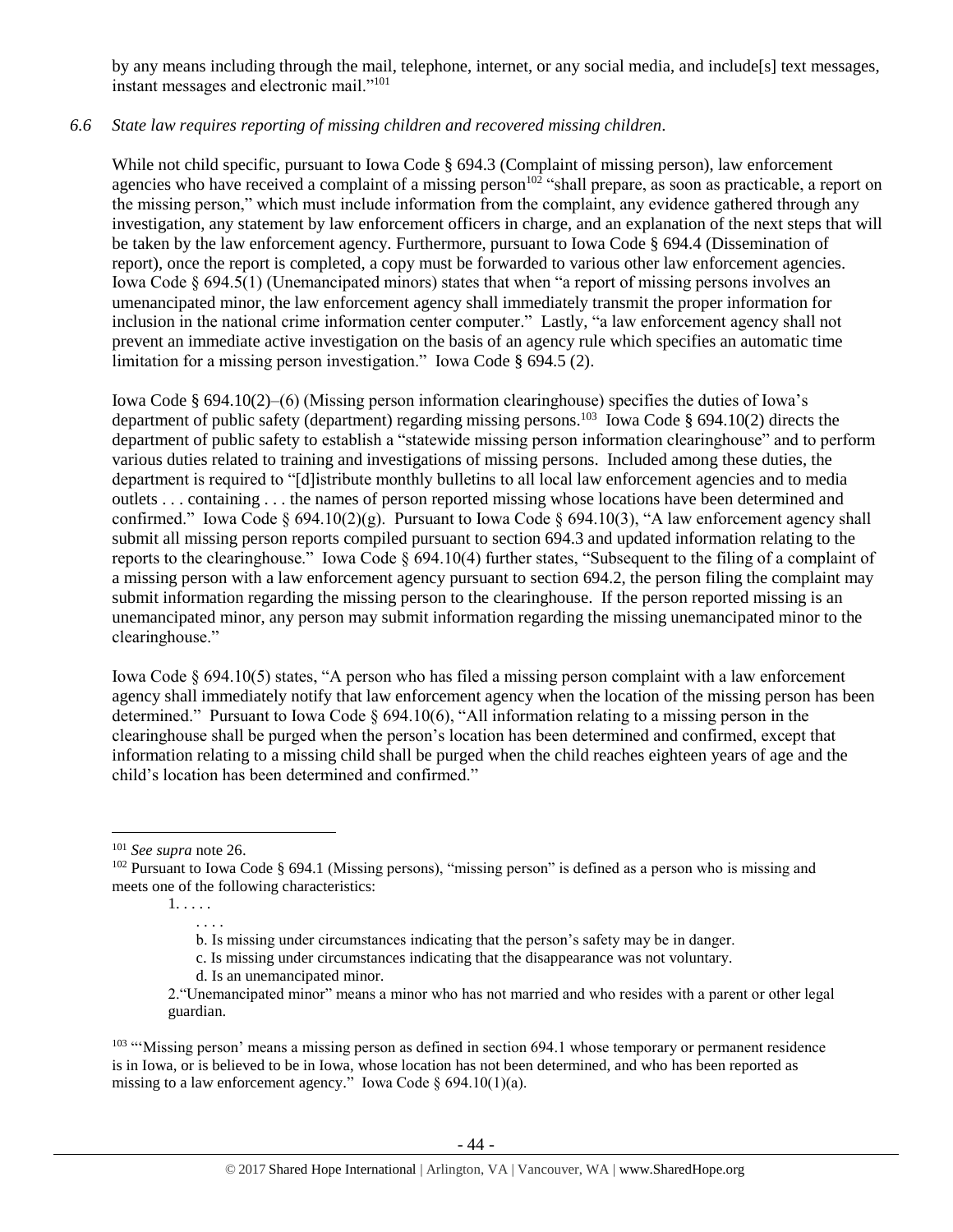by any means including through the mail, telephone, internet, or any social media, and include[s] text messages, instant messages and electronic mail."[101]

*6.6 State law requires reporting of missing children and recovered missing children.*

While not child specific, pursuant to Iowa Code § 694.3 (Complaint of missing person), law enforcement agencies who have received a complaint of a missing person[102] "shall prepare, as soon as practicable, a report on the missing person," which must include information from the complaint, any evidence gathered through any investigation, any statement by law enforcement officers in charge, and an explanation of the next steps that will be taken by the law enforcement agency. Furthermore, pursuant to Iowa Code § 694.4 (Dissemination of report), once the report is completed, a copy must be forwarded to various other law enforcement agencies. Iowa Code § 694.5(1) (Unemancipated minors) states that when "a report of missing persons involves an umenancipated minor, the law enforcement agency shall immediately transmit the proper information for inclusion in the national crime information center computer." Lastly, "a law enforcement agency shall not prevent an immediate active investigation on the basis of an agency rule which specifies an automatic time limitation for a missing person investigation." Iowa Code § 694.5 (2).

Iowa Code § 694.10(2)–(6) (Missing person information clearinghouse) specifies the duties of Iowa's department of public safety (department) regarding missing persons.[103] Iowa Code § 694.10(2) directs the department of public safety to establish a "statewide missing person information clearinghouse" and to perform various duties related to training and investigations of missing persons. Included among these duties, the department is required to "[d]istribute monthly bulletins to all local law enforcement agencies and to media outlets . . . containing . . . the names of person reported missing whose locations have been determined and confirmed." Iowa Code § 694.10(2)(g). Pursuant to Iowa Code § 694.10(3), "A law enforcement agency shall submit all missing person reports compiled pursuant to section 694.3 and updated information relating to the reports to the clearinghouse." Iowa Code § 694.10(4) further states, "Subsequent to the filing of a complaint of a missing person with a law enforcement agency pursuant to section 694.2, the person filing the complaint may submit information regarding the missing person to the clearinghouse. If the person reported missing is an unemancipated minor, any person may submit information regarding the missing unemancipated minor to the clearinghouse."

Iowa Code § 694.10(5) states, "A person who has filed a missing person complaint with a law enforcement agency shall immediately notify that law enforcement agency when the location of the missing person has been determined." Pursuant to Iowa Code § 694.10(6), "All information relating to a missing person in the clearinghouse shall be purged when the person's location has been determined and confirmed, except that information relating to a missing child shall be purged when the child reaches eighteen years of age and the child's location has been determined and confirmed."

---

[101] *See supra* note 26.

[102] Pursuant to Iowa Code § 694.1 (Missing persons), "missing person" is defined as a person who is missing and meets one of the following characteristics:

> 1. . . . .
>
> . . . .
>
> b. Is missing under circumstances indicating that the person's safety may be in danger.
>
> c. Is missing under circumstances indicating that the disappearance was not voluntary.
>
> d. Is an unemancipated minor.
>
> 2."Unemancipated minor" means a minor who has not married and who resides with a parent or other legal guardian.

[103] "'Missing person' means a missing person as defined in section 694.1 whose temporary or permanent residence is in Iowa, or is believed to be in Iowa, whose location has not been determined, and who has been reported as missing to a law enforcement agency." Iowa Code § 694.10(1)(a).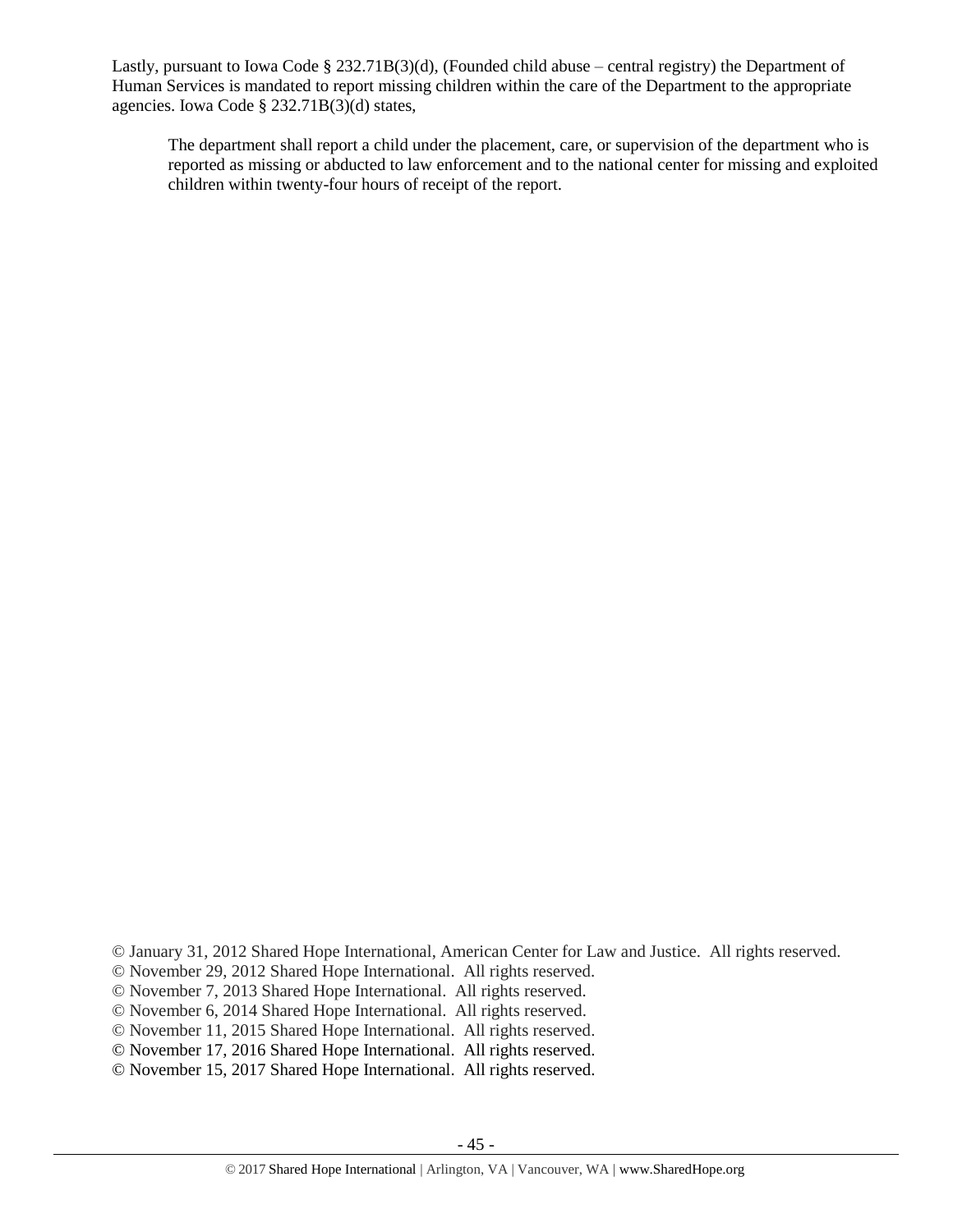Lastly, pursuant to Iowa Code § 232.71B(3)(d), (Founded child abuse – central registry) the Department of Human Services is mandated to report missing children within the care of the Department to the appropriate agencies. Iowa Code § 232.71B(3)(d) states,

> The department shall report a child under the placement, care, or supervision of the department who is reported as missing or abducted to law enforcement and to the national center for missing and exploited children within twenty-four hours of receipt of the report.

© January 31, 2012 Shared Hope International, American Center for Law and Justice. All rights reserved.
© November 29, 2012 Shared Hope International. All rights reserved.
© November 7, 2013 Shared Hope International. All rights reserved.
© November 6, 2014 Shared Hope International. All rights reserved.
© November 11, 2015 Shared Hope International. All rights reserved.
© November 17, 2016 Shared Hope International. All rights reserved.
© November 15, 2017 Shared Hope International. All rights reserved.